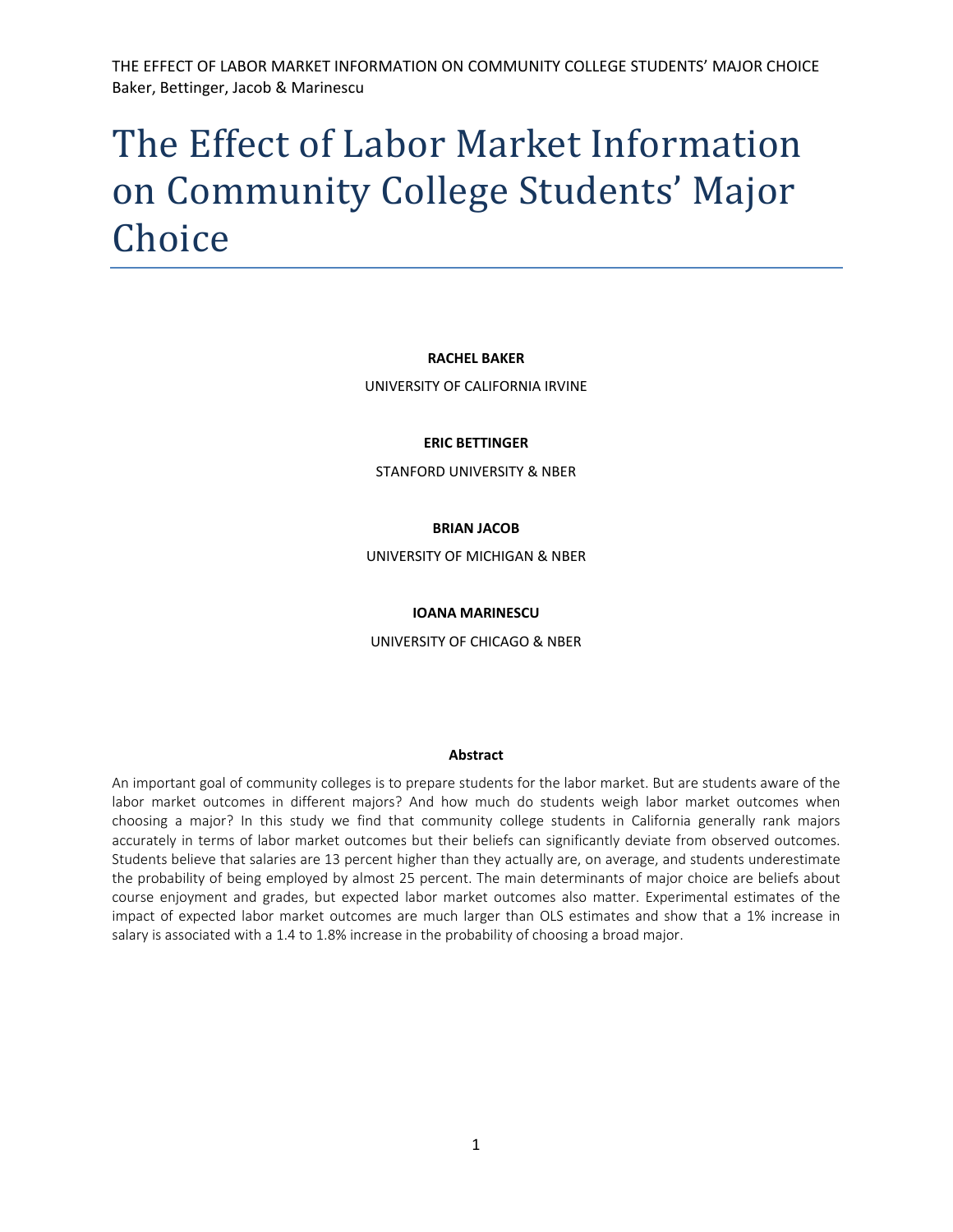# The Effect of Labor Market Information on Community College Students' Major Choice

**RACHEL BAKER**

UNIVERSITY OF CALIFORNIA IRVINE

**ERIC BETTINGER**

STANFORD UNIVERSITY & NBER

**BRIAN JACOB**

UNIVERSITY OF MICHIGAN & NBER

**IOANA MARINESCU**

UNIVERSITY OF CHICAGO & NBER

**Abstract**

An important goal of community colleges is to prepare students for the labor market. But are students aware of the labor market outcomes in different majors? And how much do students weigh labor market outcomes when choosing a major? In this study we find that community college students in California generally rank majors accurately in terms of labor market outcomes but their beliefs can significantly deviate from observed outcomes. Students believe that salaries are 13 percent higher than they actually are, on average, and students underestimate the probability of being employed by almost 25 percent. The main determinants of major choice are beliefs about course enjoyment and grades, but expected labor market outcomes also matter. Experimental estimates of the impact of expected labor market outcomes are much larger than OLS estimates and show that a 1% increase in salary is associated with a 1.4 to 1.8% increase in the probability of choosing a broad major.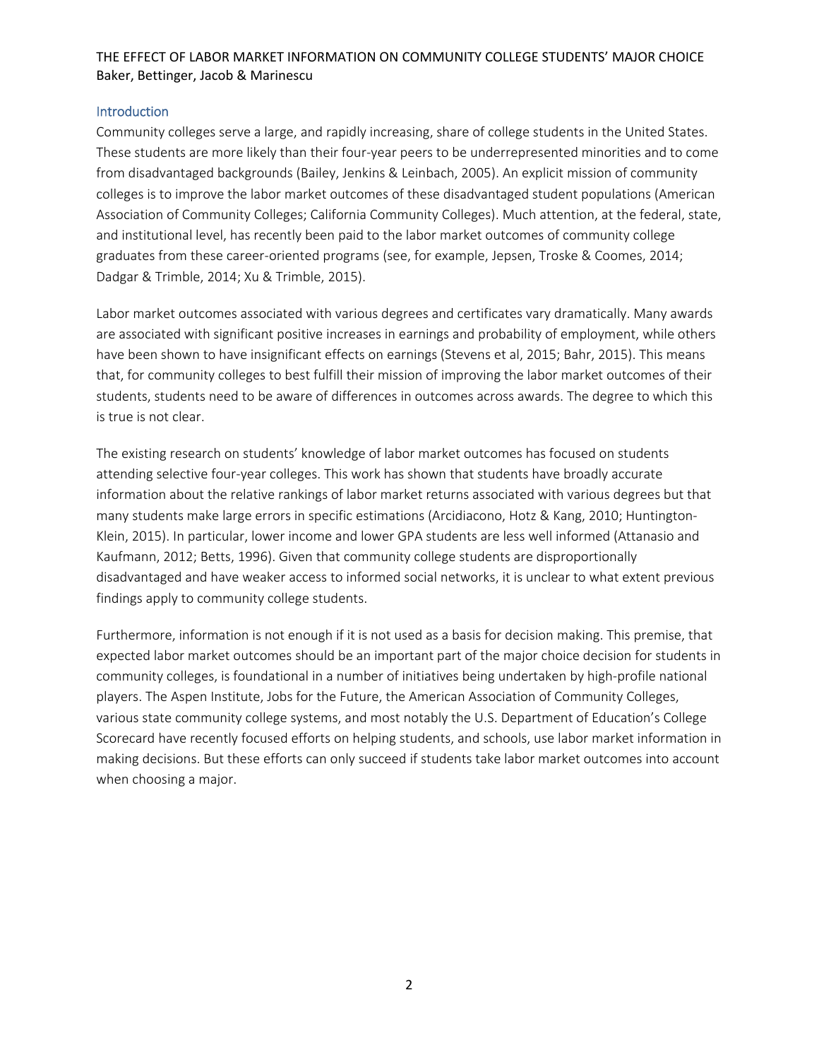## Introduction

Community colleges serve a large, and rapidly increasing, share of college students in the United States. These students are more likely than their four-year peers to be underrepresented minorities and to come from disadvantaged backgrounds (Bailey, Jenkins & Leinbach, 2005). An explicit mission of community colleges is to improve the labor market outcomes of these disadvantaged student populations (American Association of Community Colleges; California Community Colleges). Much attention, at the federal, state, and institutional level, has recently been paid to the labor market outcomes of community college graduates from these career-oriented programs (see, for example, Jepsen, Troske & Coomes, 2014; Dadgar & Trimble, 2014; Xu & Trimble, 2015).

Labor market outcomes associated with various degrees and certificates vary dramatically. Many awards are associated with significant positive increases in earnings and probability of employment, while others have been shown to have insignificant effects on earnings (Stevens et al, 2015; Bahr, 2015). This means that, for community colleges to best fulfill their mission of improving the labor market outcomes of their students, students need to be aware of differences in outcomes across awards. The degree to which this is true is not clear.

The existing research on students' knowledge of labor market outcomes has focused on students attending selective four-year colleges. This work has shown that students have broadly accurate information about the relative rankings of labor market returns associated with various degrees but that many students make large errors in specific estimations (Arcidiacono, Hotz & Kang, 2010; Huntington-Klein, 2015). In particular, lower income and lower GPA students are less well informed (Attanasio and Kaufmann, 2012; Betts, 1996). Given that community college students are disproportionally disadvantaged and have weaker access to informed social networks, it is unclear to what extent previous findings apply to community college students.

Furthermore, information is not enough if it is not used as a basis for decision making. This premise, that expected labor market outcomes should be an important part of the major choice decision for students in community colleges, is foundational in a number of initiatives being undertaken by high-profile national players. The Aspen Institute, Jobs for the Future, the American Association of Community Colleges, various state community college systems, and most notably the U.S. Department of Education's College Scorecard have recently focused efforts on helping students, and schools, use labor market information in making decisions. But these efforts can only succeed if students take labor market outcomes into account when choosing a major.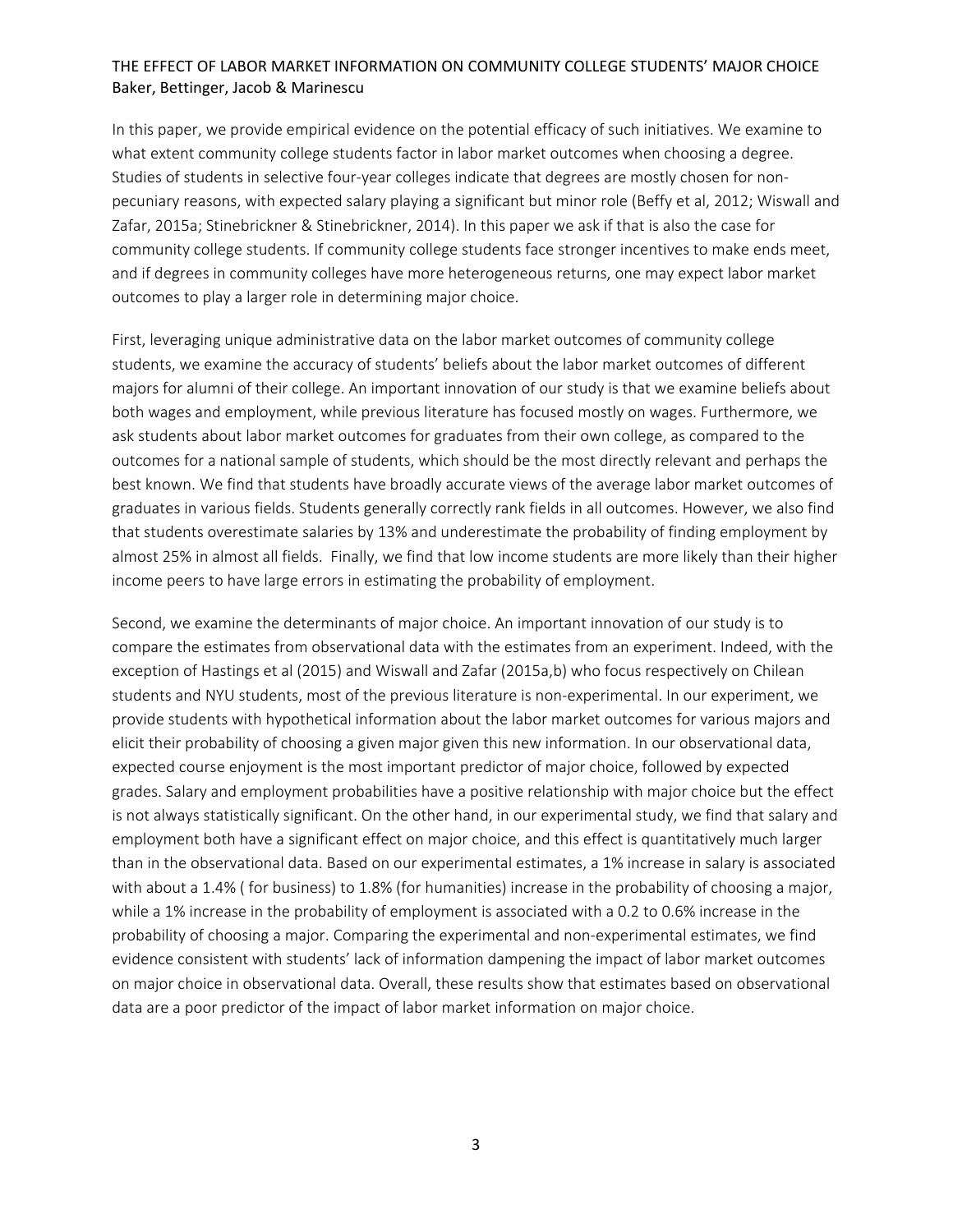In this paper, we provide empirical evidence on the potential efficacy of such initiatives. We examine to what extent community college students factor in labor market outcomes when choosing a degree. Studies of students in selective four-year colleges indicate that degrees are mostly chosen for non-pecuniary reasons, with expected salary playing a significant but minor role (Beffy et al, 2012; Wiswall and Zafar, 2015a; Stinebrickner & Stinebrickner, 2014). In this paper we ask if that is also the case for community college students. If community college students face stronger incentives to make ends meet, and if degrees in community colleges have more heterogeneous returns, one may expect labor market outcomes to play a larger role in determining major choice.

First, leveraging unique administrative data on the labor market outcomes of community college students, we examine the accuracy of students' beliefs about the labor market outcomes of different majors for alumni of their college. An important innovation of our study is that we examine beliefs about both wages and employment, while previous literature has focused mostly on wages. Furthermore, we ask students about labor market outcomes for graduates from their own college, as compared to the outcomes for a national sample of students, which should be the most directly relevant and perhaps the best known. We find that students have broadly accurate views of the average labor market outcomes of graduates in various fields. Students generally correctly rank fields in all outcomes. However, we also find that students overestimate salaries by 13% and underestimate the probability of finding employment by almost 25% in almost all fields. Finally, we find that low income students are more likely than their higher income peers to have large errors in estimating the probability of employment.

Second, we examine the determinants of major choice. An important innovation of our study is to compare the estimates from observational data with the estimates from an experiment. Indeed, with the exception of Hastings et al (2015) and Wiswall and Zafar (2015a,b) who focus respectively on Chilean students and NYU students, most of the previous literature is non-experimental. In our experiment, we provide students with hypothetical information about the labor market outcomes for various majors and elicit their probability of choosing a given major given this new information. In our observational data, expected course enjoyment is the most important predictor of major choice, followed by expected grades. Salary and employment probabilities have a positive relationship with major choice but the effect is not always statistically significant. On the other hand, in our experimental study, we find that salary and employment both have a significant effect on major choice, and this effect is quantitatively much larger than in the observational data. Based on our experimental estimates, a 1% increase in salary is associated with about a 1.4% ( for business) to 1.8% (for humanities) increase in the probability of choosing a major, while a 1% increase in the probability of employment is associated with a 0.2 to 0.6% increase in the probability of choosing a major. Comparing the experimental and non-experimental estimates, we find evidence consistent with students' lack of information dampening the impact of labor market outcomes on major choice in observational data. Overall, these results show that estimates based on observational data are a poor predictor of the impact of labor market information on major choice.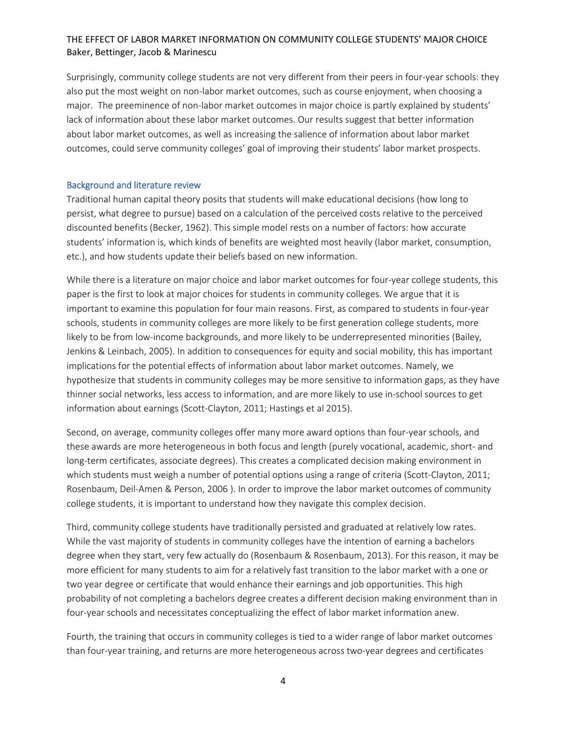Surprisingly, community college students are not very different from their peers in four-year schools: they also put the most weight on non-labor market outcomes, such as course enjoyment, when choosing a major. The preeminence of non-labor market outcomes in major choice is partly explained by students' lack of information about these labor market outcomes. Our results suggest that better information about labor market outcomes, as well as increasing the salience of information about labor market outcomes, could serve community colleges' goal of improving their students' labor market prospects.

## Background and literature review

Traditional human capital theory posits that students will make educational decisions (how long to persist, what degree to pursue) based on a calculation of the perceived costs relative to the perceived discounted benefits (Becker, 1962). This simple model rests on a number of factors: how accurate students' information is, which kinds of benefits are weighted most heavily (labor market, consumption, etc.), and how students update their beliefs based on new information.

While there is a literature on major choice and labor market outcomes for four-year college students, this paper is the first to look at major choices for students in community colleges. We argue that it is important to examine this population for four main reasons. First, as compared to students in four-year schools, students in community colleges are more likely to be first generation college students, more likely to be from low-income backgrounds, and more likely to be underrepresented minorities (Bailey, Jenkins & Leinbach, 2005). In addition to consequences for equity and social mobility, this has important implications for the potential effects of information about labor market outcomes. Namely, we hypothesize that students in community colleges may be more sensitive to information gaps, as they have thinner social networks, less access to information, and are more likely to use in-school sources to get information about earnings (Scott-Clayton, 2011; Hastings et al 2015).

Second, on average, community colleges offer many more award options than four-year schools, and these awards are more heterogeneous in both focus and length (purely vocational, academic, short- and long-term certificates, associate degrees). This creates a complicated decision making environment in which students must weigh a number of potential options using a range of criteria (Scott-Clayton, 2011; Rosenbaum, Deil-Amen & Person, 2006 ). In order to improve the labor market outcomes of community college students, it is important to understand how they navigate this complex decision.

Third, community college students have traditionally persisted and graduated at relatively low rates. While the vast majority of students in community colleges have the intention of earning a bachelors degree when they start, very few actually do (Rosenbaum & Rosenbaum, 2013). For this reason, it may be more efficient for many students to aim for a relatively fast transition to the labor market with a one or two year degree or certificate that would enhance their earnings and job opportunities. This high probability of not completing a bachelors degree creates a different decision making environment than in four-year schools and necessitates conceptualizing the effect of labor market information anew.

Fourth, the training that occurs in community colleges is tied to a wider range of labor market outcomes than four-year training, and returns are more heterogeneous across two-year degrees and certificates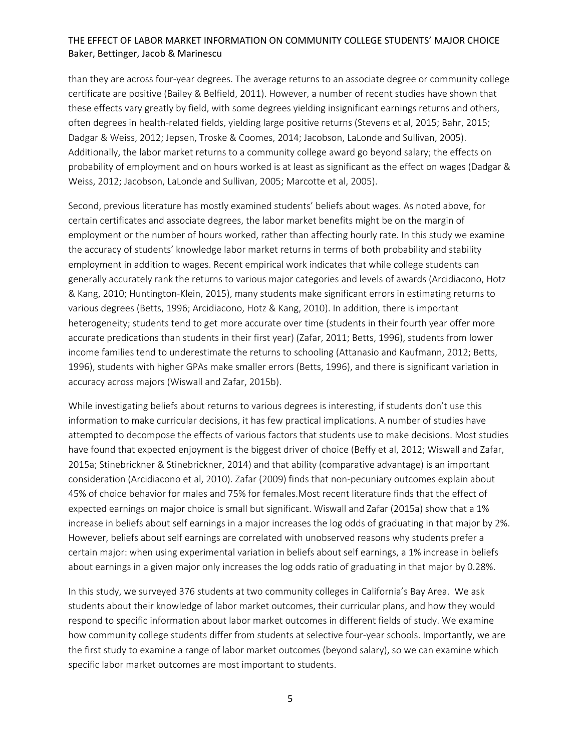than they are across four-year degrees. The average returns to an associate degree or community college certificate are positive (Bailey & Belfield, 2011). However, a number of recent studies have shown that these effects vary greatly by field, with some degrees yielding insignificant earnings returns and others, often degrees in health-related fields, yielding large positive returns (Stevens et al, 2015; Bahr, 2015; Dadgar & Weiss, 2012; Jepsen, Troske & Coomes, 2014; Jacobson, LaLonde and Sullivan, 2005). Additionally, the labor market returns to a community college award go beyond salary; the effects on probability of employment and on hours worked is at least as significant as the effect on wages (Dadgar & Weiss, 2012; Jacobson, LaLonde and Sullivan, 2005; Marcotte et al, 2005).

Second, previous literature has mostly examined students' beliefs about wages. As noted above, for certain certificates and associate degrees, the labor market benefits might be on the margin of employment or the number of hours worked, rather than affecting hourly rate. In this study we examine the accuracy of students' knowledge labor market returns in terms of both probability and stability employment in addition to wages. Recent empirical work indicates that while college students can generally accurately rank the returns to various major categories and levels of awards (Arcidiacono, Hotz & Kang, 2010; Huntington-Klein, 2015), many students make significant errors in estimating returns to various degrees (Betts, 1996; Arcidiacono, Hotz & Kang, 2010). In addition, there is important heterogeneity; students tend to get more accurate over time (students in their fourth year offer more accurate predications than students in their first year) (Zafar, 2011; Betts, 1996), students from lower income families tend to underestimate the returns to schooling (Attanasio and Kaufmann, 2012; Betts, 1996), students with higher GPAs make smaller errors (Betts, 1996), and there is significant variation in accuracy across majors (Wiswall and Zafar, 2015b).

While investigating beliefs about returns to various degrees is interesting, if students don't use this information to make curricular decisions, it has few practical implications. A number of studies have attempted to decompose the effects of various factors that students use to make decisions. Most studies have found that expected enjoyment is the biggest driver of choice (Beffy et al, 2012; Wiswall and Zafar, 2015a; Stinebrickner & Stinebrickner, 2014) and that ability (comparative advantage) is an important consideration (Arcidiacono et al, 2010). Zafar (2009) finds that non-pecuniary outcomes explain about 45% of choice behavior for males and 75% for females.Most recent literature finds that the effect of expected earnings on major choice is small but significant. Wiswall and Zafar (2015a) show that a 1% increase in beliefs about self earnings in a major increases the log odds of graduating in that major by 2%. However, beliefs about self earnings are correlated with unobserved reasons why students prefer a certain major: when using experimental variation in beliefs about self earnings, a 1% increase in beliefs about earnings in a given major only increases the log odds ratio of graduating in that major by 0.28%.

In this study, we surveyed 376 students at two community colleges in California's Bay Area. We ask students about their knowledge of labor market outcomes, their curricular plans, and how they would respond to specific information about labor market outcomes in different fields of study. We examine how community college students differ from students at selective four-year schools. Importantly, we are the first study to examine a range of labor market outcomes (beyond salary), so we can examine which specific labor market outcomes are most important to students.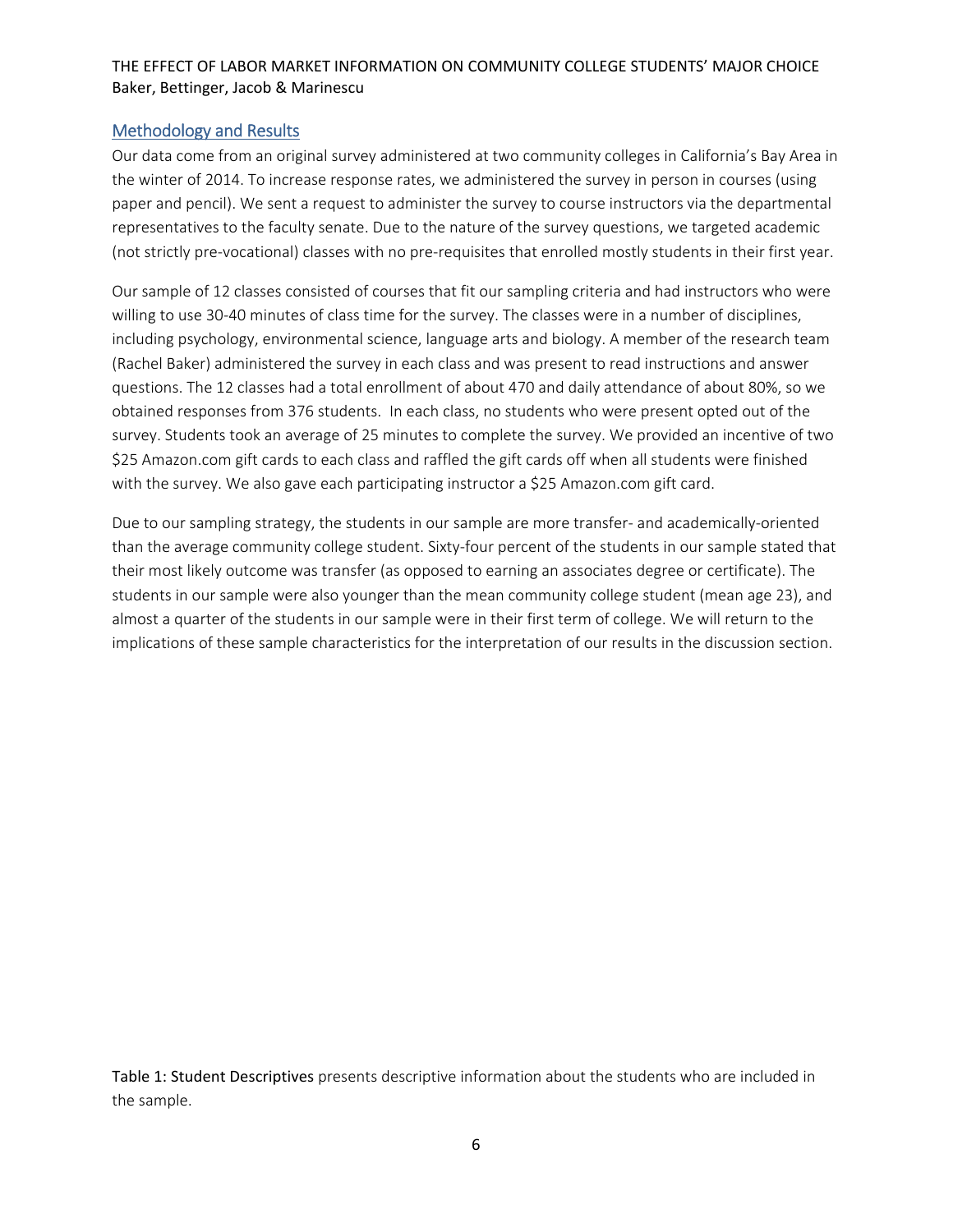## Methodology and Results

Our data come from an original survey administered at two community colleges in California's Bay Area in the winter of 2014. To increase response rates, we administered the survey in person in courses (using paper and pencil). We sent a request to administer the survey to course instructors via the departmental representatives to the faculty senate. Due to the nature of the survey questions, we targeted academic (not strictly pre-vocational) classes with no pre-requisites that enrolled mostly students in their first year.

Our sample of 12 classes consisted of courses that fit our sampling criteria and had instructors who were willing to use 30-40 minutes of class time for the survey. The classes were in a number of disciplines, including psychology, environmental science, language arts and biology. A member of the research team (Rachel Baker) administered the survey in each class and was present to read instructions and answer questions. The 12 classes had a total enrollment of about 470 and daily attendance of about 80%, so we obtained responses from 376 students. In each class, no students who were present opted out of the survey. Students took an average of 25 minutes to complete the survey. We provided an incentive of two $25 Amazon.com gift cards to each class and raffled the gift cards off when all students were finished with the survey. We also gave each participating instructor a $25 Amazon.com gift card.

Due to our sampling strategy, the students in our sample are more transfer- and academically-oriented than the average community college student. Sixty-four percent of the students in our sample stated that their most likely outcome was transfer (as opposed to earning an associates degree or certificate). The students in our sample were also younger than the mean community college student (mean age 23), and almost a quarter of the students in our sample were in their first term of college. We will return to the implications of these sample characteristics for the interpretation of our results in the discussion section.

Table 1: Student Descriptives presents descriptive information about the students who are included in the sample.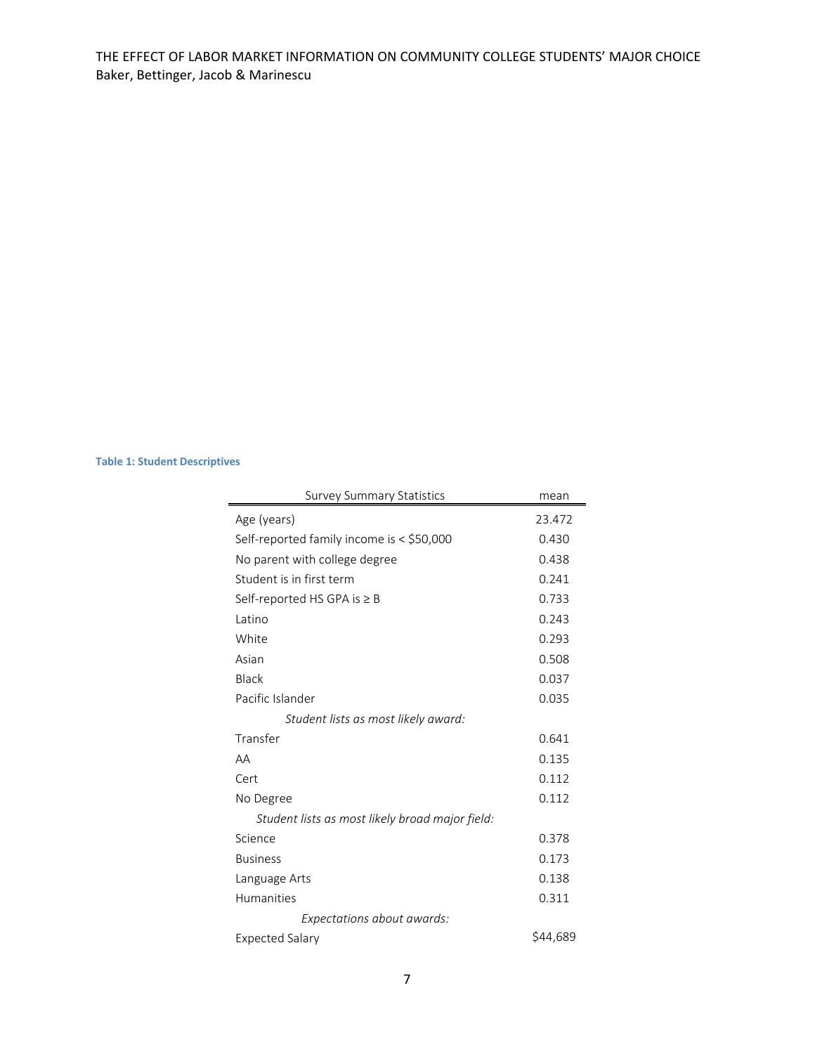**Table 1: Student Descriptives**

| Survey Summary Statistics | mean |
|---|---|
| Age (years) | 23.472 |
| Self-reported family income is < \$50,000 | 0.430 |
| No parent with college degree | 0.438 |
| Student is in first term | 0.241 |
| Self-reported HS GPA is ≥ B | 0.733 |
| Latino | 0.243 |
| White | 0.293 |
| Asian | 0.508 |
| Black | 0.037 |
| Pacific Islander | 0.035 |
| *Student lists as most likely award:* | |
| Transfer | 0.641 |
| AA | 0.135 |
| Cert | 0.112 |
| No Degree | 0.112 |
| *Student lists as most likely broad major field:* | |
| Science | 0.378 |
| Business | 0.173 |
| Language Arts | 0.138 |
| Humanities | 0.311 |
| *Expectations about awards:* | |
| Expected Salary | \$44,689 |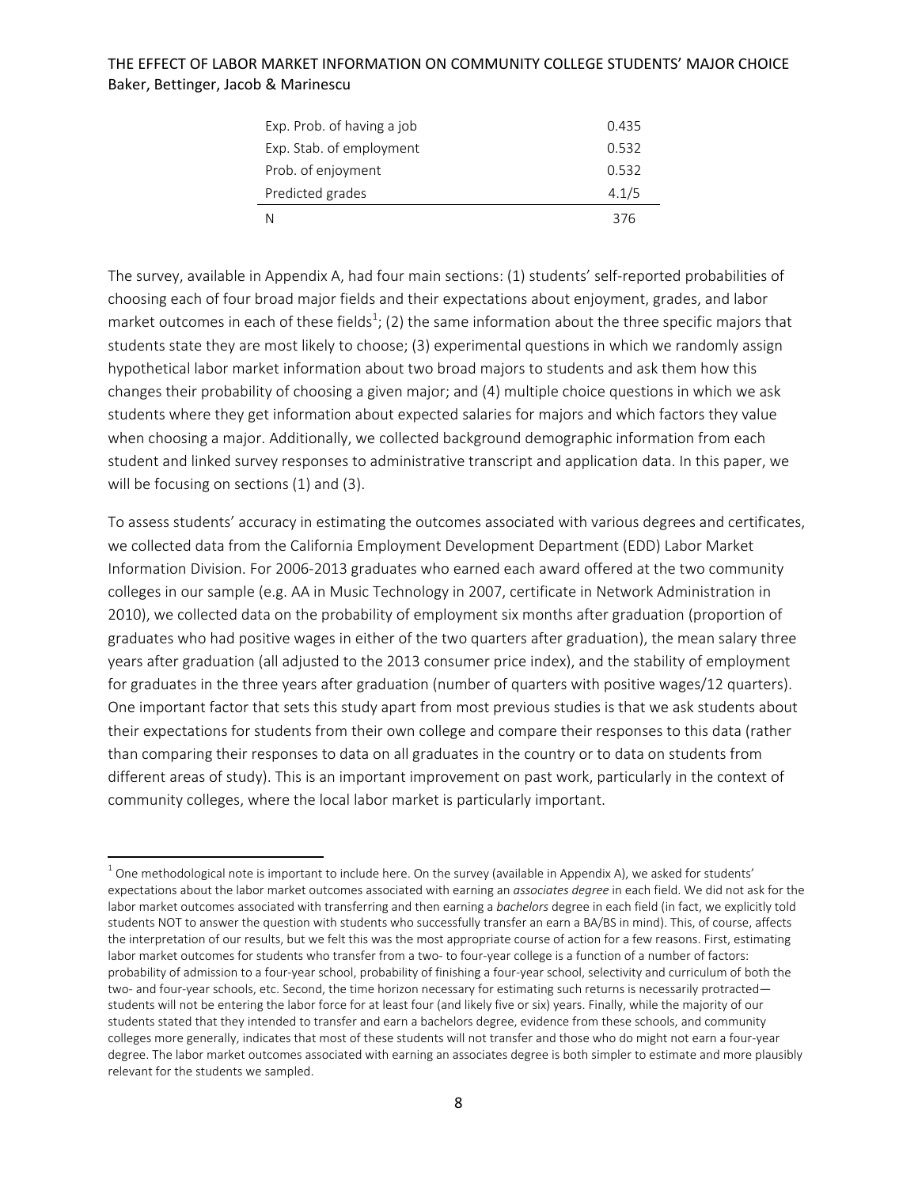| | |
|---|---|
| Exp. Prob. of having a job | 0.435 |
| Exp. Stab. of employment | 0.532 |
| Prob. of enjoyment | 0.532 |
| Predicted grades | 4.1/5 |
| N | 376 |

The survey, available in Appendix A, had four main sections: (1) students' self-reported probabilities of choosing each of four broad major fields and their expectations about enjoyment, grades, and labor market outcomes in each of these fields[1]; (2) the same information about the three specific majors that students state they are most likely to choose; (3) experimental questions in which we randomly assign hypothetical labor market information about two broad majors to students and ask them how this changes their probability of choosing a given major; and (4) multiple choice questions in which we ask students where they get information about expected salaries for majors and which factors they value when choosing a major. Additionally, we collected background demographic information from each student and linked survey responses to administrative transcript and application data. In this paper, we will be focusing on sections (1) and (3).

To assess students' accuracy in estimating the outcomes associated with various degrees and certificates, we collected data from the California Employment Development Department (EDD) Labor Market Information Division. For 2006-2013 graduates who earned each award offered at the two community colleges in our sample (e.g. AA in Music Technology in 2007, certificate in Network Administration in 2010), we collected data on the probability of employment six months after graduation (proportion of graduates who had positive wages in either of the two quarters after graduation), the mean salary three years after graduation (all adjusted to the 2013 consumer price index), and the stability of employment for graduates in the three years after graduation (number of quarters with positive wages/12 quarters). One important factor that sets this study apart from most previous studies is that we ask students about their expectations for students from their own college and compare their responses to this data (rather than comparing their responses to data on all graduates in the country or to data on students from different areas of study). This is an important improvement on past work, particularly in the context of community colleges, where the local labor market is particularly important.

[1] One methodological note is important to include here. On the survey (available in Appendix A), we asked for students' expectations about the labor market outcomes associated with earning an *associates degree* in each field. We did not ask for the labor market outcomes associated with transferring and then earning a *bachelors* degree in each field (in fact, we explicitly told students NOT to answer the question with students who successfully transfer an earn a BA/BS in mind). This, of course, affects the interpretation of our results, but we felt this was the most appropriate course of action for a few reasons. First, estimating labor market outcomes for students who transfer from a two- to four-year college is a function of a number of factors: probability of admission to a four-year school, probability of finishing a four-year school, selectivity and curriculum of both the two- and four-year schools, etc. Second, the time horizon necessary for estimating such returns is necessarily protracted—students will not be entering the labor force for at least four (and likely five or six) years. Finally, while the majority of our students stated that they intended to transfer and earn a bachelors degree, evidence from these schools, and community colleges more generally, indicates that most of these students will not transfer and those who do might not earn a four-year degree. The labor market outcomes associated with earning an associates degree is both simpler to estimate and more plausibly relevant for the students we sampled.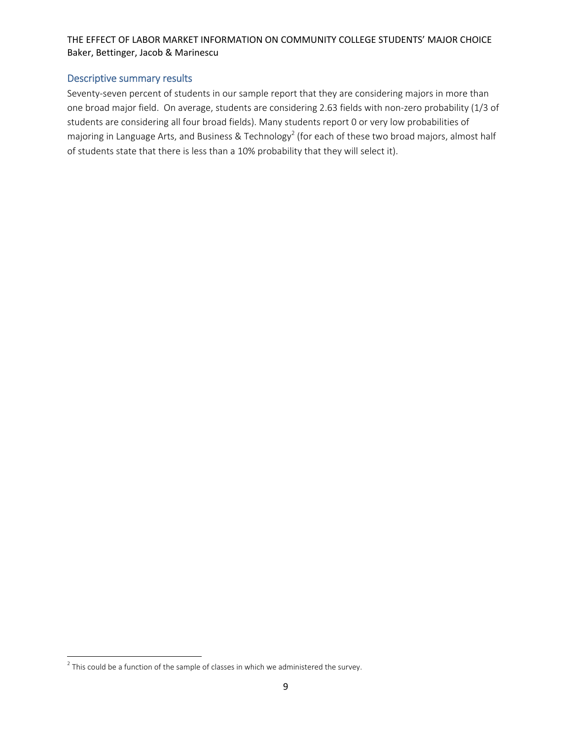## Descriptive summary results

Seventy-seven percent of students in our sample report that they are considering majors in more than one broad major field. On average, students are considering 2.63 fields with non-zero probability (1/3 of students are considering all four broad fields). Many students report 0 or very low probabilities of majoring in Language Arts, and Business & Technology[2] (for each of these two broad majors, almost half of students state that there is less than a 10% probability that they will select it).

[2] This could be a function of the sample of classes in which we administered the survey.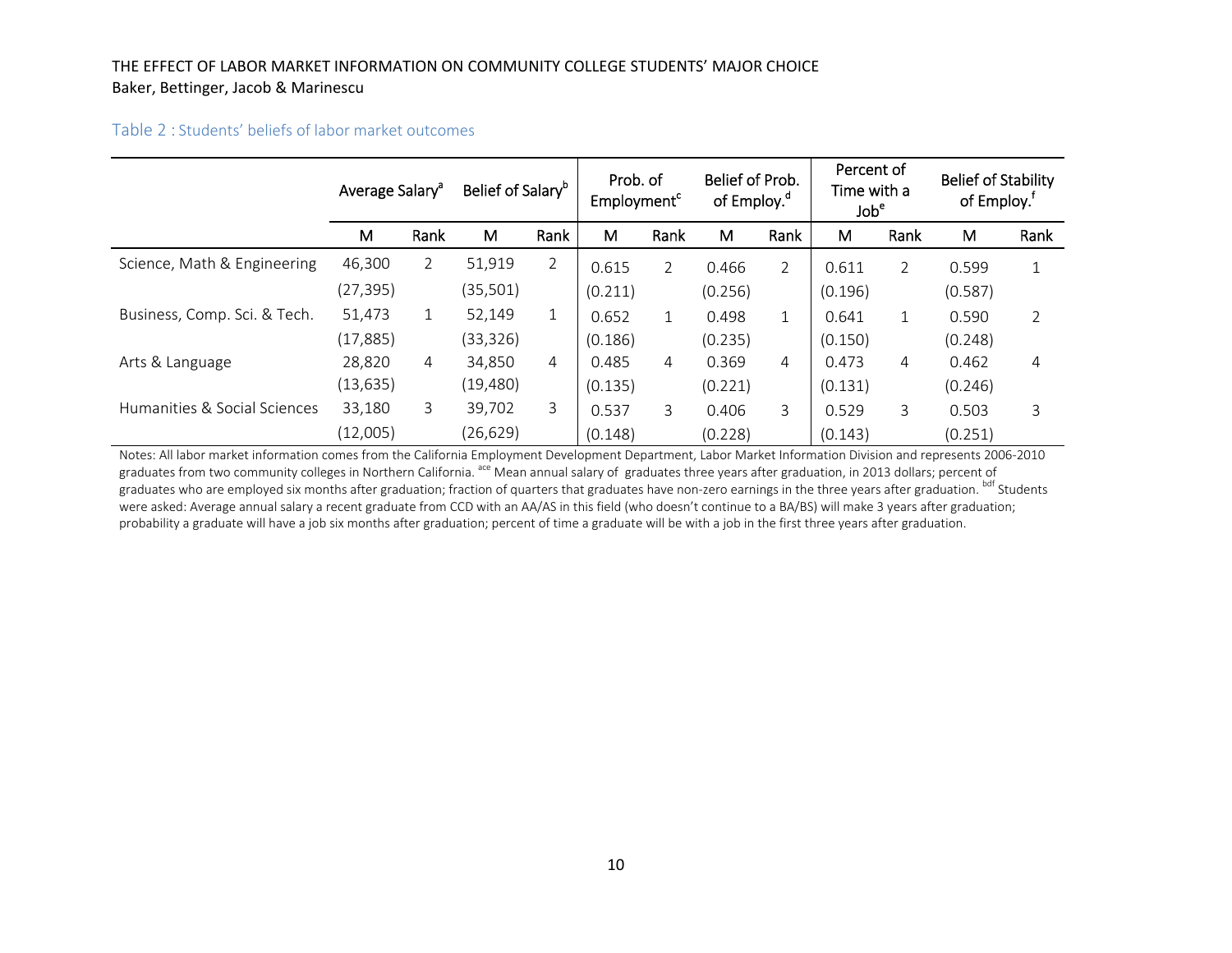Table 2 : Students' beliefs of labor market outcomes

| | Average Salary[a] | | Belief of Salary[b] | | Prob. of Employment[c] | | Belief of Prob. of Employ.[d] | | Percent of Time with a Job[e] | | Belief of Stability of Employ.[f] | |
|---|---|---|---|---|---|---|---|---|---|---|---|---|
| | M | Rank | M | Rank | M | Rank | M | Rank | M | Rank | M | Rank |
| Science, Math & Engineering | 46,300 | 2 | 51,919 | 2 | 0.615 | 2 | 0.466 | 2 | 0.611 | 2 | 0.599 | 1 |
| | (27,395) | | (35,501) | | (0.211) | | (0.256) | | (0.196) | | (0.587) | |
| Business, Comp. Sci. & Tech. | 51,473 | 1 | 52,149 | 1 | 0.652 | 1 | 0.498 | 1 | 0.641 | 1 | 0.590 | 2 |
| | (17,885) | | (33,326) | | (0.186) | | (0.235) | | (0.150) | | (0.248) | |
| Arts & Language | 28,820 | 4 | 34,850 | 4 | 0.485 | 4 | 0.369 | 4 | 0.473 | 4 | 0.462 | 4 |
| | (13,635) | | (19,480) | | (0.135) | | (0.221) | | (0.131) | | (0.246) | |
| Humanities & Social Sciences | 33,180 | 3 | 39,702 | 3 | 0.537 | 3 | 0.406 | 3 | 0.529 | 3 | 0.503 | 3 |
| | (12,005) | | (26,629) | | (0.148) | | (0.228) | | (0.143) | | (0.251) | |

Notes: All labor market information comes from the California Employment Development Department, Labor Market Information Division and represents 2006-2010 graduates from two community colleges in Northern California. [ace] Mean annual salary of graduates three years after graduation, in 2013 dollars; percent of graduates who are employed six months after graduation; fraction of quarters that graduates have non-zero earnings in the three years after graduation. [bdf] Students were asked: Average annual salary a recent graduate from CCD with an AA/AS in this field (who doesn't continue to a BA/BS) will make 3 years after graduation; probability a graduate will have a job six months after graduation; percent of time a graduate will be with a job in the first three years after graduation.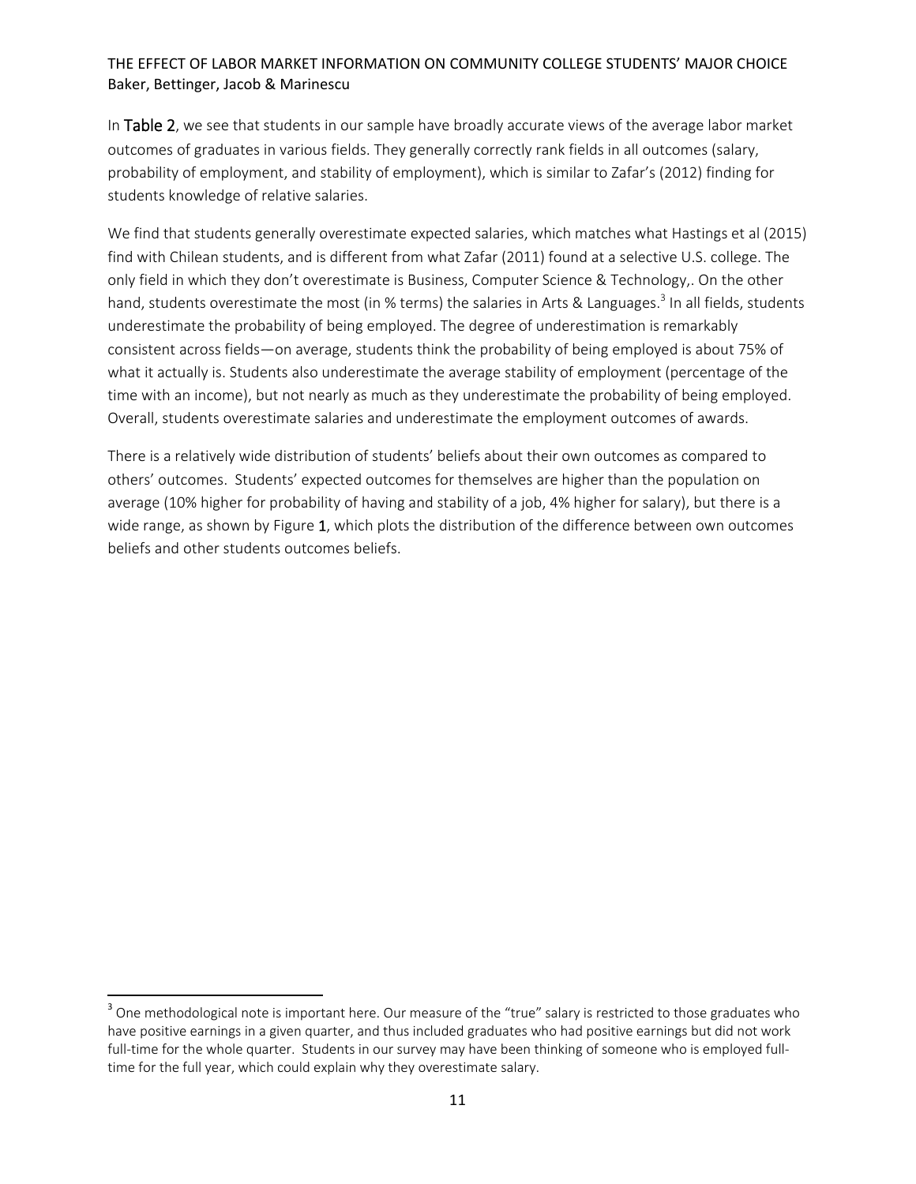In Table 2, we see that students in our sample have broadly accurate views of the average labor market outcomes of graduates in various fields. They generally correctly rank fields in all outcomes (salary, probability of employment, and stability of employment), which is similar to Zafar's (2012) finding for students knowledge of relative salaries.

We find that students generally overestimate expected salaries, which matches what Hastings et al (2015) find with Chilean students, and is different from what Zafar (2011) found at a selective U.S. college. The only field in which they don't overestimate is Business, Computer Science & Technology,. On the other hand, students overestimate the most (in % terms) the salaries in Arts & Languages.[3] In all fields, students underestimate the probability of being employed. The degree of underestimation is remarkably consistent across fields—on average, students think the probability of being employed is about 75% of what it actually is. Students also underestimate the average stability of employment (percentage of the time with an income), but not nearly as much as they underestimate the probability of being employed. Overall, students overestimate salaries and underestimate the employment outcomes of awards.

There is a relatively wide distribution of students' beliefs about their own outcomes as compared to others' outcomes. Students' expected outcomes for themselves are higher than the population on average (10% higher for probability of having and stability of a job, 4% higher for salary), but there is a wide range, as shown by Figure 1, which plots the distribution of the difference between own outcomes beliefs and other students outcomes beliefs.

[3] One methodological note is important here. Our measure of the "true" salary is restricted to those graduates who have positive earnings in a given quarter, and thus included graduates who had positive earnings but did not work full-time for the whole quarter. Students in our survey may have been thinking of someone who is employed full-time for the full year, which could explain why they overestimate salary.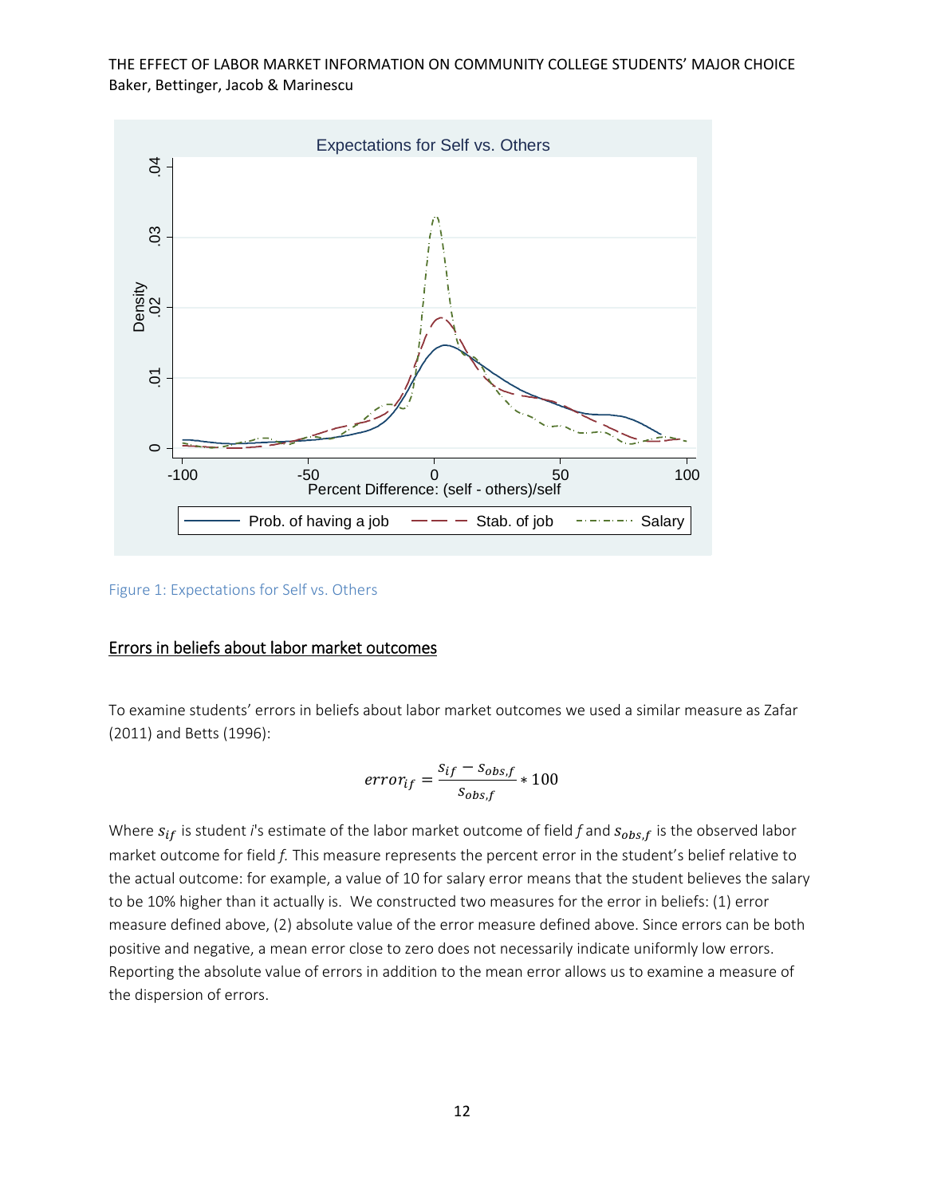Figure 1: Expectations for Self vs. Others

## Errors in beliefs about labor market outcomes

To examine students' errors in beliefs about labor market outcomes we used a similar measure as Zafar (2011) and Betts (1996):

$$error_{if} = \frac{s_{if} - s_{obs,f}}{s_{obs,f}} * 100$$

Where $s_{if}$ is student *i*'s estimate of the labor market outcome of field *f* and $s_{obs,f}$ is the observed labor market outcome for field *f.* This measure represents the percent error in the student's belief relative to the actual outcome: for example, a value of 10 for salary error means that the student believes the salary to be 10% higher than it actually is. We constructed two measures for the error in beliefs: (1) error measure defined above, (2) absolute value of the error measure defined above. Since errors can be both positive and negative, a mean error close to zero does not necessarily indicate uniformly low errors. Reporting the absolute value of errors in addition to the mean error allows us to examine a measure of the dispersion of errors.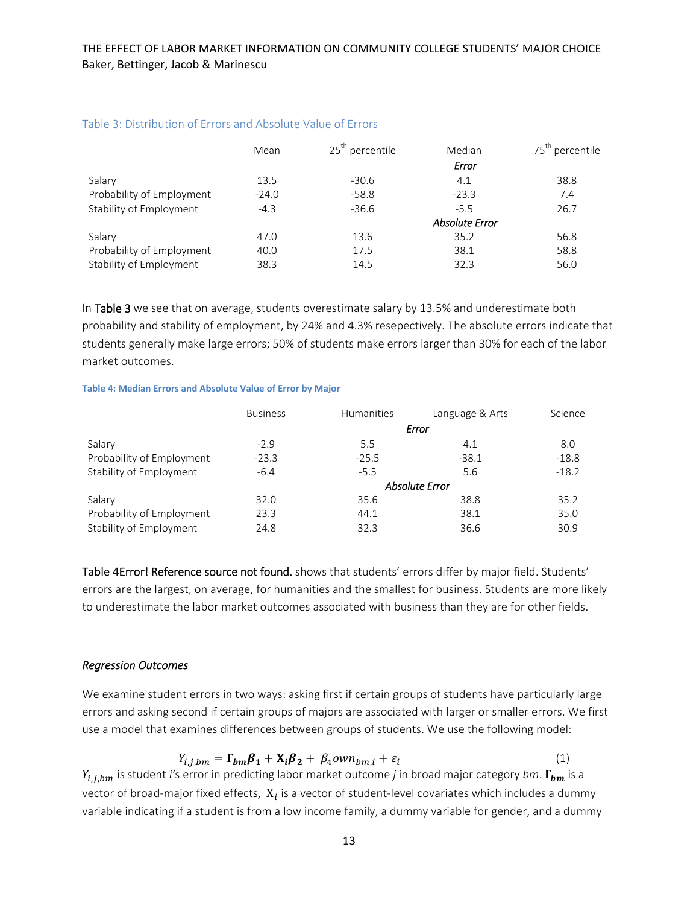Table 3: Distribution of Errors and Absolute Value of Errors

| | Mean | 25th percentile | Median | 75th percentile |
|---|---|---|---|---|
| | | | *Error* | |
| Salary | 13.5 | -30.6 | 4.1 | 38.8 |
| Probability of Employment | -24.0 | -58.8 | -23.3 | 7.4 |
| Stability of Employment | -4.3 | -36.6 | -5.5 | 26.7 |
| | | | *Absolute Error* | |
| Salary | 47.0 | 13.6 | 35.2 | 56.8 |
| Probability of Employment | 40.0 | 17.5 | 38.1 | 58.8 |
| Stability of Employment | 38.3 | 14.5 | 32.3 | 56.0 |

In Table 3 we see that on average, students overestimate salary by 13.5% and underestimate both probability and stability of employment, by 24% and 4.3% resepectively. The absolute errors indicate that students generally make large errors; 50% of students make errors larger than 30% for each of the labor market outcomes.

**Table 4: Median Errors and Absolute Value of Error by Major**

| | Business | Humanities | Language & Arts | Science |
|---|---|---|---|---|
| | | *Error* | | |
| Salary | -2.9 | 5.5 | 4.1 | 8.0 |
| Probability of Employment | -23.3 | -25.5 | -38.1 | -18.8 |
| Stability of Employment | -6.4 | -5.5 | 5.6 | -18.2 |
| | | *Absolute Error* | | |
| Salary | 32.0 | 35.6 | 38.8 | 35.2 |
| Probability of Employment | 23.3 | 44.1 | 38.1 | 35.0 |
| Stability of Employment | 24.8 | 32.3 | 36.6 | 30.9 |

Table 4Error! Reference source not found. shows that students' errors differ by major field. Students' errors are the largest, on average, for humanities and the smallest for business. Students are more likely to underestimate the labor market outcomes associated with business than they are for other fields.

### *Regression Outcomes*

We examine student errors in two ways: asking first if certain groups of students have particularly large errors and asking second if certain groups of majors are associated with larger or smaller errors. We first use a model that examines differences between groups of students. We use the following model:

$$Y_{i,j,bm} = \mathbf{\Gamma_{bm}}\boldsymbol{\beta_1} + \mathbf{X_i}\boldsymbol{\beta_2} + \beta_4 own_{bm,i} + \varepsilon_i \qquad (1)$$

$Y_{i,j,bm}$ is student *i*'s error in predicting labor market outcome *j* in broad major category *bm*. $\mathbf{\Gamma_{bm}}$ is a vector of broad-major fixed effects, $\mathrm{X}_i$ is a vector of student-level covariates which includes a dummy variable indicating if a student is from a low income family, a dummy variable for gender, and a dummy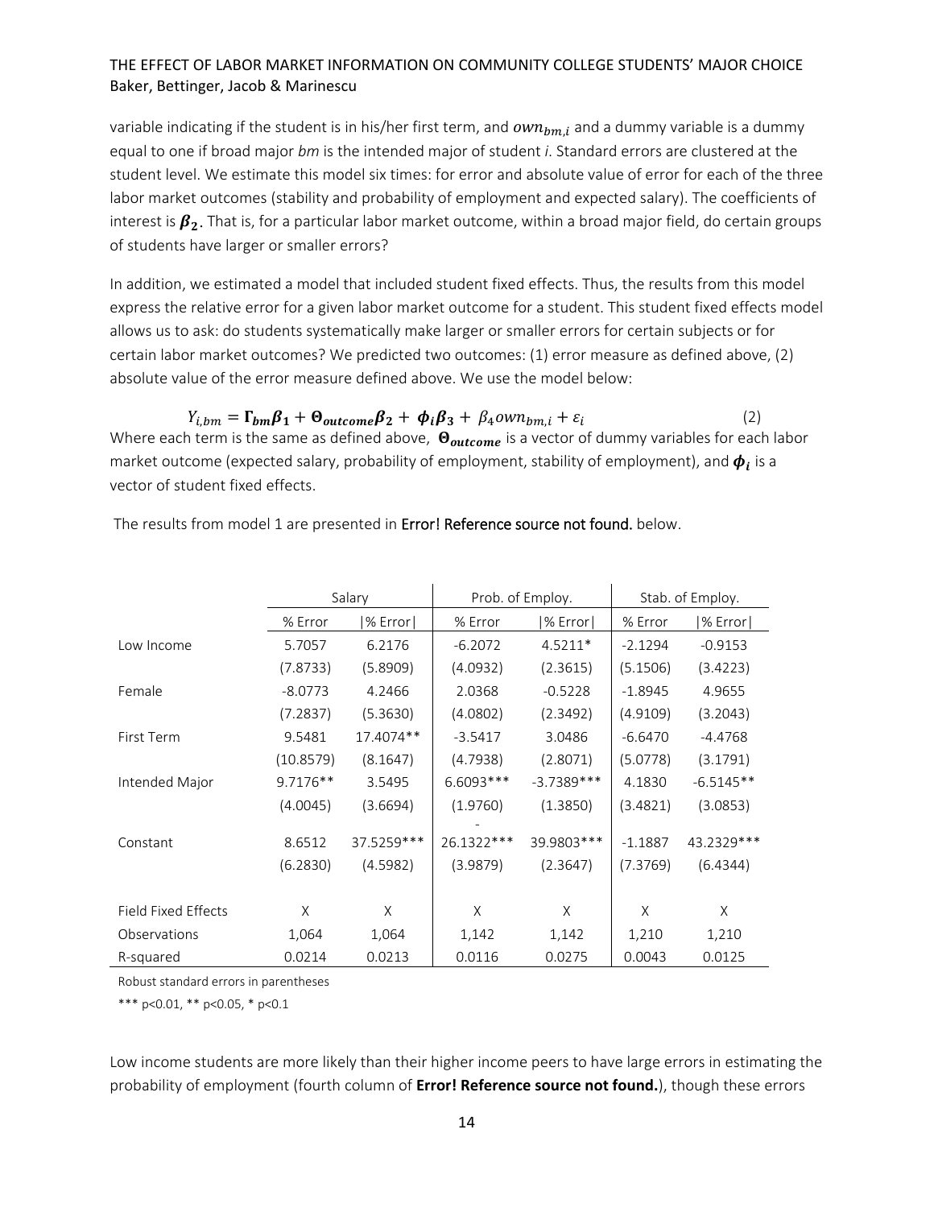variable indicating if the student is in his/her first term, and $own_{bm,i}$ and a dummy variable is a dummy equal to one if broad major *bm* is the intended major of student *i*. Standard errors are clustered at the student level. We estimate this model six times: for error and absolute value of error for each of the three labor market outcomes (stability and probability of employment and expected salary). The coefficients of interest is $\boldsymbol{\beta_2}$. That is, for a particular labor market outcome, within a broad major field, do certain groups of students have larger or smaller errors?

In addition, we estimated a model that included student fixed effects. Thus, the results from this model express the relative error for a given labor market outcome for a student. This student fixed effects model allows us to ask: do students systematically make larger or smaller errors for certain subjects or for certain labor market outcomes? We predicted two outcomes: (1) error measure as defined above, (2) absolute value of the error measure defined above. We use the model below:

$$Y_{i,bm} = \boldsymbol{\Gamma_{bm}\beta_1} + \boldsymbol{\Theta_{outcome}\beta_2} + \boldsymbol{\phi_i\beta_3} + \beta_4 own_{bm,i} + \varepsilon_i \quad (2)$$

Where each term is the same as defined above, $\boldsymbol{\Theta_{outcome}}$ is a vector of dummy variables for each labor market outcome (expected salary, probability of employment, stability of employment), and $\boldsymbol{\phi_i}$ is a vector of student fixed effects.

The results from model 1 are presented in **Error! Reference source not found.** below.

| | Salary | | Prob. of Employ. | | Stab. of Employ. | |
|---|---|---|---|---|---|---|
| | % Error | \|% Error\| | % Error | \|% Error\| | % Error | \|% Error\| |
| Low Income | 5.7057 | 6.2176 | -6.2072 | 4.5211* | -2.1294 | -0.9153 |
| | (7.8733) | (5.8909) | (4.0932) | (2.3615) | (5.1506) | (3.4223) |
| Female | -8.0773 | 4.2466 | 2.0368 | -0.5228 | -1.8945 | 4.9655 |
| | (7.2837) | (5.3630) | (4.0802) | (2.3492) | (4.9109) | (3.2043) |
| First Term | 9.5481 | 17.4074** | -3.5417 | 3.0486 | -6.6470 | -4.4768 |
| | (10.8579) | (8.1647) | (4.7938) | (2.8071) | (5.0778) | (3.1791) |
| Intended Major | 9.7176** | 3.5495 | 6.6093*** | -3.7389*** | 4.1830 | -6.5145** |
| | (4.0045) | (3.6694) | (1.9760) | (1.3850) | (3.4821) | (3.0853) |
| Constant | 8.6512 | 37.5259*** | -26.1322*** | 39.9803*** | -1.1887 | 43.2329*** |
| | (6.2830) | (4.5982) | (3.9879) | (2.3647) | (7.3769) | (6.4344) |
| | | | | | | |
| Field Fixed Effects | X | X | X | X | X | X |
| Observations | 1,064 | 1,064 | 1,142 | 1,142 | 1,210 | 1,210 |
| R-squared | 0.0214 | 0.0213 | 0.0116 | 0.0275 | 0.0043 | 0.0125 |

Robust standard errors in parentheses

*** p<0.01, ** p<0.05, * p<0.1

Low income students are more likely than their higher income peers to have large errors in estimating the probability of employment (fourth column of **Error! Reference source not found.**), though these errors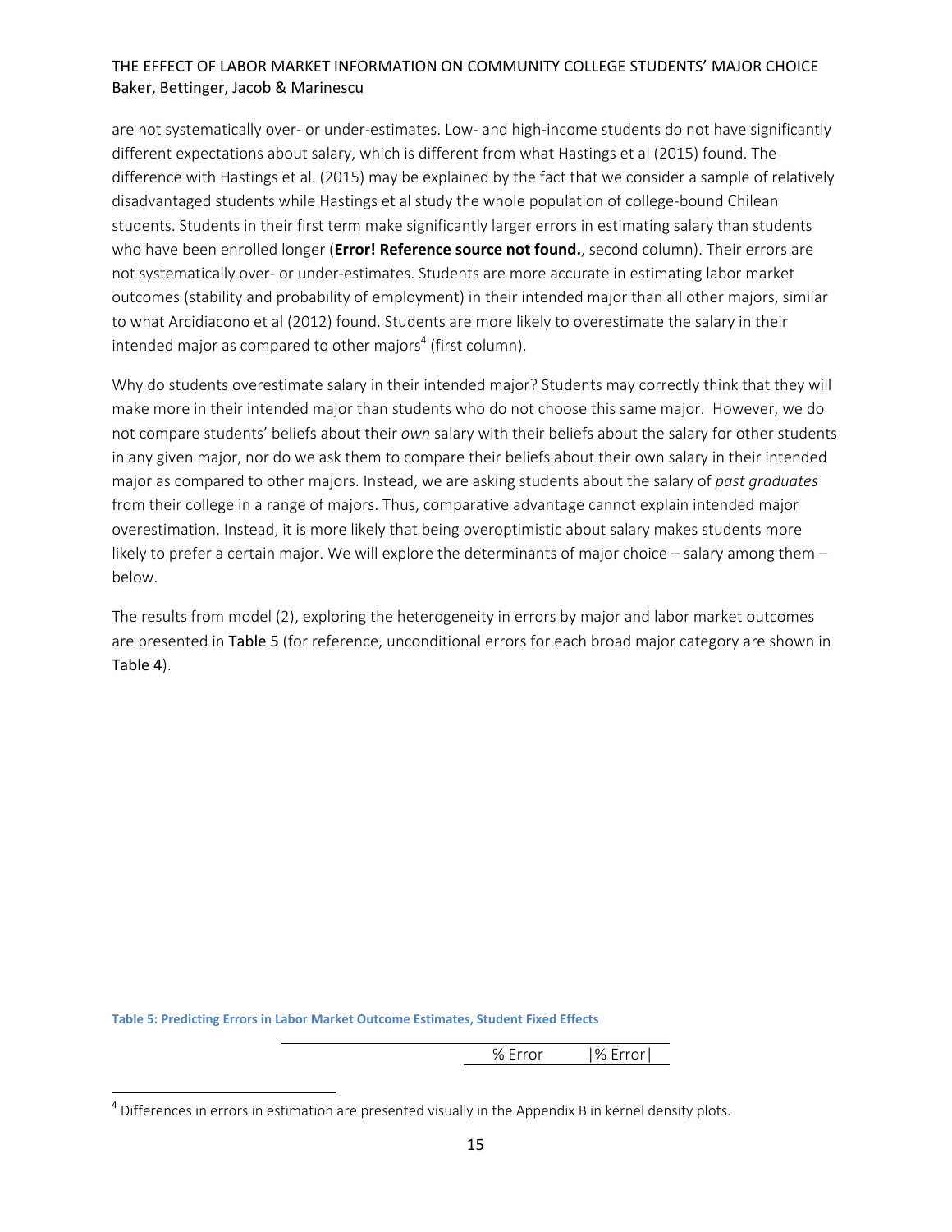are not systematically over- or under-estimates. Low- and high-income students do not have significantly different expectations about salary, which is different from what Hastings et al (2015) found. The difference with Hastings et al. (2015) may be explained by the fact that we consider a sample of relatively disadvantaged students while Hastings et al study the whole population of college-bound Chilean students. Students in their first term make significantly larger errors in estimating salary than students who have been enrolled longer (**Error! Reference source not found.**, second column). Their errors are not systematically over- or under-estimates. Students are more accurate in estimating labor market outcomes (stability and probability of employment) in their intended major than all other majors, similar to what Arcidiacono et al (2012) found. Students are more likely to overestimate the salary in their intended major as compared to other majors[4] (first column).

Why do students overestimate salary in their intended major? Students may correctly think that they will make more in their intended major than students who do not choose this same major. However, we do not compare students' beliefs about their *own* salary with their beliefs about the salary for other students in any given major, nor do we ask them to compare their beliefs about their own salary in their intended major as compared to other majors. Instead, we are asking students about the salary of *past graduates* from their college in a range of majors. Thus, comparative advantage cannot explain intended major overestimation. Instead, it is more likely that being overoptimistic about salary makes students more likely to prefer a certain major. We will explore the determinants of major choice – salary among them – below.

The results from model (2), exploring the heterogeneity in errors by major and labor market outcomes are presented in Table 5 (for reference, unconditional errors for each broad major category are shown in Table 4).

**Table 5: Predicting Errors in Labor Market Outcome Estimates, Student Fixed Effects**

| | % Error | \|% Error\| |
|---|---|---|

[4] Differences in errors in estimation are presented visually in the Appendix B in kernel density plots.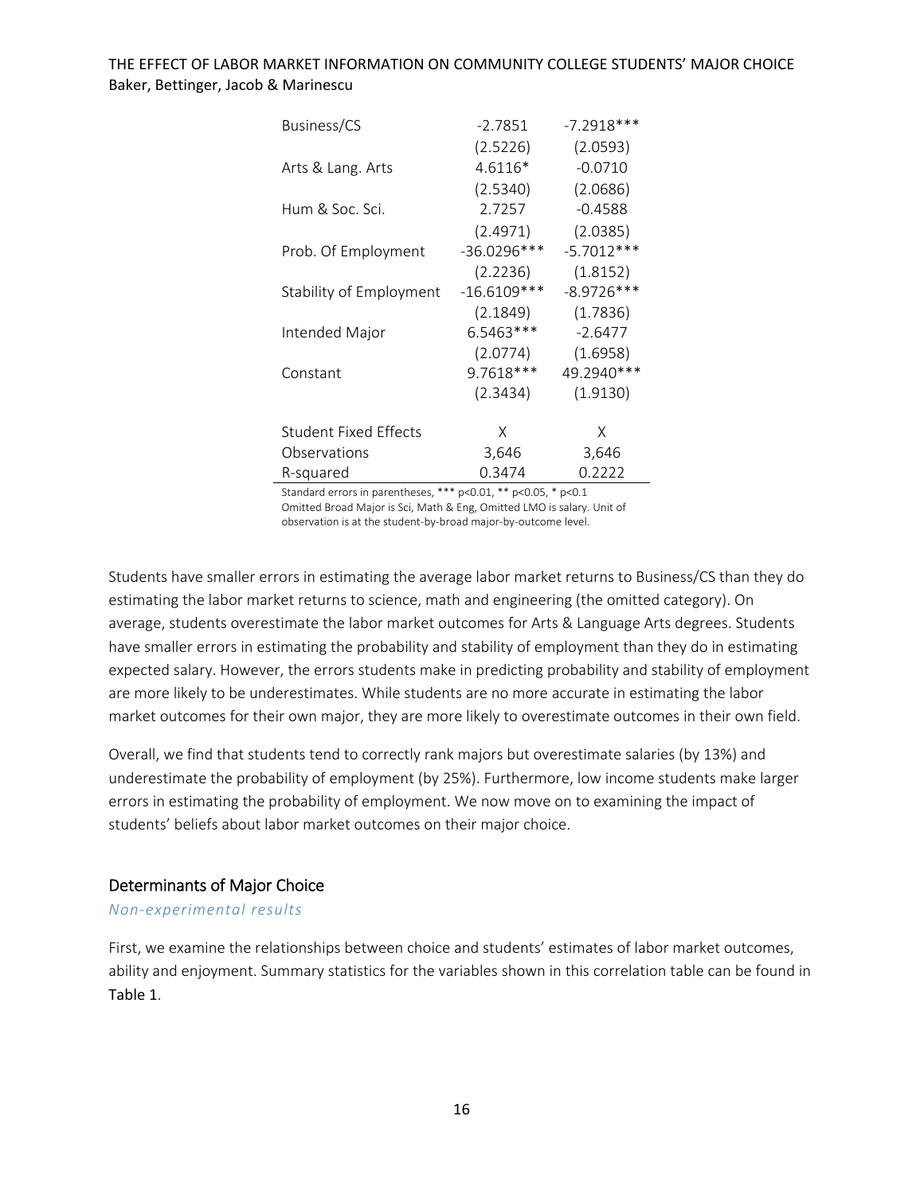| | | |
|---|---|---|
| Business/CS | -2.7851 | -7.2918*** |
| | (2.5226) | (2.0593) |
| Arts & Lang. Arts | 4.6116* | -0.0710 |
| | (2.5340) | (2.0686) |
| Hum & Soc. Sci. | 2.7257 | -0.4588 |
| | (2.4971) | (2.0385) |
| Prob. Of Employment | -36.0296*** | -5.7012*** |
| | (2.2236) | (1.8152) |
| Stability of Employment | -16.6109*** | -8.9726*** |
| | (2.1849) | (1.7836) |
| Intended Major | 6.5463*** | -2.6477 |
| | (2.0774) | (1.6958) |
| Constant | 9.7618*** | 49.2940*** |
| | (2.3434) | (1.9130) |
| | | |
| Student Fixed Effects | X | X |
| Observations | 3,646 | 3,646 |
| R-squared | 0.3474 | 0.2222 |

Standard errors in parentheses, *** p<0.01, ** p<0.05, * p<0.1
Omitted Broad Major is Sci, Math & Eng, Omitted LMO is salary. Unit of observation is at the student-by-broad major-by-outcome level.

Students have smaller errors in estimating the average labor market returns to Business/CS than they do estimating the labor market returns to science, math and engineering (the omitted category). On average, students overestimate the labor market outcomes for Arts & Language Arts degrees. Students have smaller errors in estimating the probability and stability of employment than they do in estimating expected salary. However, the errors students make in predicting probability and stability of employment are more likely to be underestimates. While students are no more accurate in estimating the labor market outcomes for their own major, they are more likely to overestimate outcomes in their own field.

Overall, we find that students tend to correctly rank majors but overestimate salaries (by 13%) and underestimate the probability of employment (by 25%). Furthermore, low income students make larger errors in estimating the probability of employment. We now move on to examining the impact of students' beliefs about labor market outcomes on their major choice.

## Determinants of Major Choice

### *Non-experimental results*

First, we examine the relationships between choice and students' estimates of labor market outcomes, ability and enjoyment. Summary statistics for the variables shown in this correlation table can be found in Table 1.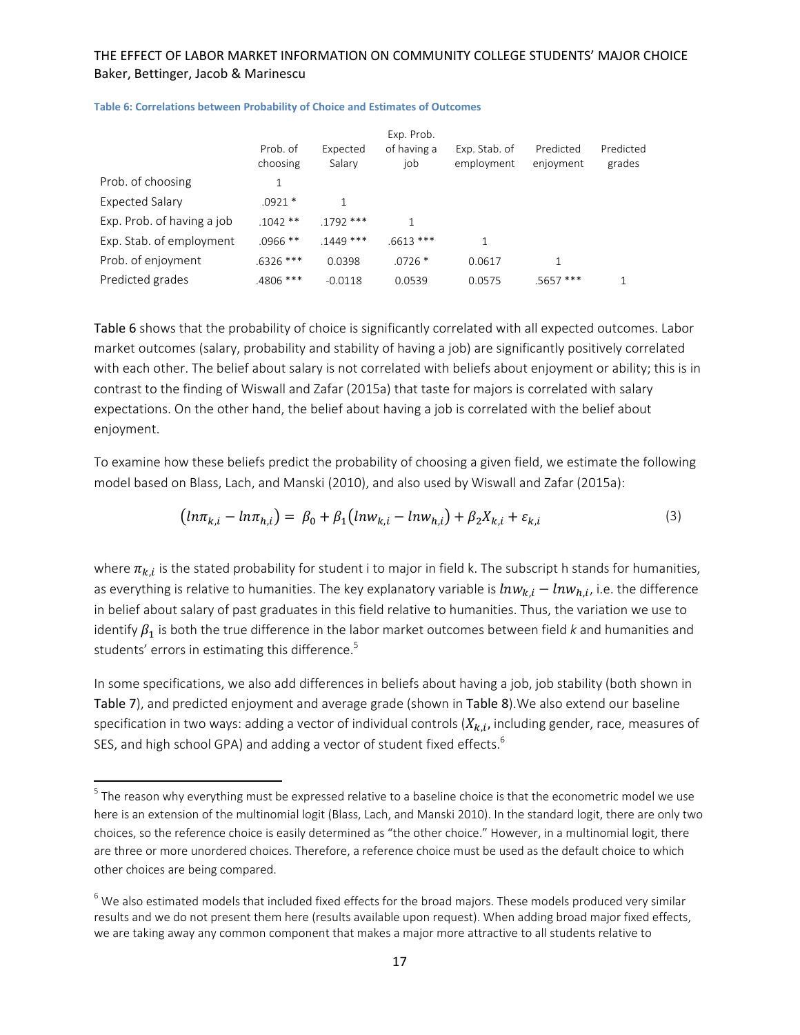**Table 6: Correlations between Probability of Choice and Estimates of Outcomes**

| | Prob. of choosing | Expected Salary | Exp. Prob. of having a job | Exp. Stab. of employment | Predicted enjoyment | Predicted grades |
|---|---|---|---|---|---|---|
| Prob. of choosing | 1 | | | | | |
| Expected Salary | .0921 * | 1 | | | | |
| Exp. Prob. of having a job | .1042 ** | .1792 *** | 1 | | | |
| Exp. Stab. of employment | .0966 ** | .1449 *** | .6613 *** | 1 | | |
| Prob. of enjoyment | .6326 *** | 0.0398 | .0726 * | 0.0617 | 1 | |
| Predicted grades | .4806 *** | -0.0118 | 0.0539 | 0.0575 | .5657 *** | 1 |

Table 6 shows that the probability of choice is significantly correlated with all expected outcomes. Labor market outcomes (salary, probability and stability of having a job) are significantly positively correlated with each other. The belief about salary is not correlated with beliefs about enjoyment or ability; this is in contrast to the finding of Wiswall and Zafar (2015a) that taste for majors is correlated with salary expectations. On the other hand, the belief about having a job is correlated with the belief about enjoyment.

To examine how these beliefs predict the probability of choosing a given field, we estimate the following model based on Blass, Lach, and Manski (2010), and also used by Wiswall and Zafar (2015a):

$$\left(ln\pi_{k,i} - ln\pi_{h,i}\right) = \beta_0 + \beta_1\left(lnw_{k,i} - lnw_{h,i}\right) + \beta_2 X_{k,i} + \varepsilon_{k,i} \tag{3}$$

where $\pi_{k,i}$ is the stated probability for student i to major in field k. The subscript h stands for humanities, as everything is relative to humanities. The key explanatory variable is $lnw_{k,i} - lnw_{h,i}$, i.e. the difference in belief about salary of past graduates in this field relative to humanities. Thus, the variation we use to identify $\beta_1$ is both the true difference in the labor market outcomes between field *k* and humanities and students' errors in estimating this difference.[5]

In some specifications, we also add differences in beliefs about having a job, job stability (both shown in Table 7), and predicted enjoyment and average grade (shown in Table 8).We also extend our baseline specification in two ways: adding a vector of individual controls ($X_{k,i}$, including gender, race, measures of SES, and high school GPA) and adding a vector of student fixed effects.[6]

[5] The reason why everything must be expressed relative to a baseline choice is that the econometric model we use here is an extension of the multinomial logit (Blass, Lach, and Manski 2010). In the standard logit, there are only two choices, so the reference choice is easily determined as "the other choice." However, in a multinomial logit, there are three or more unordered choices. Therefore, a reference choice must be used as the default choice to which other choices are being compared.

[6] We also estimated models that included fixed effects for the broad majors. These models produced very similar results and we do not present them here (results available upon request). When adding broad major fixed effects, we are taking away any common component that makes a major more attractive to all students relative to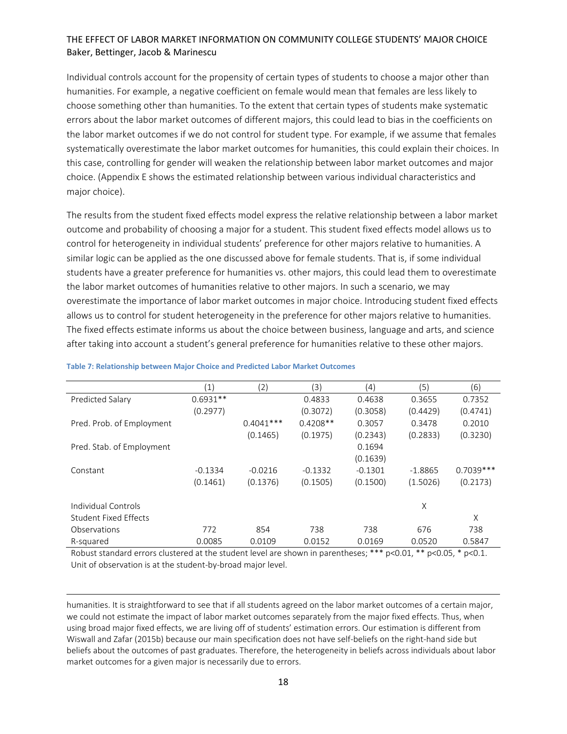Individual controls account for the propensity of certain types of students to choose a major other than humanities. For example, a negative coefficient on female would mean that females are less likely to choose something other than humanities. To the extent that certain types of students make systematic errors about the labor market outcomes of different majors, this could lead to bias in the coefficients on the labor market outcomes if we do not control for student type. For example, if we assume that females systematically overestimate the labor market outcomes for humanities, this could explain their choices. In this case, controlling for gender will weaken the relationship between labor market outcomes and major choice. (Appendix E shows the estimated relationship between various individual characteristics and major choice).

The results from the student fixed effects model express the relative relationship between a labor market outcome and probability of choosing a major for a student. This student fixed effects model allows us to control for heterogeneity in individual students' preference for other majors relative to humanities. A similar logic can be applied as the one discussed above for female students. That is, if some individual students have a greater preference for humanities vs. other majors, this could lead them to overestimate the labor market outcomes of humanities relative to other majors. In such a scenario, we may overestimate the importance of labor market outcomes in major choice. Introducing student fixed effects allows us to control for student heterogeneity in the preference for other majors relative to humanities. The fixed effects estimate informs us about the choice between business, language and arts, and science after taking into account a student's general preference for humanities relative to these other majors.

**Table 7: Relationship between Major Choice and Predicted Labor Market Outcomes**

| | (1) | (2) | (3) | (4) | (5) | (6) |
|---|---|---|---|---|---|---|
| Predicted Salary | 0.6931** | | 0.4833 | 0.4638 | 0.3655 | 0.7352 |
| | (0.2977) | | (0.3072) | (0.3058) | (0.4429) | (0.4741) |
| Pred. Prob. of Employment | | 0.4041*** | 0.4208** | 0.3057 | 0.3478 | 0.2010 |
| | | (0.1465) | (0.1975) | (0.2343) | (0.2833) | (0.3230) |
| Pred. Stab. of Employment | | | | 0.1694 | | |
| | | | | (0.1639) | | |
| Constant | -0.1334 | -0.0216 | -0.1332 | -0.1301 | -1.8865 | 0.7039*** |
| | (0.1461) | (0.1376) | (0.1505) | (0.1500) | (1.5026) | (0.2173) |
| Individual Controls | | | | | X | |
| Student Fixed Effects | | | | | | X |
| Observations | 772 | 854 | 738 | 738 | 676 | 738 |
| R-squared | 0.0085 | 0.0109 | 0.0152 | 0.0169 | 0.0520 | 0.5847 |

Robust standard errors clustered at the student level are shown in parentheses; *** p<0.01, ** p<0.05, * p<0.1. Unit of observation is at the student-by-broad major level.

---

humanities. It is straightforward to see that if all students agreed on the labor market outcomes of a certain major, we could not estimate the impact of labor market outcomes separately from the major fixed effects. Thus, when using broad major fixed effects, we are living off of students' estimation errors. Our estimation is different from Wiswall and Zafar (2015b) because our main specification does not have self-beliefs on the right-hand side but beliefs about the outcomes of past graduates. Therefore, the heterogeneity in beliefs across individuals about labor market outcomes for a given major is necessarily due to errors.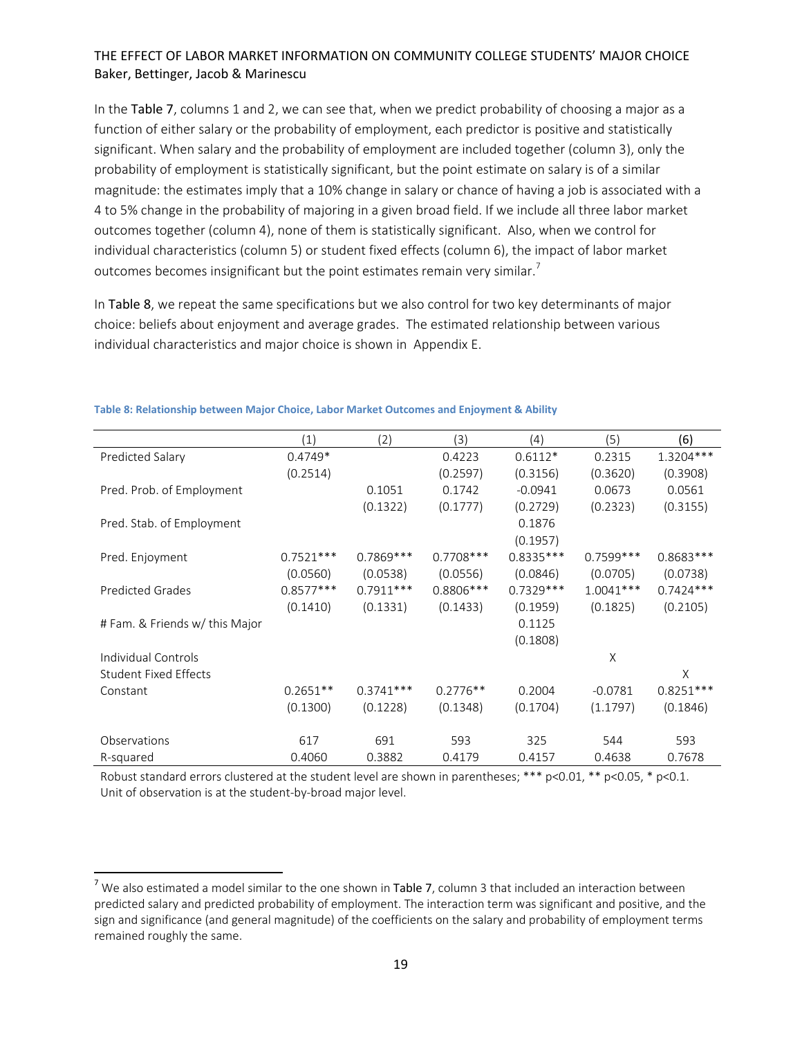In the Table 7, columns 1 and 2, we can see that, when we predict probability of choosing a major as a function of either salary or the probability of employment, each predictor is positive and statistically significant. When salary and the probability of employment are included together (column 3), only the probability of employment is statistically significant, but the point estimate on salary is of a similar magnitude: the estimates imply that a 10% change in salary or chance of having a job is associated with a 4 to 5% change in the probability of majoring in a given broad field. If we include all three labor market outcomes together (column 4), none of them is statistically significant. Also, when we control for individual characteristics (column 5) or student fixed effects (column 6), the impact of labor market outcomes becomes insignificant but the point estimates remain very similar.[7]

In Table 8, we repeat the same specifications but we also control for two key determinants of major choice: beliefs about enjoyment and average grades. The estimated relationship between various individual characteristics and major choice is shown in Appendix E.

**Table 8: Relationship between Major Choice, Labor Market Outcomes and Enjoyment & Ability**

| | (1) | (2) | (3) | (4) | (5) | (6) |
|---|---|---|---|---|---|---|
| Predicted Salary | 0.4749* | | 0.4223 | 0.6112* | 0.2315 | 1.3204*** |
| | (0.2514) | | (0.2597) | (0.3156) | (0.3620) | (0.3908) |
| Pred. Prob. of Employment | | 0.1051 | 0.1742 | -0.0941 | 0.0673 | 0.0561 |
| | | (0.1322) | (0.1777) | (0.2729) | (0.2323) | (0.3155) |
| Pred. Stab. of Employment | | | | 0.1876 | | |
| | | | | (0.1957) | | |
| Pred. Enjoyment | 0.7521*** | 0.7869*** | 0.7708*** | 0.8335*** | 0.7599*** | 0.8683*** |
| | (0.0560) | (0.0538) | (0.0556) | (0.0846) | (0.0705) | (0.0738) |
| Predicted Grades | 0.8577*** | 0.7911*** | 0.8806*** | 0.7329*** | 1.0041*** | 0.7424*** |
| | (0.1410) | (0.1331) | (0.1433) | (0.1959) | (0.1825) | (0.2105) |
| # Fam. & Friends w/ this Major | | | | 0.1125 | | |
| | | | | (0.1808) | | |
| Individual Controls | | | | | X | |
| Student Fixed Effects | | | | | | X |
| Constant | 0.2651** | 0.3741*** | 0.2776** | 0.2004 | -0.0781 | 0.8251*** |
| | (0.1300) | (0.1228) | (0.1348) | (0.1704) | (1.1797) | (0.1846) |
| Observations | 617 | 691 | 593 | 325 | 544 | 593 |
| R-squared | 0.4060 | 0.3882 | 0.4179 | 0.4157 | 0.4638 | 0.7678 |

Robust standard errors clustered at the student level are shown in parentheses; *** p<0.01, ** p<0.05, * p<0.1. Unit of observation is at the student-by-broad major level.

[7] We also estimated a model similar to the one shown in Table 7, column 3 that included an interaction between predicted salary and predicted probability of employment. The interaction term was significant and positive, and the sign and significance (and general magnitude) of the coefficients on the salary and probability of employment terms remained roughly the same.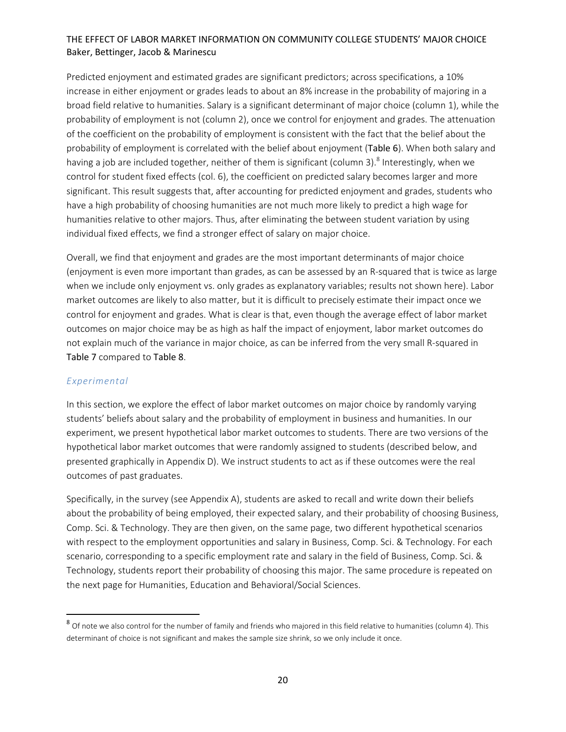Predicted enjoyment and estimated grades are significant predictors; across specifications, a 10% increase in either enjoyment or grades leads to about an 8% increase in the probability of majoring in a broad field relative to humanities. Salary is a significant determinant of major choice (column 1), while the probability of employment is not (column 2), once we control for enjoyment and grades. The attenuation of the coefficient on the probability of employment is consistent with the fact that the belief about the probability of employment is correlated with the belief about enjoyment (Table 6). When both salary and having a job are included together, neither of them is significant (column 3).[8] Interestingly, when we control for student fixed effects (col. 6), the coefficient on predicted salary becomes larger and more significant. This result suggests that, after accounting for predicted enjoyment and grades, students who have a high probability of choosing humanities are not much more likely to predict a high wage for humanities relative to other majors. Thus, after eliminating the between student variation by using individual fixed effects, we find a stronger effect of salary on major choice.

Overall, we find that enjoyment and grades are the most important determinants of major choice (enjoyment is even more important than grades, as can be assessed by an R-squared that is twice as large when we include only enjoyment vs. only grades as explanatory variables; results not shown here). Labor market outcomes are likely to also matter, but it is difficult to precisely estimate their impact once we control for enjoyment and grades. What is clear is that, even though the average effect of labor market outcomes on major choice may be as high as half the impact of enjoyment, labor market outcomes do not explain much of the variance in major choice, as can be inferred from the very small R-squared in Table 7 compared to Table 8.

### *Experimental*

In this section, we explore the effect of labor market outcomes on major choice by randomly varying students' beliefs about salary and the probability of employment in business and humanities. In our experiment, we present hypothetical labor market outcomes to students. There are two versions of the hypothetical labor market outcomes that were randomly assigned to students (described below, and presented graphically in Appendix D). We instruct students to act as if these outcomes were the real outcomes of past graduates.

Specifically, in the survey (see Appendix A), students are asked to recall and write down their beliefs about the probability of being employed, their expected salary, and their probability of choosing Business, Comp. Sci. & Technology. They are then given, on the same page, two different hypothetical scenarios with respect to the employment opportunities and salary in Business, Comp. Sci. & Technology. For each scenario, corresponding to a specific employment rate and salary in the field of Business, Comp. Sci. & Technology, students report their probability of choosing this major. The same procedure is repeated on the next page for Humanities, Education and Behavioral/Social Sciences.

---

[8] Of note we also control for the number of family and friends who majored in this field relative to humanities (column 4). This determinant of choice is not significant and makes the sample size shrink, so we only include it once.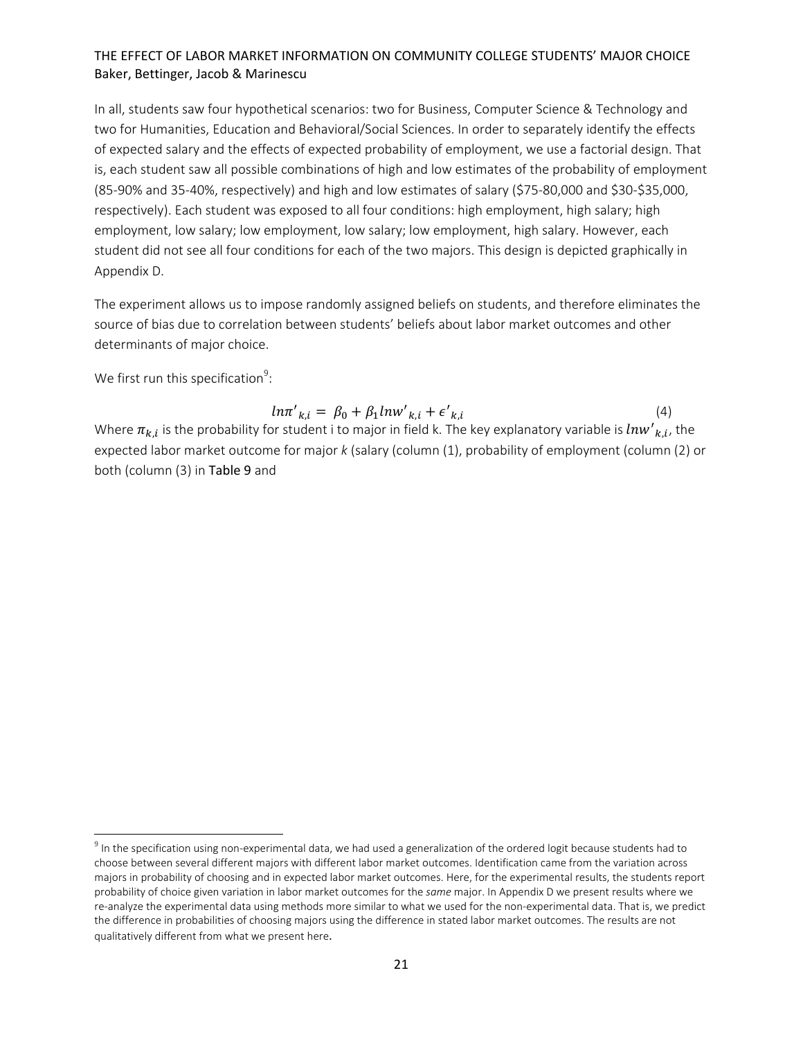In all, students saw four hypothetical scenarios: two for Business, Computer Science & Technology and two for Humanities, Education and Behavioral/Social Sciences. In order to separately identify the effects of expected salary and the effects of expected probability of employment, we use a factorial design. That is, each student saw all possible combinations of high and low estimates of the probability of employment (85-90% and 35-40%, respectively) and high and low estimates of salary ($75-80,000 and $30-$35,000, respectively). Each student was exposed to all four conditions: high employment, high salary; high employment, low salary; low employment, low salary; low employment, high salary. However, each student did not see all four conditions for each of the two majors. This design is depicted graphically in Appendix D.

The experiment allows us to impose randomly assigned beliefs on students, and therefore eliminates the source of bias due to correlation between students' beliefs about labor market outcomes and other determinants of major choice.

We first run this specification[9]:

$$ln\pi'_{k,i} = \beta_0 + \beta_1 lnw'_{k,i} + \epsilon'_{k,i} \tag{4}$$

Where $\pi_{k,i}$ is the probability for student i to major in field k. The key explanatory variable is $lnw'_{k,i}$, the expected labor market outcome for major *k* (salary (column (1), probability of employment (column (2) or both (column (3) in Table 9 and

---

[9] In the specification using non-experimental data, we had used a generalization of the ordered logit because students had to choose between several different majors with different labor market outcomes. Identification came from the variation across majors in probability of choosing and in expected labor market outcomes. Here, for the experimental results, the students report probability of choice given variation in labor market outcomes for the *same* major. In Appendix D we present results where we re-analyze the experimental data using methods more similar to what we used for the non-experimental data. That is, we predict the difference in probabilities of choosing majors using the difference in stated labor market outcomes. The results are not qualitatively different from what we present here.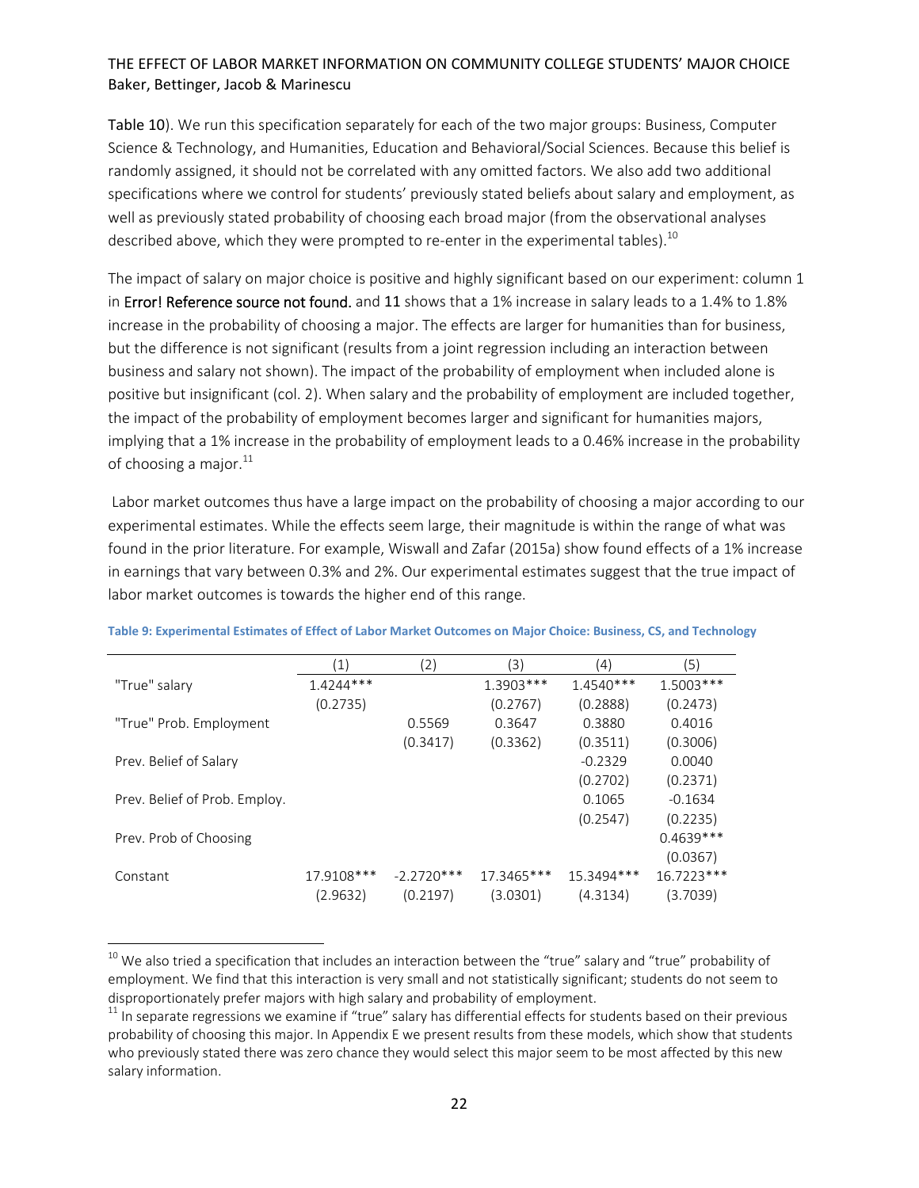Table 10). We run this specification separately for each of the two major groups: Business, Computer Science & Technology, and Humanities, Education and Behavioral/Social Sciences. Because this belief is randomly assigned, it should not be correlated with any omitted factors. We also add two additional specifications where we control for students' previously stated beliefs about salary and employment, as well as previously stated probability of choosing each broad major (from the observational analyses described above, which they were prompted to re-enter in the experimental tables).[10]

The impact of salary on major choice is positive and highly significant based on our experiment: column 1 in Error! Reference source not found. and 11 shows that a 1% increase in salary leads to a 1.4% to 1.8% increase in the probability of choosing a major. The effects are larger for humanities than for business, but the difference is not significant (results from a joint regression including an interaction between business and salary not shown). The impact of the probability of employment when included alone is positive but insignificant (col. 2). When salary and the probability of employment are included together, the impact of the probability of employment becomes larger and significant for humanities majors, implying that a 1% increase in the probability of employment leads to a 0.46% increase in the probability of choosing a major.[11]

Labor market outcomes thus have a large impact on the probability of choosing a major according to our experimental estimates. While the effects seem large, their magnitude is within the range of what was found in the prior literature. For example, Wiswall and Zafar (2015a) show found effects of a 1% increase in earnings that vary between 0.3% and 2%. Our experimental estimates suggest that the true impact of labor market outcomes is towards the higher end of this range.

**Table 9: Experimental Estimates of Effect of Labor Market Outcomes on Major Choice: Business, CS, and Technology**

| | (1) | (2) | (3) | (4) | (5) |
|---|---|---|---|---|---|
| "True" salary | 1.4244*** | | 1.3903*** | 1.4540*** | 1.5003*** |
| | (0.2735) | | (0.2767) | (0.2888) | (0.2473) |
| "True" Prob. Employment | | 0.5569 | 0.3647 | 0.3880 | 0.4016 |
| | | (0.3417) | (0.3362) | (0.3511) | (0.3006) |
| Prev. Belief of Salary | | | | -0.2329 | 0.0040 |
| | | | | (0.2702) | (0.2371) |
| Prev. Belief of Prob. Employ. | | | | 0.1065 | -0.1634 |
| | | | | (0.2547) | (0.2235) |
| Prev. Prob of Choosing | | | | | 0.4639*** |
| | | | | | (0.0367) |
| Constant | 17.9108*** | -2.2720*** | 17.3465*** | 15.3494*** | 16.7223*** |
| | (2.9632) | (0.2197) | (3.0301) | (4.3134) | (3.7039) |

[10] We also tried a specification that includes an interaction between the "true" salary and "true" probability of employment. We find that this interaction is very small and not statistically significant; students do not seem to disproportionately prefer majors with high salary and probability of employment.

[11] In separate regressions we examine if "true" salary has differential effects for students based on their previous probability of choosing this major. In Appendix E we present results from these models, which show that students who previously stated there was zero chance they would select this major seem to be most affected by this new salary information.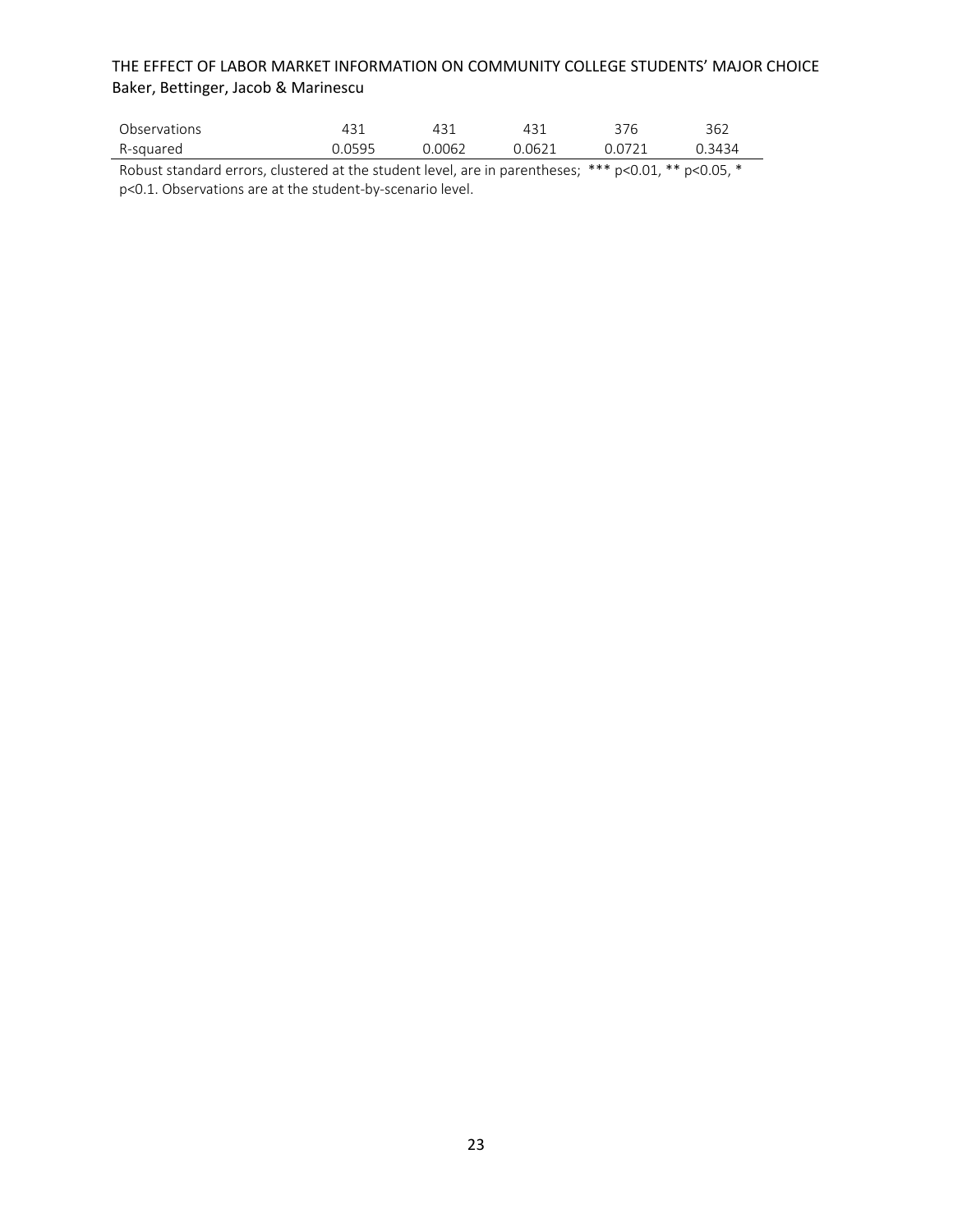| | | | | | |
|---|---|---|---|---|---|
| Observations | 431 | 431 | 431 | 376 | 362 |
| R-squared | 0.0595 | 0.0062 | 0.0621 | 0.0721 | 0.3434 |

Robust standard errors, clustered at the student level, are in parentheses; *** p<0.01, ** p<0.05, * p<0.1. Observations are at the student-by-scenario level.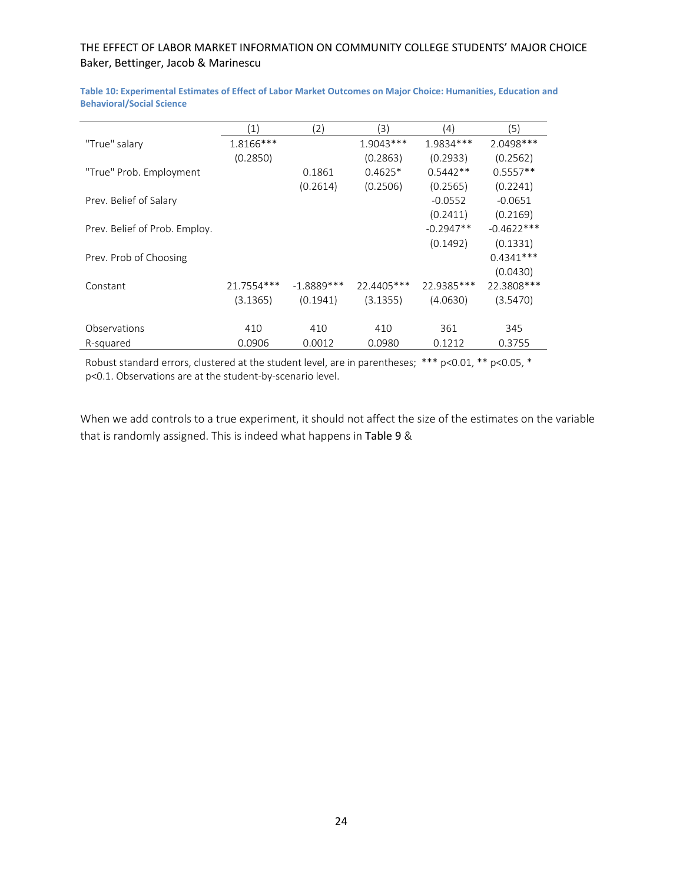**Table 10: Experimental Estimates of Effect of Labor Market Outcomes on Major Choice: Humanities, Education and Behavioral/Social Science**

| | (1) | (2) | (3) | (4) | (5) |
|---|---|---|---|---|---|
| "True" salary | 1.8166*** | | 1.9043*** | 1.9834*** | 2.0498*** |
| | (0.2850) | | (0.2863) | (0.2933) | (0.2562) |
| "True" Prob. Employment | | 0.1861 | 0.4625* | 0.5442** | 0.5557** |
| | | (0.2614) | (0.2506) | (0.2565) | (0.2241) |
| Prev. Belief of Salary | | | | -0.0552 | -0.0651 |
| | | | | (0.2411) | (0.2169) |
| Prev. Belief of Prob. Employ. | | | | -0.2947** | -0.4622*** |
| | | | | (0.1492) | (0.1331) |
| Prev. Prob of Choosing | | | | | 0.4341*** |
| | | | | | (0.0430) |
| Constant | 21.7554*** | -1.8889*** | 22.4405*** | 22.9385*** | 22.3808*** |
| | (3.1365) | (0.1941) | (3.1355) | (4.0630) | (3.5470) |
| Observations | 410 | 410 | 410 | 361 | 345 |
| R-squared | 0.0906 | 0.0012 | 0.0980 | 0.1212 | 0.3755 |

Robust standard errors, clustered at the student level, are in parentheses; *** p<0.01, ** p<0.05, * p<0.1. Observations are at the student-by-scenario level.

When we add controls to a true experiment, it should not affect the size of the estimates on the variable that is randomly assigned. This is indeed what happens in Table 9 &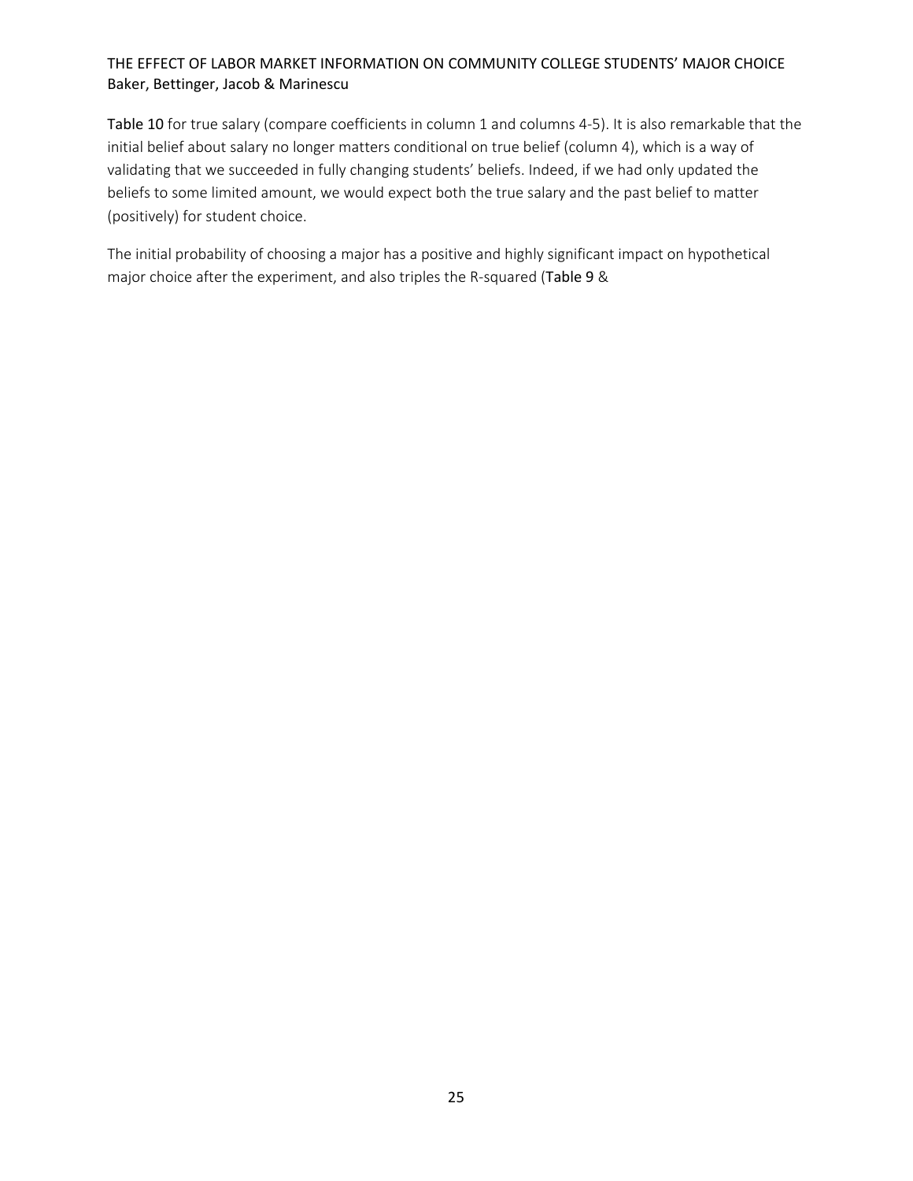Table 10 for true salary (compare coefficients in column 1 and columns 4-5). It is also remarkable that the initial belief about salary no longer matters conditional on true belief (column 4), which is a way of validating that we succeeded in fully changing students' beliefs. Indeed, if we had only updated the beliefs to some limited amount, we would expect both the true salary and the past belief to matter (positively) for student choice.

The initial probability of choosing a major has a positive and highly significant impact on hypothetical major choice after the experiment, and also triples the R-squared (Table 9 &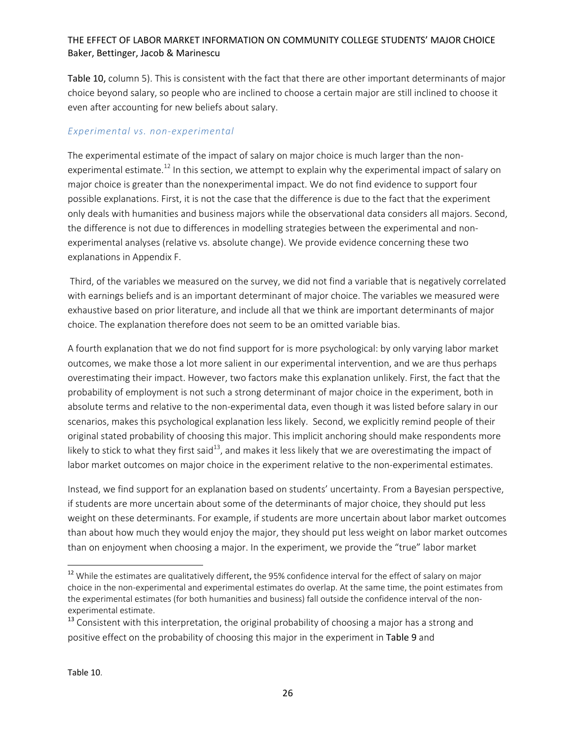Table 10, column 5). This is consistent with the fact that there are other important determinants of major choice beyond salary, so people who are inclined to choose a certain major are still inclined to choose it even after accounting for new beliefs about salary.

### *Experimental vs. non-experimental*

The experimental estimate of the impact of salary on major choice is much larger than the non-experimental estimate.[12] In this section, we attempt to explain why the experimental impact of salary on major choice is greater than the nonexperimental impact. We do not find evidence to support four possible explanations. First, it is not the case that the difference is due to the fact that the experiment only deals with humanities and business majors while the observational data considers all majors. Second, the difference is not due to differences in modelling strategies between the experimental and non-experimental analyses (relative vs. absolute change). We provide evidence concerning these two explanations in Appendix F.

Third, of the variables we measured on the survey, we did not find a variable that is negatively correlated with earnings beliefs and is an important determinant of major choice. The variables we measured were exhaustive based on prior literature, and include all that we think are important determinants of major choice. The explanation therefore does not seem to be an omitted variable bias.

A fourth explanation that we do not find support for is more psychological: by only varying labor market outcomes, we make those a lot more salient in our experimental intervention, and we are thus perhaps overestimating their impact. However, two factors make this explanation unlikely. First, the fact that the probability of employment is not such a strong determinant of major choice in the experiment, both in absolute terms and relative to the non-experimental data, even though it was listed before salary in our scenarios, makes this psychological explanation less likely. Second, we explicitly remind people of their original stated probability of choosing this major. This implicit anchoring should make respondents more likely to stick to what they first said[13], and makes it less likely that we are overestimating the impact of labor market outcomes on major choice in the experiment relative to the non-experimental estimates.

Instead, we find support for an explanation based on students' uncertainty. From a Bayesian perspective, if students are more uncertain about some of the determinants of major choice, they should put less weight on these determinants. For example, if students are more uncertain about labor market outcomes than about how much they would enjoy the major, they should put less weight on labor market outcomes than on enjoyment when choosing a major. In the experiment, we provide the "true" labor market

---

[12] While the estimates are qualitatively different, the 95% confidence interval for the effect of salary on major choice in the non-experimental and experimental estimates do overlap. At the same time, the point estimates from the experimental estimates (for both humanities and business) fall outside the confidence interval of the non-experimental estimate.

[13] Consistent with this interpretation, the original probability of choosing a major has a strong and positive effect on the probability of choosing this major in the experiment in Table 9 and

Table 10.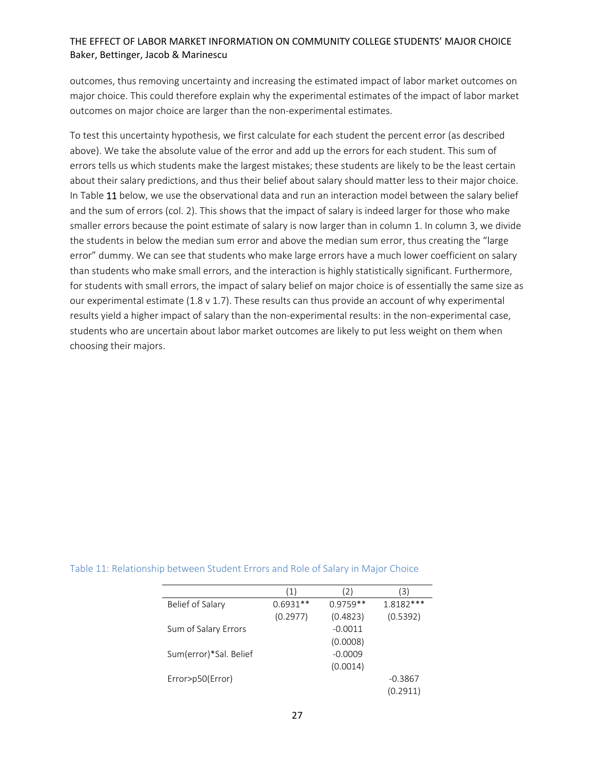outcomes, thus removing uncertainty and increasing the estimated impact of labor market outcomes on major choice. This could therefore explain why the experimental estimates of the impact of labor market outcomes on major choice are larger than the non-experimental estimates.

To test this uncertainty hypothesis, we first calculate for each student the percent error (as described above). We take the absolute value of the error and add up the errors for each student. This sum of errors tells us which students make the largest mistakes; these students are likely to be the least certain about their salary predictions, and thus their belief about salary should matter less to their major choice. In Table 11 below, we use the observational data and run an interaction model between the salary belief and the sum of errors (col. 2). This shows that the impact of salary is indeed larger for those who make smaller errors because the point estimate of salary is now larger than in column 1. In column 3, we divide the students in below the median sum error and above the median sum error, thus creating the "large error" dummy. We can see that students who make large errors have a much lower coefficient on salary than students who make small errors, and the interaction is highly statistically significant. Furthermore, for students with small errors, the impact of salary belief on major choice is of essentially the same size as our experimental estimate (1.8 v 1.7). These results can thus provide an account of why experimental results yield a higher impact of salary than the non-experimental results: in the non-experimental case, students who are uncertain about labor market outcomes are likely to put less weight on them when choosing their majors.

Table 11: Relationship between Student Errors and Role of Salary in Major Choice

| | (1) | (2) | (3) |
|---|---|---|---|
| Belief of Salary | 0.6931** | 0.9759** | 1.8182*** |
| | (0.2977) | (0.4823) | (0.5392) |
| Sum of Salary Errors | | -0.0011 | |
| | | (0.0008) | |
| Sum(error)*Sal. Belief | | -0.0009 | |
| | | (0.0014) | |
| Error>p50(Error) | | | -0.3867 |
| | | | (0.2911) |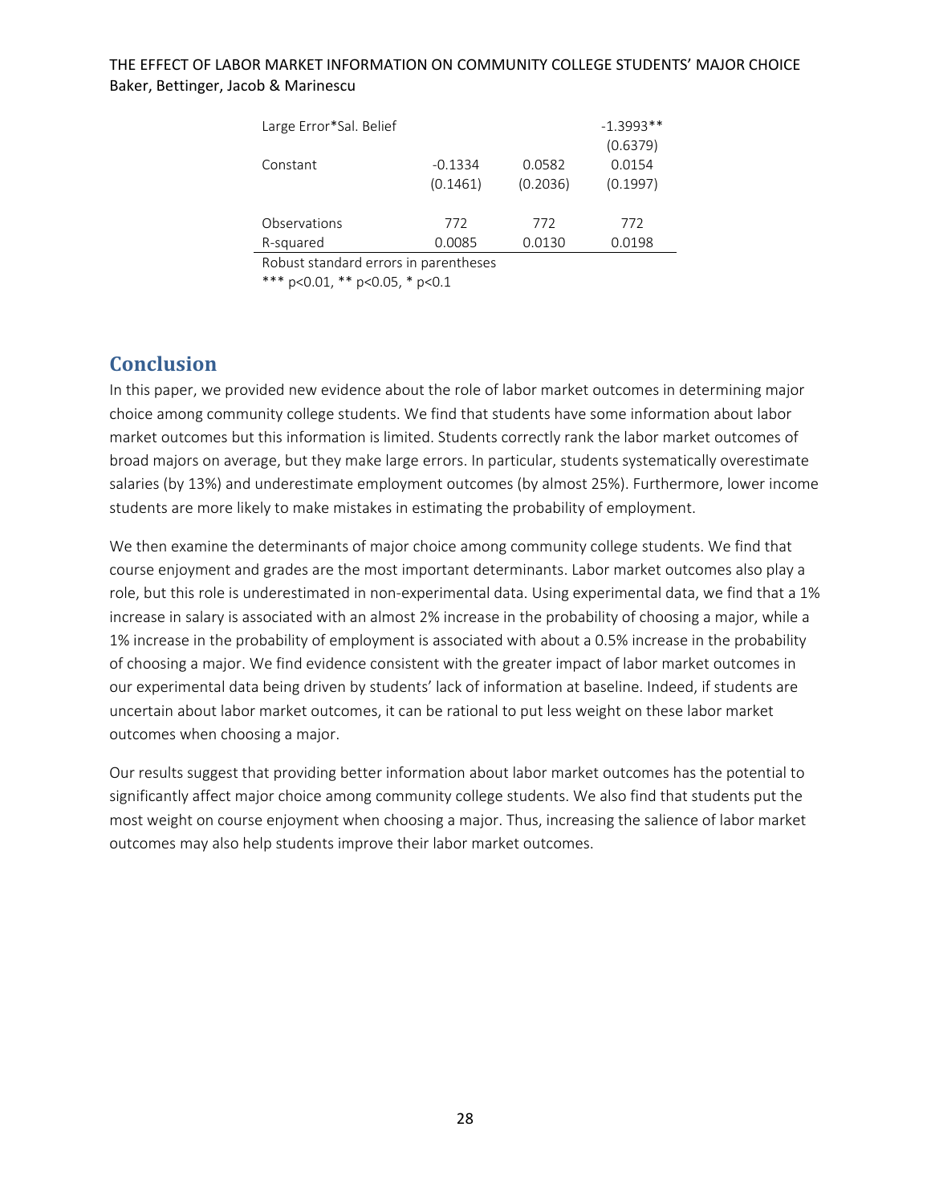| | | | |
|---|---|---|---|
| Large Error*Sal. Belief | | | -1.3993** |
| | | | (0.6379) |
| Constant | -0.1334 | 0.0582 | 0.0154 |
| | (0.1461) | (0.2036) | (0.1997) |
| Observations | 772 | 772 | 772 |
| R-squared | 0.0085 | 0.0130 | 0.0198 |

Robust standard errors in parentheses
*** p<0.01, ** p<0.05, * p<0.1

## Conclusion

In this paper, we provided new evidence about the role of labor market outcomes in determining major choice among community college students. We find that students have some information about labor market outcomes but this information is limited. Students correctly rank the labor market outcomes of broad majors on average, but they make large errors. In particular, students systematically overestimate salaries (by 13%) and underestimate employment outcomes (by almost 25%). Furthermore, lower income students are more likely to make mistakes in estimating the probability of employment.

We then examine the determinants of major choice among community college students. We find that course enjoyment and grades are the most important determinants. Labor market outcomes also play a role, but this role is underestimated in non-experimental data. Using experimental data, we find that a 1% increase in salary is associated with an almost 2% increase in the probability of choosing a major, while a 1% increase in the probability of employment is associated with about a 0.5% increase in the probability of choosing a major. We find evidence consistent with the greater impact of labor market outcomes in our experimental data being driven by students' lack of information at baseline. Indeed, if students are uncertain about labor market outcomes, it can be rational to put less weight on these labor market outcomes when choosing a major.

Our results suggest that providing better information about labor market outcomes has the potential to significantly affect major choice among community college students. We also find that students put the most weight on course enjoyment when choosing a major. Thus, increasing the salience of labor market outcomes may also help students improve their labor market outcomes.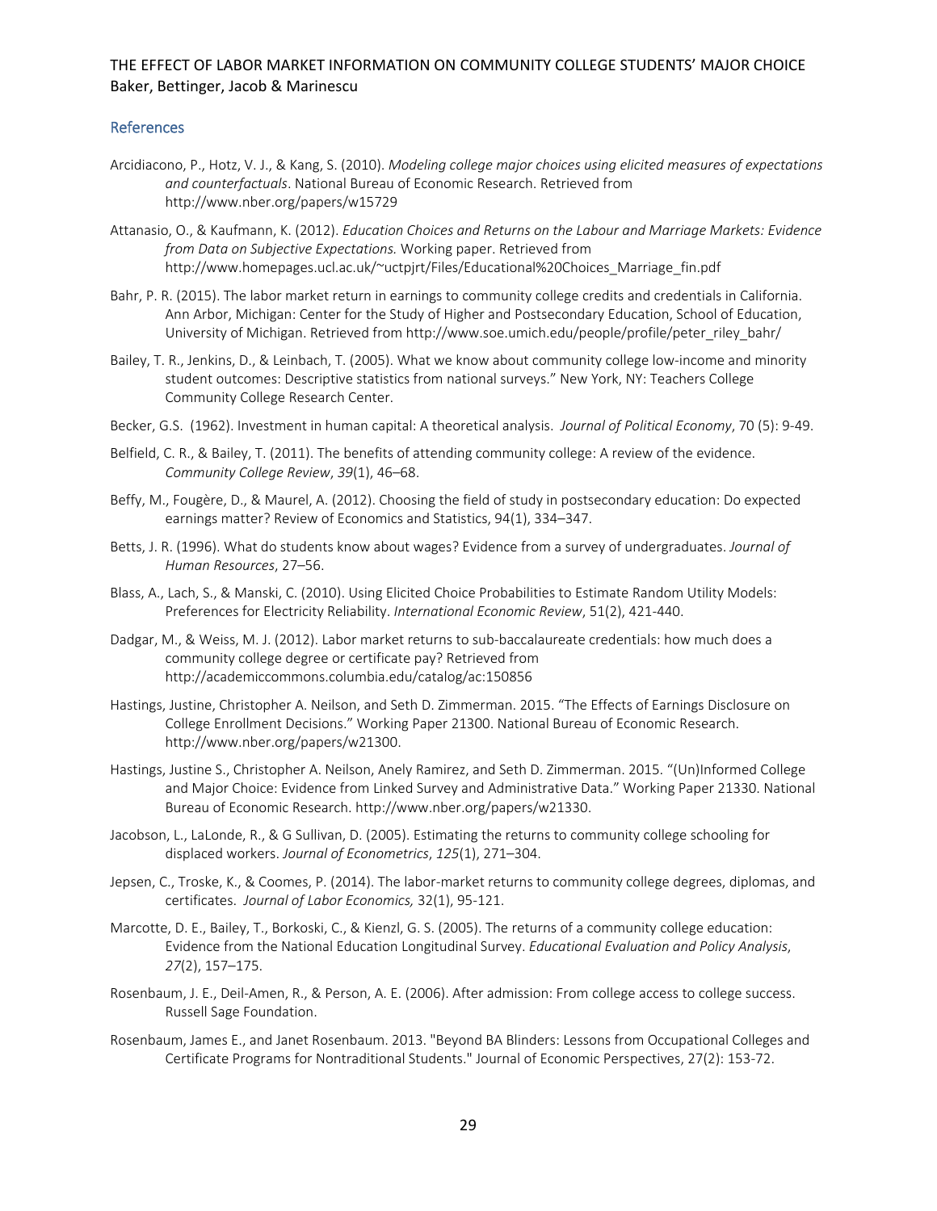## References

Arcidiacono, P., Hotz, V. J., & Kang, S. (2010). *Modeling college major choices using elicited measures of expectations and counterfactuals*. National Bureau of Economic Research. Retrieved from http://www.nber.org/papers/w15729

Attanasio, O., & Kaufmann, K. (2012). *Education Choices and Returns on the Labour and Marriage Markets: Evidence from Data on Subjective Expectations.* Working paper. Retrieved from http://www.homepages.ucl.ac.uk/~uctpjrt/Files/Educational%20Choices_Marriage_fin.pdf

Bahr, P. R. (2015). The labor market return in earnings to community college credits and credentials in California. Ann Arbor, Michigan: Center for the Study of Higher and Postsecondary Education, School of Education, University of Michigan. Retrieved from http://www.soe.umich.edu/people/profile/peter_riley_bahr/

Bailey, T. R., Jenkins, D., & Leinbach, T. (2005). What we know about community college low-income and minority student outcomes: Descriptive statistics from national surveys." New York, NY: Teachers College Community College Research Center.

Becker, G.S. (1962). Investment in human capital: A theoretical analysis. *Journal of Political Economy*, 70 (5): 9-49.

Belfield, C. R., & Bailey, T. (2011). The benefits of attending community college: A review of the evidence. *Community College Review*, *39*(1), 46–68.

Beffy, M., Fougère, D., & Maurel, A. (2012). Choosing the field of study in postsecondary education: Do expected earnings matter? Review of Economics and Statistics, 94(1), 334–347.

Betts, J. R. (1996). What do students know about wages? Evidence from a survey of undergraduates. *Journal of Human Resources*, 27–56.

Blass, A., Lach, S., & Manski, C. (2010). Using Elicited Choice Probabilities to Estimate Random Utility Models: Preferences for Electricity Reliability. *International Economic Review*, 51(2), 421-440.

Dadgar, M., & Weiss, M. J. (2012). Labor market returns to sub-baccalaureate credentials: how much does a community college degree or certificate pay? Retrieved from http://academiccommons.columbia.edu/catalog/ac:150856

Hastings, Justine, Christopher A. Neilson, and Seth D. Zimmerman. 2015. "The Effects of Earnings Disclosure on College Enrollment Decisions." Working Paper 21300. National Bureau of Economic Research. http://www.nber.org/papers/w21300.

Hastings, Justine S., Christopher A. Neilson, Anely Ramirez, and Seth D. Zimmerman. 2015. "(Un)Informed College and Major Choice: Evidence from Linked Survey and Administrative Data." Working Paper 21330. National Bureau of Economic Research. http://www.nber.org/papers/w21330.

Jacobson, L., LaLonde, R., & G Sullivan, D. (2005). Estimating the returns to community college schooling for displaced workers. *Journal of Econometrics*, *125*(1), 271–304.

Jepsen, C., Troske, K., & Coomes, P. (2014). The labor-market returns to community college degrees, diplomas, and certificates. *Journal of Labor Economics,* 32(1), 95-121.

Marcotte, D. E., Bailey, T., Borkoski, C., & Kienzl, G. S. (2005). The returns of a community college education: Evidence from the National Education Longitudinal Survey. *Educational Evaluation and Policy Analysis*, *27*(2), 157–175.

Rosenbaum, J. E., Deil-Amen, R., & Person, A. E. (2006). After admission: From college access to college success. Russell Sage Foundation.

Rosenbaum, James E., and Janet Rosenbaum. 2013. "Beyond BA Blinders: Lessons from Occupational Colleges and Certificate Programs for Nontraditional Students." Journal of Economic Perspectives, 27(2): 153-72.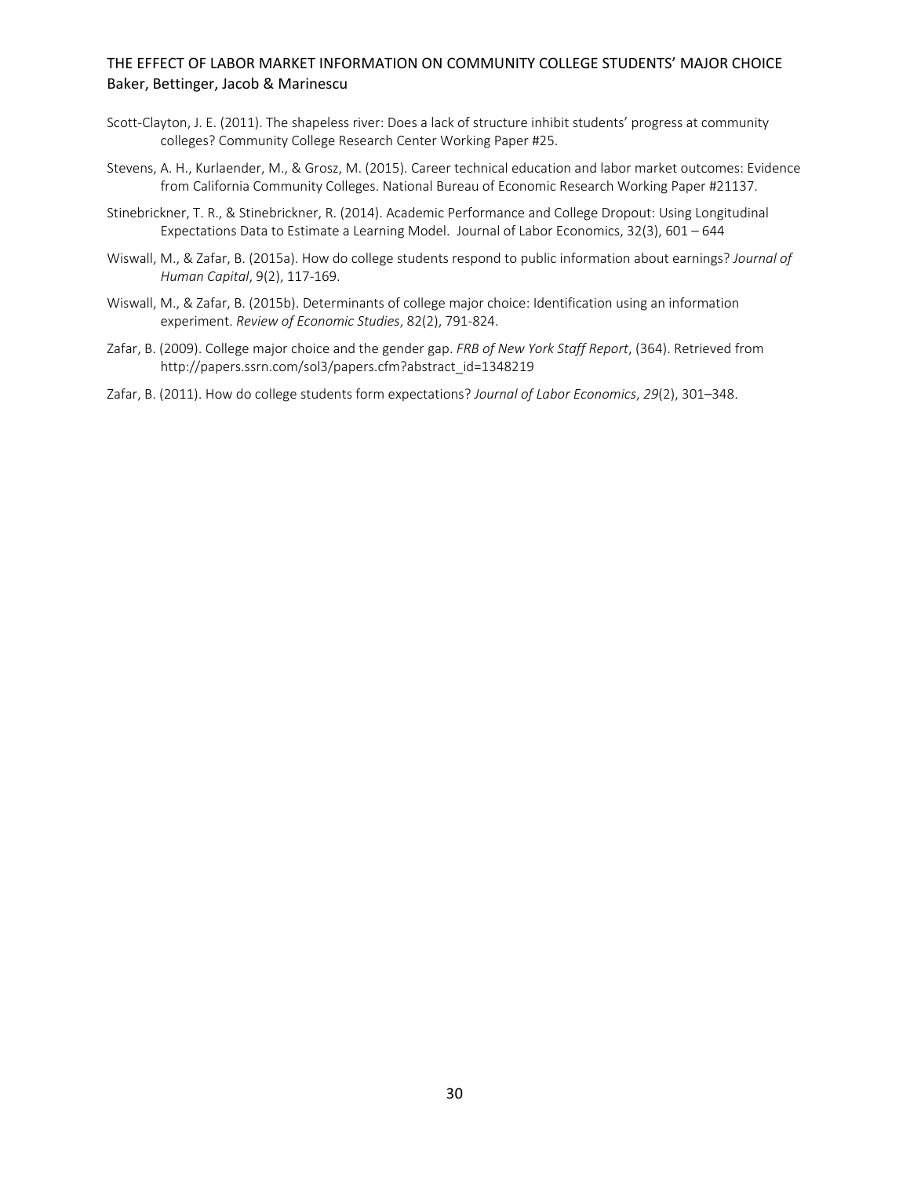Scott-Clayton, J. E. (2011). The shapeless river: Does a lack of structure inhibit students' progress at community colleges? Community College Research Center Working Paper #25.

Stevens, A. H., Kurlaender, M., & Grosz, M. (2015). Career technical education and labor market outcomes: Evidence from California Community Colleges. National Bureau of Economic Research Working Paper #21137.

Stinebrickner, T. R., & Stinebrickner, R. (2014). Academic Performance and College Dropout: Using Longitudinal Expectations Data to Estimate a Learning Model. Journal of Labor Economics, 32(3), 601 – 644

Wiswall, M., & Zafar, B. (2015a). How do college students respond to public information about earnings? *Journal of Human Capital*, 9(2), 117-169.

Wiswall, M., & Zafar, B. (2015b). Determinants of college major choice: Identification using an information experiment. *Review of Economic Studies*, 82(2), 791-824.

Zafar, B. (2009). College major choice and the gender gap. *FRB of New York Staff Report*, (364). Retrieved from http://papers.ssrn.com/sol3/papers.cfm?abstract_id=1348219

Zafar, B. (2011). How do college students form expectations? *Journal of Labor Economics*, *29*(2), 301–348.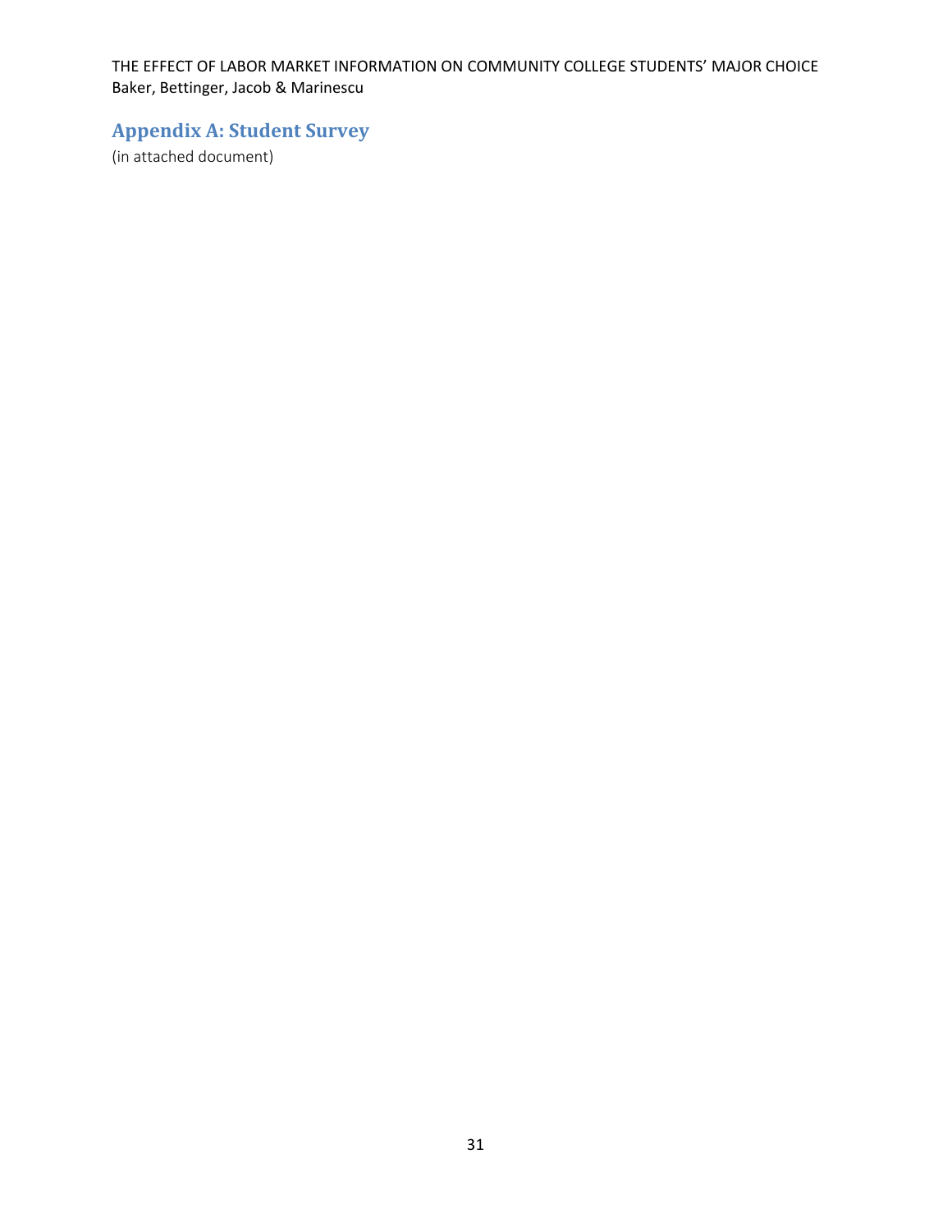## Appendix A: Student Survey

(in attached document)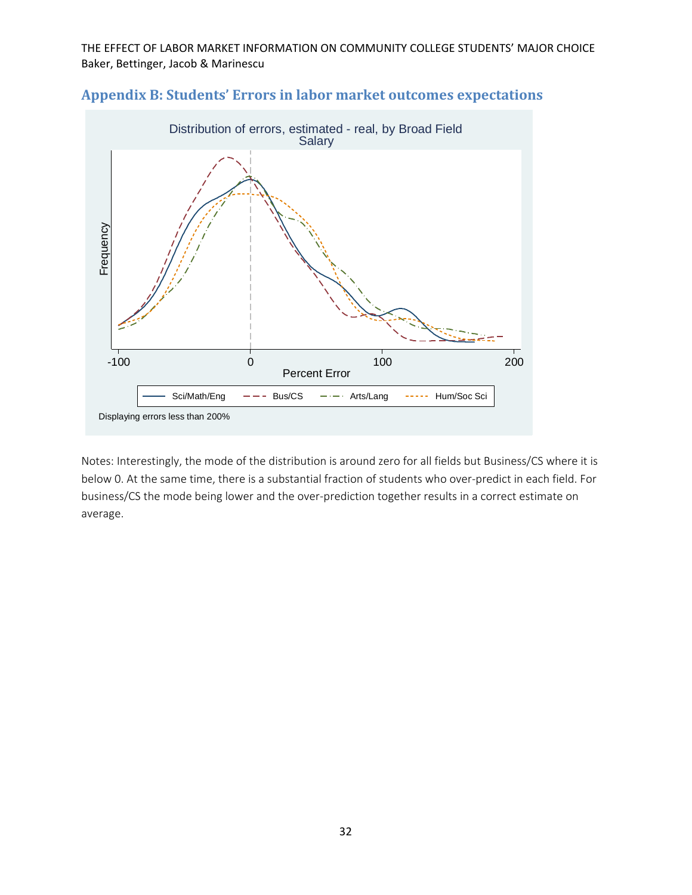## Appendix B: Students' Errors in labor market outcomes expectations

Distribution of errors, estimated - real, by Broad Field
Salary

Frequency

-100 0 100 200

Percent Error

Sci/Math/Eng | Bus/CS | Arts/Lang | Hum/Soc Sci

Displaying errors less than 200%

Notes: Interestingly, the mode of the distribution is around zero for all fields but Business/CS where it is below 0. At the same time, there is a substantial fraction of students who over-predict in each field. For business/CS the mode being lower and the over-prediction together results in a correct estimate on average.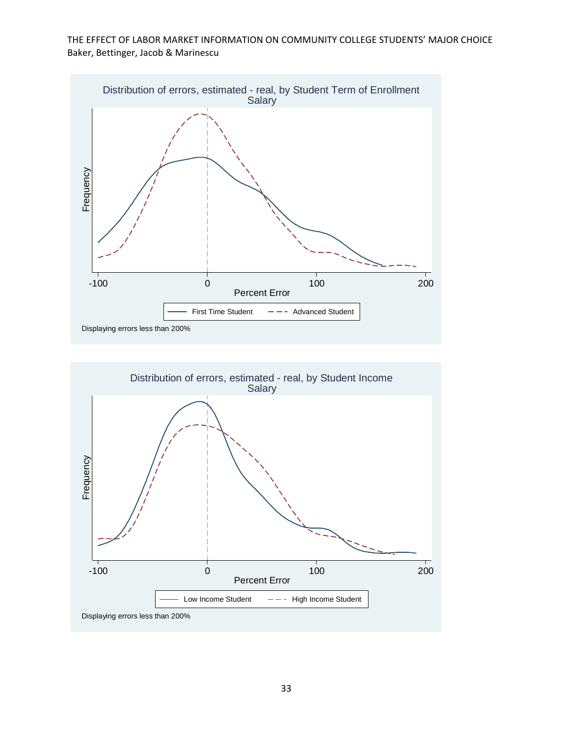Distribution of errors, estimated - real, by Student Term of Enrollment
Salary

Frequency

-100 0 100 200

Percent Error

First Time Student — Advanced Student

Displaying errors less than 200%

Distribution of errors, estimated - real, by Student Income
Salary

Frequency

-100 0 100 200

Percent Error

Low Income Student — High Income Student

Displaying errors less than 200%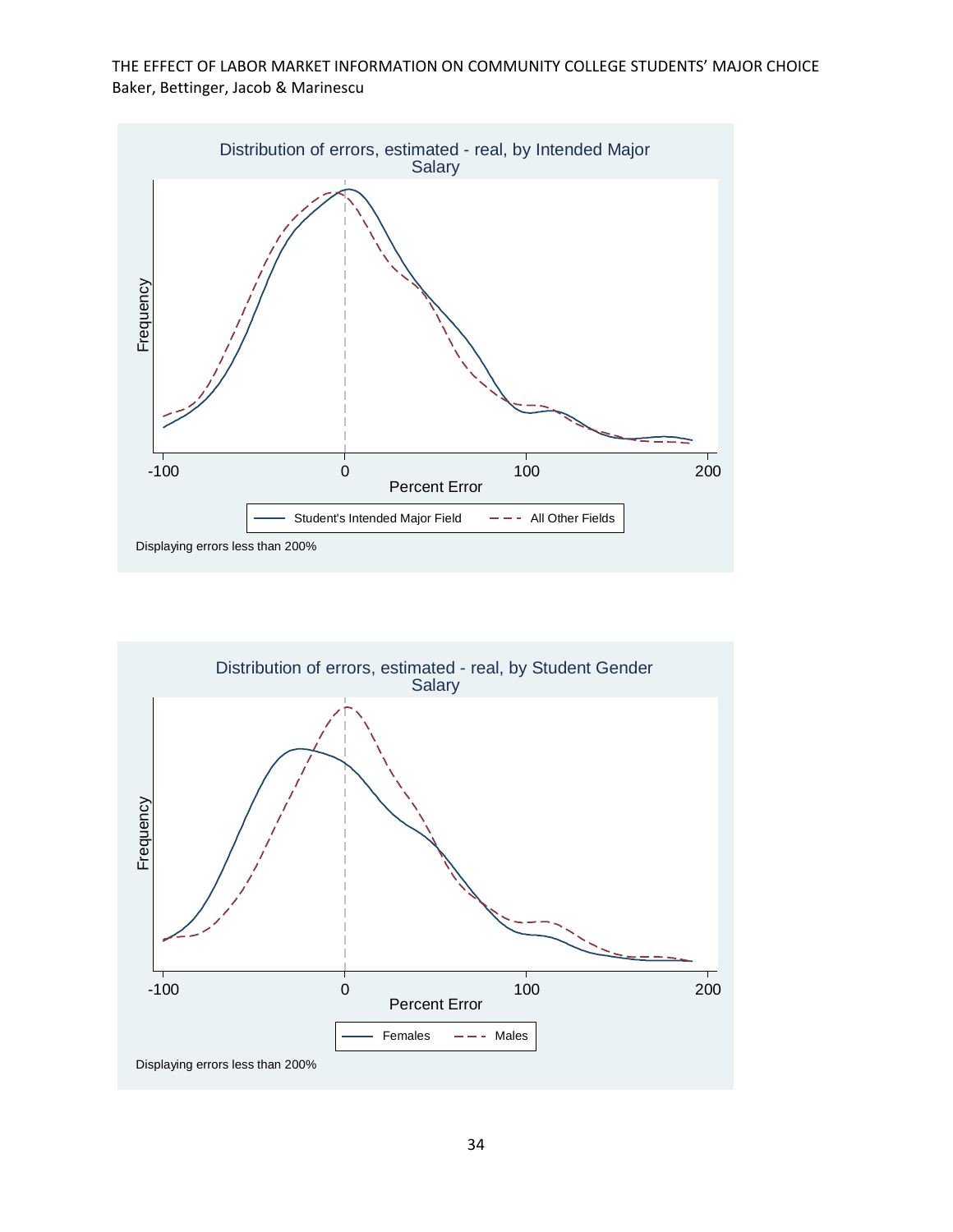Distribution of errors, estimated - real, by Intended Major
Salary

Frequency

-100 0 100 200

Percent Error

Student's Intended Major Field — All Other Fields

Displaying errors less than 200%

Distribution of errors, estimated - real, by Student Gender
Salary

Frequency

-100 0 100 200

Percent Error

Females — Males

Displaying errors less than 200%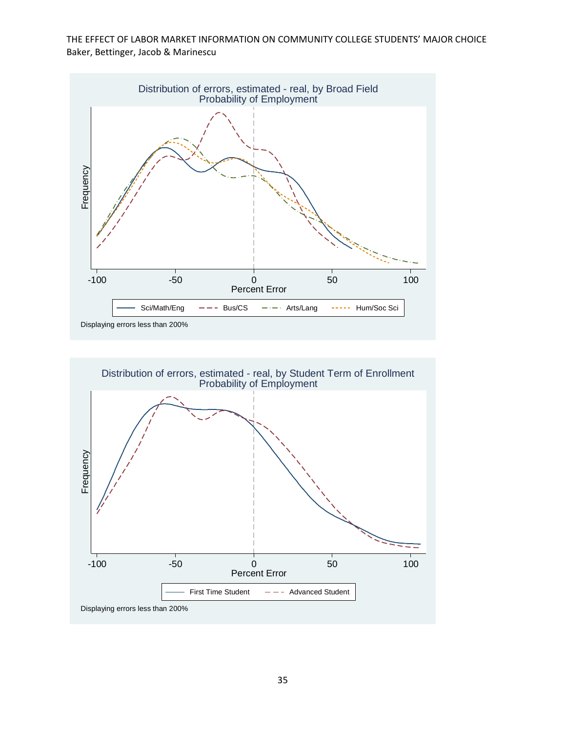Distribution of errors, estimated - real, by Broad Field
Probability of Employment

Frequency

-100 -50 0 50 100

Percent Error

Sci/Math/Eng — Bus/CS — Arts/Lang — Hum/Soc Sci

Displaying errors less than 200%

Distribution of errors, estimated - real, by Student Term of Enrollment
Probability of Employment

Frequency

-100 -50 0 50 100

Percent Error

First Time Student — Advanced Student

Displaying errors less than 200%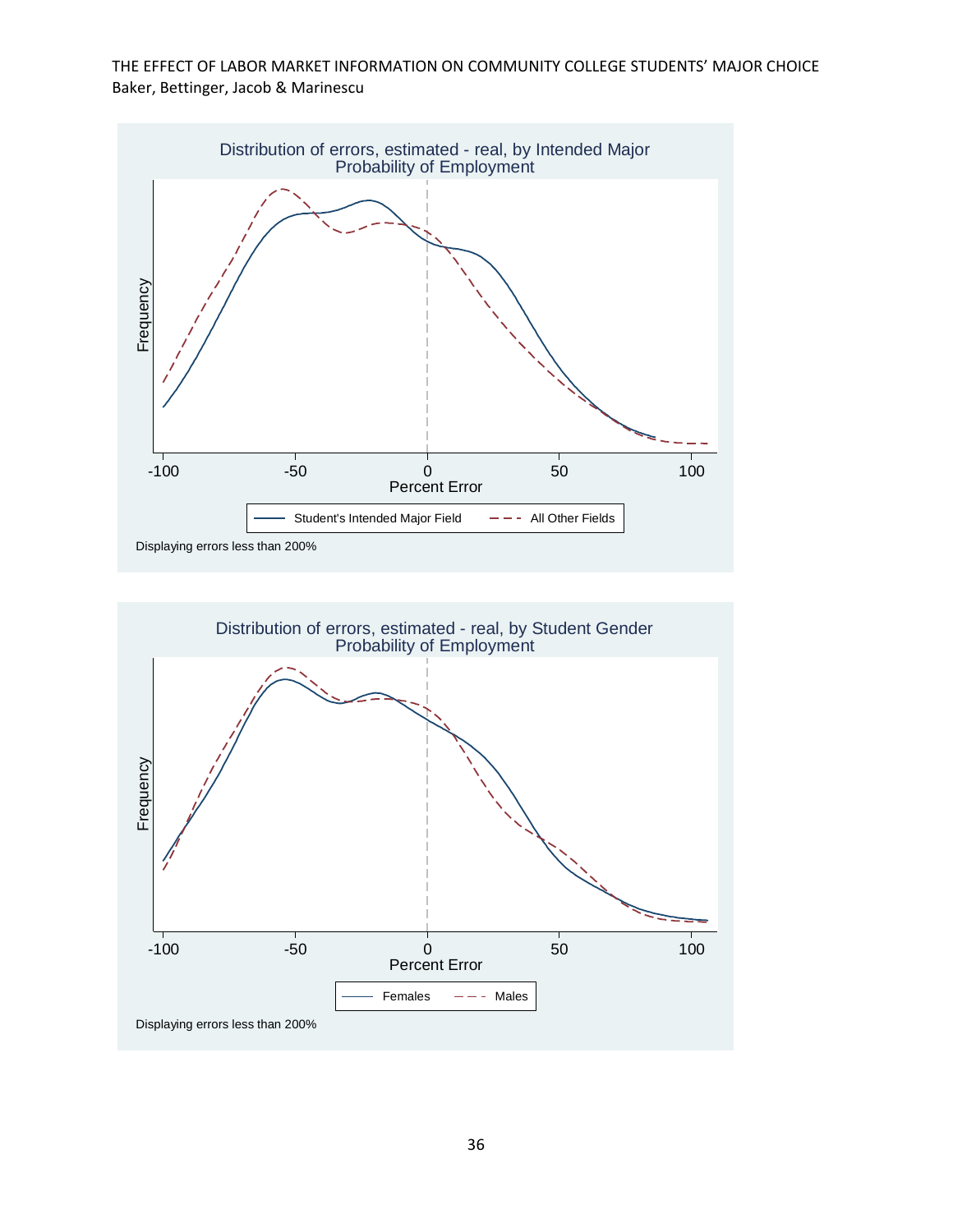Distribution of errors, estimated - real, by Intended Major
Probability of Employment

Frequency

-100 -50 0 50 100
Percent Error

Student's Intended Major Field — All Other Fields

Displaying errors less than 200%

Distribution of errors, estimated - real, by Student Gender
Probability of Employment

Frequency

-100 -50 0 50 100
Percent Error

Females — Males

Displaying errors less than 200%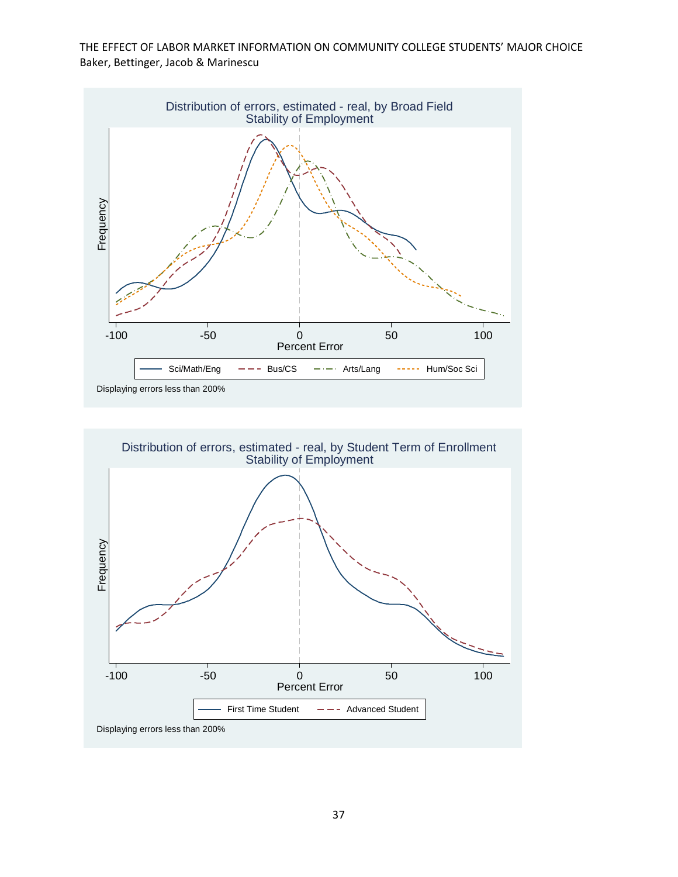Distribution of errors, estimated - real, by Broad Field
Stability of Employment

Frequency

Percent Error

-100 -50 0 50 100

Sci/Math/Eng — Bus/CS — Arts/Lang — Hum/Soc Sci

Displaying errors less than 200%

Distribution of errors, estimated - real, by Student Term of Enrollment
Stability of Employment

Frequency

Percent Error

-100 -50 0 50 100

First Time Student — Advanced Student

Displaying errors less than 200%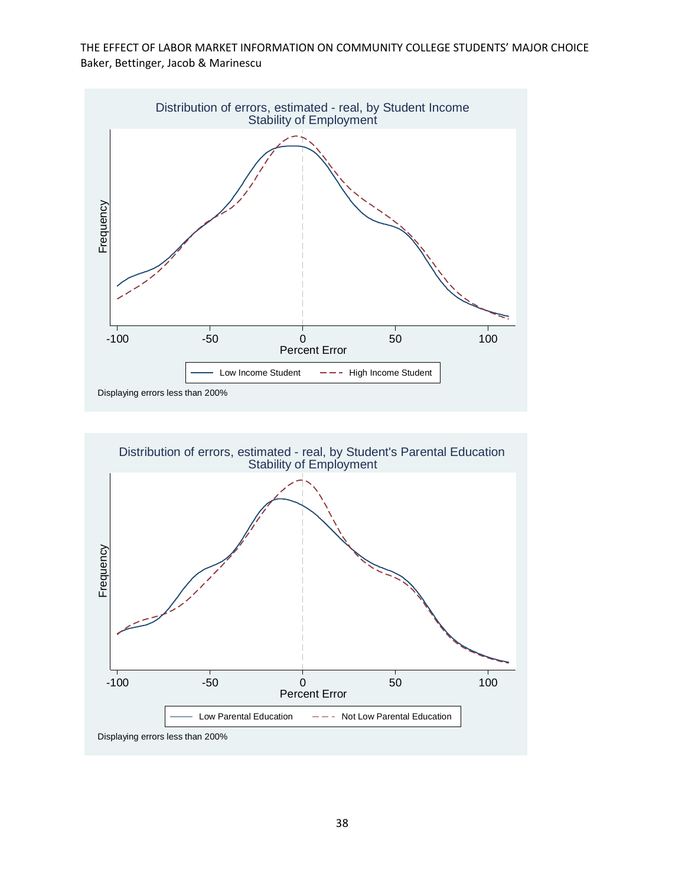Distribution of errors, estimated - real, by Student Income
Stability of Employment

Frequency

-100 -50 0 50 100
Percent Error

Low Income Student — High Income Student

Displaying errors less than 200%

Distribution of errors, estimated - real, by Student's Parental Education
Stability of Employment

Frequency

-100 -50 0 50 100
Percent Error

Low Parental Education — Not Low Parental Education

Displaying errors less than 200%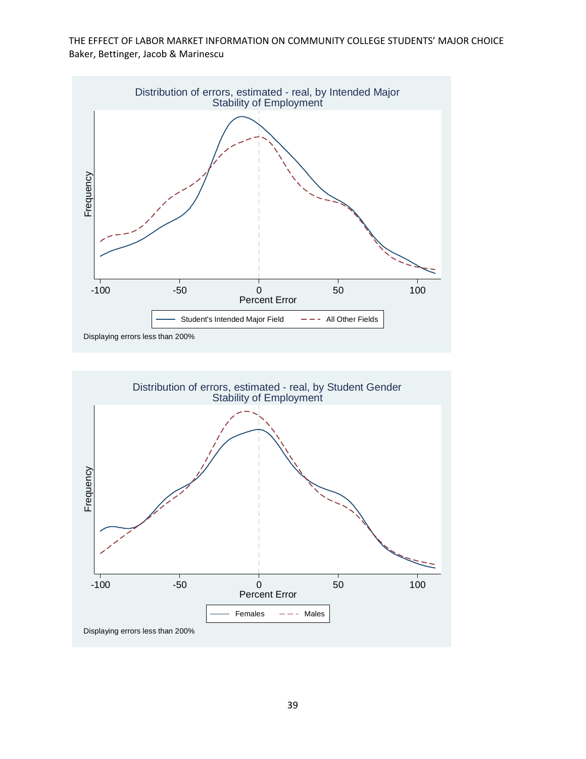Distribution of errors, estimated - real, by Intended Major
Stability of Employment

Frequency

Percent Error

-100 | -50 | 0 | 50 | 100

Student's Intended Major Field — All Other Fields

Displaying errors less than 200%

Distribution of errors, estimated - real, by Student Gender
Stability of Employment

Frequency

Percent Error

-100 | -50 | 0 | 50 | 100

Females — Males

Displaying errors less than 200%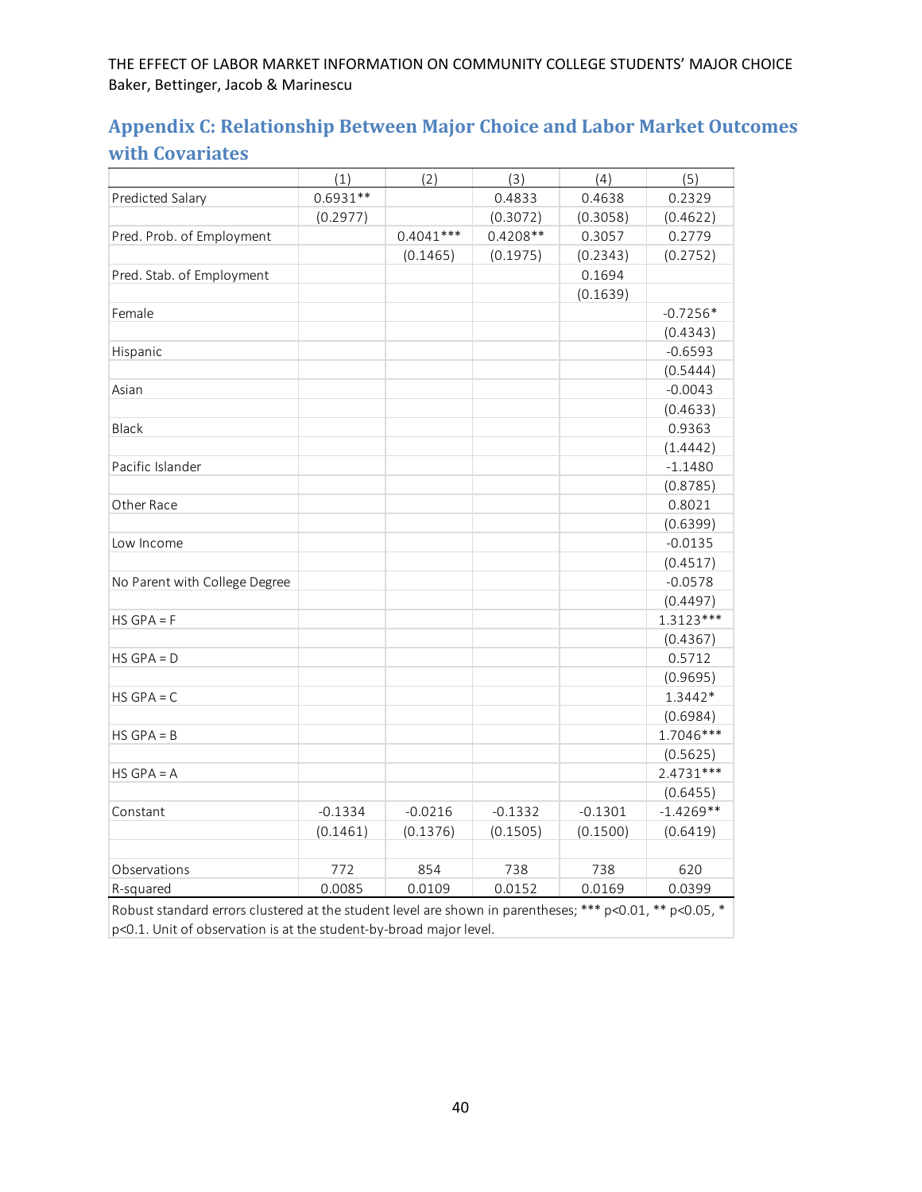## Appendix C: Relationship Between Major Choice and Labor Market Outcomes with Covariates

| | (1) | (2) | (3) | (4) | (5) |
|---|---|---|---|---|---|
| Predicted Salary | 0.6931** | | 0.4833 | 0.4638 | 0.2329 |
| | (0.2977) | | (0.3072) | (0.3058) | (0.4622) |
| Pred. Prob. of Employment | | 0.4041*** | 0.4208** | 0.3057 | 0.2779 |
| | | (0.1465) | (0.1975) | (0.2343) | (0.2752) |
| Pred. Stab. of Employment | | | | 0.1694 | |
| | | | | (0.1639) | |
| Female | | | | | -0.7256* |
| | | | | | (0.4343) |
| Hispanic | | | | | -0.6593 |
| | | | | | (0.5444) |
| Asian | | | | | -0.0043 |
| | | | | | (0.4633) |
| Black | | | | | 0.9363 |
| | | | | | (1.4442) |
| Pacific Islander | | | | | -1.1480 |
| | | | | | (0.8785) |
| Other Race | | | | | 0.8021 |
| | | | | | (0.6399) |
| Low Income | | | | | -0.0135 |
| | | | | | (0.4517) |
| No Parent with College Degree | | | | | -0.0578 |
| | | | | | (0.4497) |
| HS GPA = F | | | | | 1.3123*** |
| | | | | | (0.4367) |
| HS GPA = D | | | | | 0.5712 |
| | | | | | (0.9695) |
| HS GPA = C | | | | | 1.3442* |
| | | | | | (0.6984) |
| HS GPA = B | | | | | 1.7046*** |
| | | | | | (0.5625) |
| HS GPA = A | | | | | 2.4731*** |
| | | | | | (0.6455) |
| Constant | -0.1334 | -0.0216 | -0.1332 | -0.1301 | -1.4269** |
| | (0.1461) | (0.1376) | (0.1505) | (0.1500) | (0.6419) |
| | | | | | |
| Observations | 772 | 854 | 738 | 738 | 620 |
| R-squared | 0.0085 | 0.0109 | 0.0152 | 0.0169 | 0.0399 |

Robust standard errors clustered at the student level are shown in parentheses; *** p<0.01, ** p<0.05, * p<0.1. Unit of observation is at the student-by-broad major level.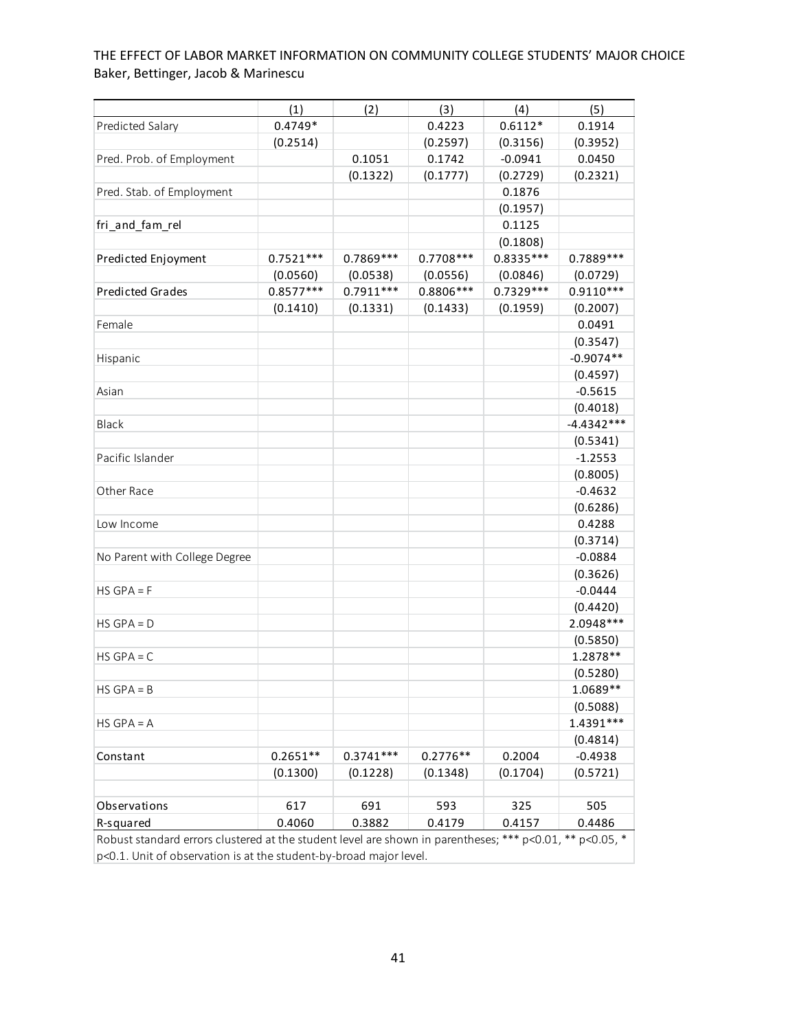|  | (1) | (2) | (3) | (4) | (5) |
|---|---|---|---|---|---|
| Predicted Salary | 0.4749* |  | 0.4223 | 0.6112* | 0.1914 |
|  | (0.2514) |  | (0.2597) | (0.3156) | (0.3952) |
| Pred. Prob. of Employment |  | 0.1051 | 0.1742 | -0.0941 | 0.0450 |
|  |  | (0.1322) | (0.1777) | (0.2729) | (0.2321) |
| Pred. Stab. of Employment |  |  |  | 0.1876 |  |
|  |  |  |  | (0.1957) |  |
| fri_and_fam_rel |  |  |  | 0.1125 |  |
|  |  |  |  | (0.1808) |  |
| Predicted Enjoyment | 0.7521*** | 0.7869*** | 0.7708*** | 0.8335*** | 0.7889*** |
|  | (0.0560) | (0.0538) | (0.0556) | (0.0846) | (0.0729) |
| Predicted Grades | 0.8577*** | 0.7911*** | 0.8806*** | 0.7329*** | 0.9110*** |
|  | (0.1410) | (0.1331) | (0.1433) | (0.1959) | (0.2007) |
| Female |  |  |  |  | 0.0491 |
|  |  |  |  |  | (0.3547) |
| Hispanic |  |  |  |  | -0.9074** |
|  |  |  |  |  | (0.4597) |
| Asian |  |  |  |  | -0.5615 |
|  |  |  |  |  | (0.4018) |
| Black |  |  |  |  | -4.4342*** |
|  |  |  |  |  | (0.5341) |
| Pacific Islander |  |  |  |  | -1.2553 |
|  |  |  |  |  | (0.8005) |
| Other Race |  |  |  |  | -0.4632 |
|  |  |  |  |  | (0.6286) |
| Low Income |  |  |  |  | 0.4288 |
|  |  |  |  |  | (0.3714) |
| No Parent with College Degree |  |  |  |  | -0.0884 |
|  |  |  |  |  | (0.3626) |
| HS GPA = F |  |  |  |  | -0.0444 |
|  |  |  |  |  | (0.4420) |
| HS GPA = D |  |  |  |  | 2.0948*** |
|  |  |  |  |  | (0.5850) |
| HS GPA = C |  |  |  |  | 1.2878** |
|  |  |  |  |  | (0.5280) |
| HS GPA = B |  |  |  |  | 1.0689** |
|  |  |  |  |  | (0.5088) |
| HS GPA = A |  |  |  |  | 1.4391*** |
|  |  |  |  |  | (0.4814) |
| Constant | 0.2651** | 0.3741*** | 0.2776** | 0.2004 | -0.4938 |
|  | (0.1300) | (0.1228) | (0.1348) | (0.1704) | (0.5721) |
| Observations | 617 | 691 | 593 | 325 | 505 |
| R-squared | 0.4060 | 0.3882 | 0.4179 | 0.4157 | 0.4486 |

Robust standard errors clustered at the student level are shown in parentheses; *** p<0.01, ** p<0.05, * p<0.1. Unit of observation is at the student-by-broad major level.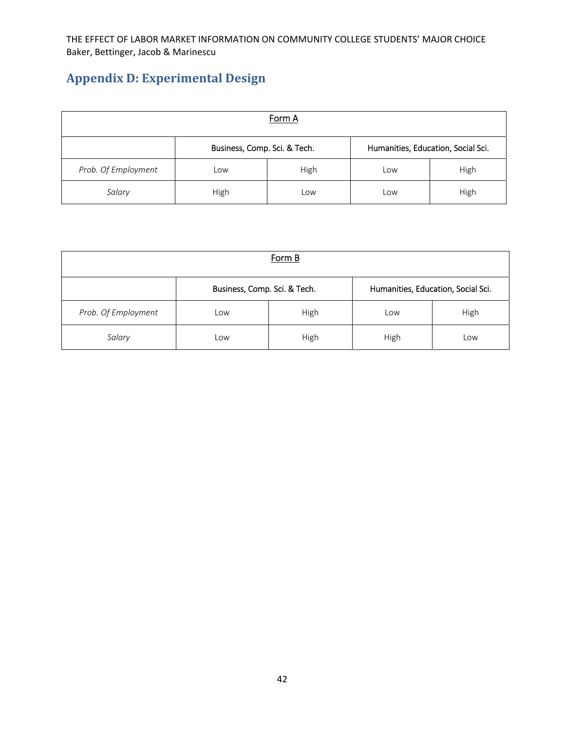## Appendix D: Experimental Design

| Form A | | | | |
|---|---|---|---|---|
| | Business, Comp. Sci. & Tech. | | Humanities, Education, Social Sci. | |
| *Prob. Of Employment* | Low | High | Low | High |
| *Salary* | High | Low | Low | High |

| Form B | | | | |
|---|---|---|---|---|
| | Business, Comp. Sci. & Tech. | | Humanities, Education, Social Sci. | |
| *Prob. Of Employment* | Low | High | Low | High |
| *Salary* | Low | High | High | Low |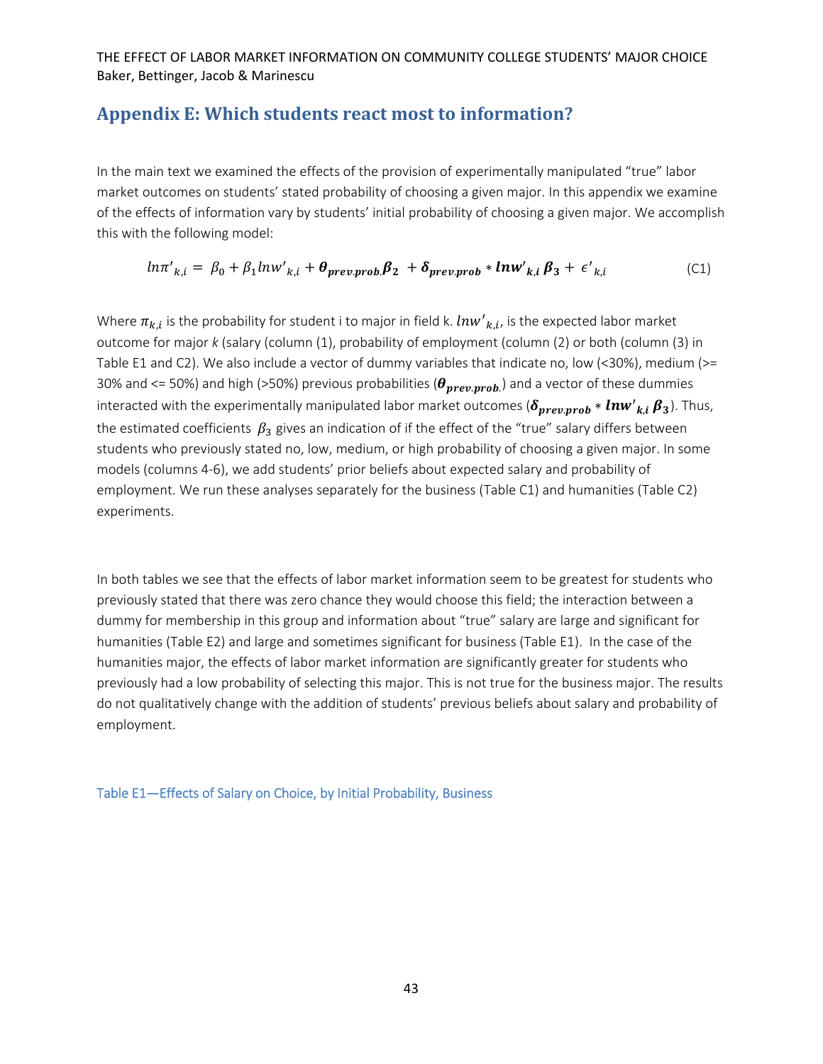## Appendix E: Which students react most to information?

In the main text we examined the effects of the provision of experimentally manipulated "true" labor market outcomes on students' stated probability of choosing a given major. In this appendix we examine of the effects of information vary by students' initial probability of choosing a given major. We accomplish this with the following model:

$$ln\pi'_{k,i} = \beta_0 + \beta_1 lnw'_{k,i} + \boldsymbol{\theta_{prev.prob.}\beta_2} + \boldsymbol{\delta_{prev.prob}} * \boldsymbol{lnw'_{k,i}\,\beta_3} + \epsilon'_{k,i} \qquad \text{(C1)}$$

Where $\pi_{k,i}$ is the probability for student i to major in field k. $lnw'_{k,i}$, is the expected labor market outcome for major *k* (salary (column (1), probability of employment (column (2) or both (column (3) in Table E1 and C2). We also include a vector of dummy variables that indicate no, low (<30%), medium (>= 30% and <= 50%) and high (>50%) previous probabilities ($\boldsymbol{\theta_{prev.prob.}}$) and a vector of these dummies interacted with the experimentally manipulated labor market outcomes ($\boldsymbol{\delta_{prev.prob}} * \boldsymbol{lnw'_{k,i}\,\beta_3}$). Thus, the estimated coefficients $\beta_3$ gives an indication of if the effect of the "true" salary differs between students who previously stated no, low, medium, or high probability of choosing a given major. In some models (columns 4-6), we add students' prior beliefs about expected salary and probability of employment. We run these analyses separately for the business (Table C1) and humanities (Table C2) experiments.

In both tables we see that the effects of labor market information seem to be greatest for students who previously stated that there was zero chance they would choose this field; the interaction between a dummy for membership in this group and information about "true" salary are large and significant for humanities (Table E2) and large and sometimes significant for business (Table E1). In the case of the humanities major, the effects of labor market information are significantly greater for students who previously had a low probability of selecting this major. This is not true for the business major. The results do not qualitatively change with the addition of students' previous beliefs about salary and probability of employment.

Table E1—Effects of Salary on Choice, by Initial Probability, Business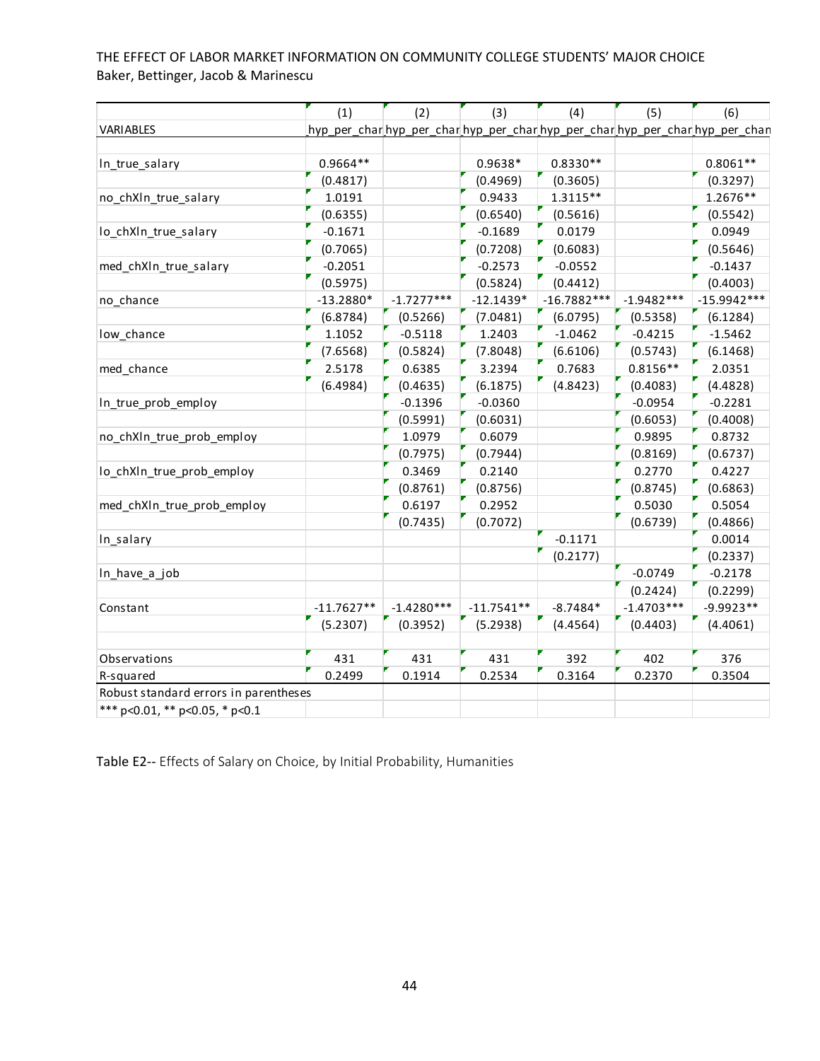THE EFFECT OF LABOR MARKET INFORMATION ON COMMUNITY COLLEGE STUDENTS' MAJOR CHOICE
Baker, Bettinger, Jacob & Marinescu

| | (1) | (2) | (3) | (4) | (5) | (6) |
|---|---|---|---|---|---|---|
| VARIABLES | hyp_per_char | hyp_per_char | hyp_per_char | hyp_per_char | hyp_per_char | hyp_per_chan |
| | | | | | | |
| ln_true_salary | 0.9664** | | 0.9638* | 0.8330** | | 0.8061** |
| | (0.4817) | | (0.4969) | (0.3605) | | (0.3297) |
| no_chXln_true_salary | 1.0191 | | 0.9433 | 1.3115** | | 1.2676** |
| | (0.6355) | | (0.6540) | (0.5616) | | (0.5542) |
| lo_chXln_true_salary | -0.1671 | | -0.1689 | 0.0179 | | 0.0949 |
| | (0.7065) | | (0.7208) | (0.6083) | | (0.5646) |
| med_chXln_true_salary | -0.2051 | | -0.2573 | -0.0552 | | -0.1437 |
| | (0.5975) | | (0.5824) | (0.4412) | | (0.4003) |
| no_chance | -13.2880* | -1.7277*** | -12.1439* | -16.7882*** | -1.9482*** | -15.9942*** |
| | (6.8784) | (0.5266) | (7.0481) | (6.0795) | (0.5358) | (6.1284) |
| low_chance | 1.1052 | -0.5118 | 1.2403 | -1.0462 | -0.4215 | -1.5462 |
| | (7.6568) | (0.5824) | (7.8048) | (6.6106) | (0.5743) | (6.1468) |
| med_chance | 2.5178 | 0.6385 | 3.2394 | 0.7683 | 0.8156** | 2.0351 |
| | (6.4984) | (0.4635) | (6.1875) | (4.8423) | (0.4083) | (4.4828) |
| ln_true_prob_employ | | -0.1396 | -0.0360 | | -0.0954 | -0.2281 |
| | | (0.5991) | (0.6031) | | (0.6053) | (0.4008) |
| no_chXln_true_prob_employ | | 1.0979 | 0.6079 | | 0.9895 | 0.8732 |
| | | (0.7975) | (0.7944) | | (0.8169) | (0.6737) |
| lo_chXln_true_prob_employ | | 0.3469 | 0.2140 | | 0.2770 | 0.4227 |
| | | (0.8761) | (0.8756) | | (0.8745) | (0.6863) |
| med_chXln_true_prob_employ | | 0.6197 | 0.2952 | | 0.5030 | 0.5054 |
| | | (0.7435) | (0.7072) | | (0.6739) | (0.4866) |
| ln_salary | | | | -0.1171 | | 0.0014 |
| | | | | (0.2177) | | (0.2337) |
| ln_have_a_job | | | | | -0.0749 | -0.2178 |
| | | | | | (0.2424) | (0.2299) |
| Constant | -11.7627** | -1.4280*** | -11.7541** | -8.7484* | -1.4703*** | -9.9923** |
| | (5.2307) | (0.3952) | (5.2938) | (4.4564) | (0.4403) | (4.4061) |
| | | | | | | |
| Observations | 431 | 431 | 431 | 392 | 402 | 376 |
| R-squared | 0.2499 | 0.1914 | 0.2534 | 0.3164 | 0.2370 | 0.3504 |
| Robust standard errors in parentheses | | | | | | |
| *** p<0.01, ** p<0.05, * p<0.1 | | | | | | |

Table E2-- Effects of Salary on Choice, by Initial Probability, Humanities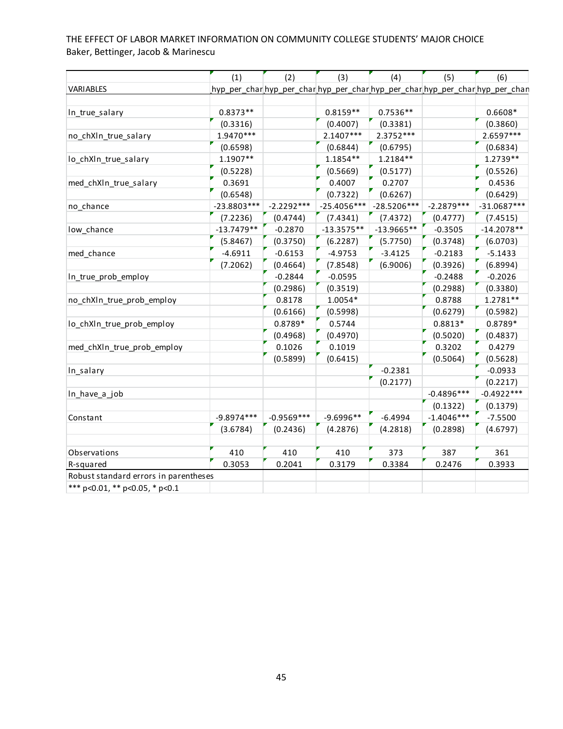| | (1) | (2) | (3) | (4) | (5) | (6) |
|---|---|---|---|---|---|---|
| VARIABLES | hyp_per_char | hyp_per_char | hyp_per_char | hyp_per_char | hyp_per_char | hyp_per_chan |
| | | | | | | |
| ln_true_salary | 0.8373** | | 0.8159** | 0.7536** | | 0.6608* |
| | (0.3316) | | (0.4007) | (0.3381) | | (0.3860) |
| no_chXln_true_salary | 1.9470*** | | 2.1407*** | 2.3752*** | | 2.6597*** |
| | (0.6598) | | (0.6844) | (0.6795) | | (0.6834) |
| lo_chXln_true_salary | 1.1907** | | 1.1854** | 1.2184** | | 1.2739** |
| | (0.5228) | | (0.5669) | (0.5177) | | (0.5526) |
| med_chXln_true_salary | 0.3691 | | 0.4007 | 0.2707 | | 0.4536 |
| | (0.6548) | | (0.7322) | (0.6267) | | (0.6429) |
| no_chance | -23.8803*** | -2.2292*** | -25.4056*** | -28.5206*** | -2.2879*** | -31.0687*** |
| | (7.2236) | (0.4744) | (7.4341) | (7.4372) | (0.4777) | (7.4515) |
| low_chance | -13.7479** | -0.2870 | -13.3575** | -13.9665** | -0.3505 | -14.2078** |
| | (5.8467) | (0.3750) | (6.2287) | (5.7750) | (0.3748) | (6.0703) |
| med_chance | -4.6911 | -0.6153 | -4.9753 | -3.4125 | -0.2183 | -5.1433 |
| | (7.2062) | (0.4664) | (7.8548) | (6.9006) | (0.3926) | (6.8994) |
| ln_true_prob_employ | | -0.2844 | -0.0595 | | -0.2488 | -0.2026 |
| | | (0.2986) | (0.3519) | | (0.2988) | (0.3380) |
| no_chXln_true_prob_employ | | 0.8178 | 1.0054* | | 0.8788 | 1.2781** |
| | | (0.6166) | (0.5998) | | (0.6279) | (0.5982) |
| lo_chXln_true_prob_employ | | 0.8789* | 0.5744 | | 0.8813* | 0.8789* |
| | | (0.4968) | (0.4970) | | (0.5020) | (0.4837) |
| med_chXln_true_prob_employ | | 0.1026 | 0.1019 | | 0.3202 | 0.4279 |
| | | (0.5899) | (0.6415) | | (0.5064) | (0.5628) |
| ln_salary | | | | -0.2381 | | -0.0933 |
| | | | | (0.2177) | | (0.2217) |
| ln_have_a_job | | | | | -0.4896*** | -0.4922*** |
| | | | | | (0.1322) | (0.1379) |
| Constant | -9.8974*** | -0.9569*** | -9.6996** | -6.4994 | -1.4046*** | -7.5500 |
| | (3.6784) | (0.2436) | (4.2876) | (4.2818) | (0.2898) | (4.6797) |
| | | | | | | |
| Observations | 410 | 410 | 410 | 373 | 387 | 361 |
| R-squared | 0.3053 | 0.2041 | 0.3179 | 0.3384 | 0.2476 | 0.3933 |

Robust standard errors in parentheses

*** p<0.01, ** p<0.05, * p<0.1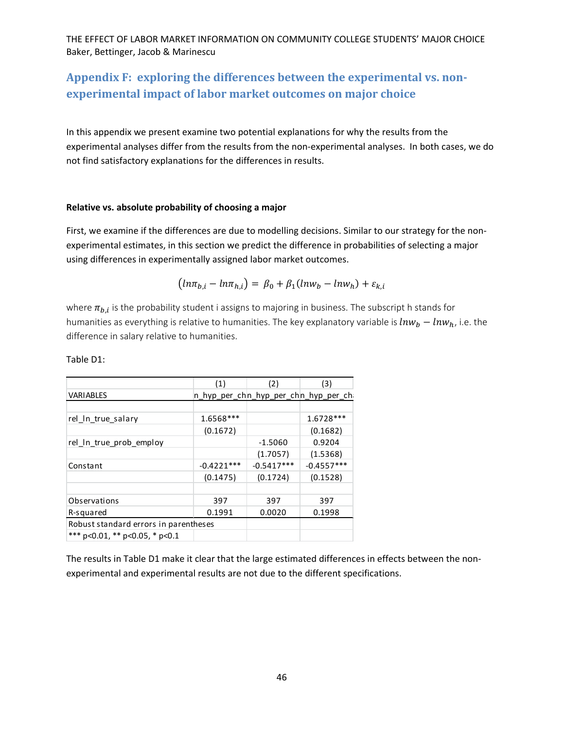## Appendix F: exploring the differences between the experimental vs. non-experimental impact of labor market outcomes on major choice

In this appendix we present examine two potential explanations for why the results from the experimental analyses differ from the results from the non-experimental analyses. In both cases, we do not find satisfactory explanations for the differences in results.

**Relative vs. absolute probability of choosing a major**

First, we examine if the differences are due to modelling decisions. Similar to our strategy for the non-experimental estimates, in this section we predict the difference in probabilities of selecting a major using differences in experimentally assigned labor market outcomes.

$$\left(ln\pi_{b,i} - ln\pi_{h,i}\right) = \beta_0 + \beta_1(lnw_b - lnw_h) + \varepsilon_{k,i}$$

where $\pi_{b,i}$ is the probability student i assigns to majoring in business. The subscript h stands for humanities as everything is relative to humanities. The key explanatory variable is $lnw_b - lnw_h$, i.e. the difference in salary relative to humanities.

Table D1:

| | (1) | (2) | (3) |
|---|---|---|---|
| VARIABLES | n_hyp_per_ch | n_hyp_per_ch | n_hyp_per_ch |
| | | | |
| rel_ln_true_salary | 1.6568*** | | 1.6728*** |
| | (0.1672) | | (0.1682) |
| rel_ln_true_prob_employ | | -1.5060 | 0.9204 |
| | | (1.7057) | (1.5368) |
| Constant | -0.4221*** | -0.5417*** | -0.4557*** |
| | (0.1475) | (0.1724) | (0.1528) |
| | | | |
| Observations | 397 | 397 | 397 |
| R-squared | 0.1991 | 0.0020 | 0.1998 |

Robust standard errors in parentheses
*** p<0.01, ** p<0.05, * p<0.1

The results in Table D1 make it clear that the large estimated differences in effects between the non-experimental and experimental results are not due to the different specifications.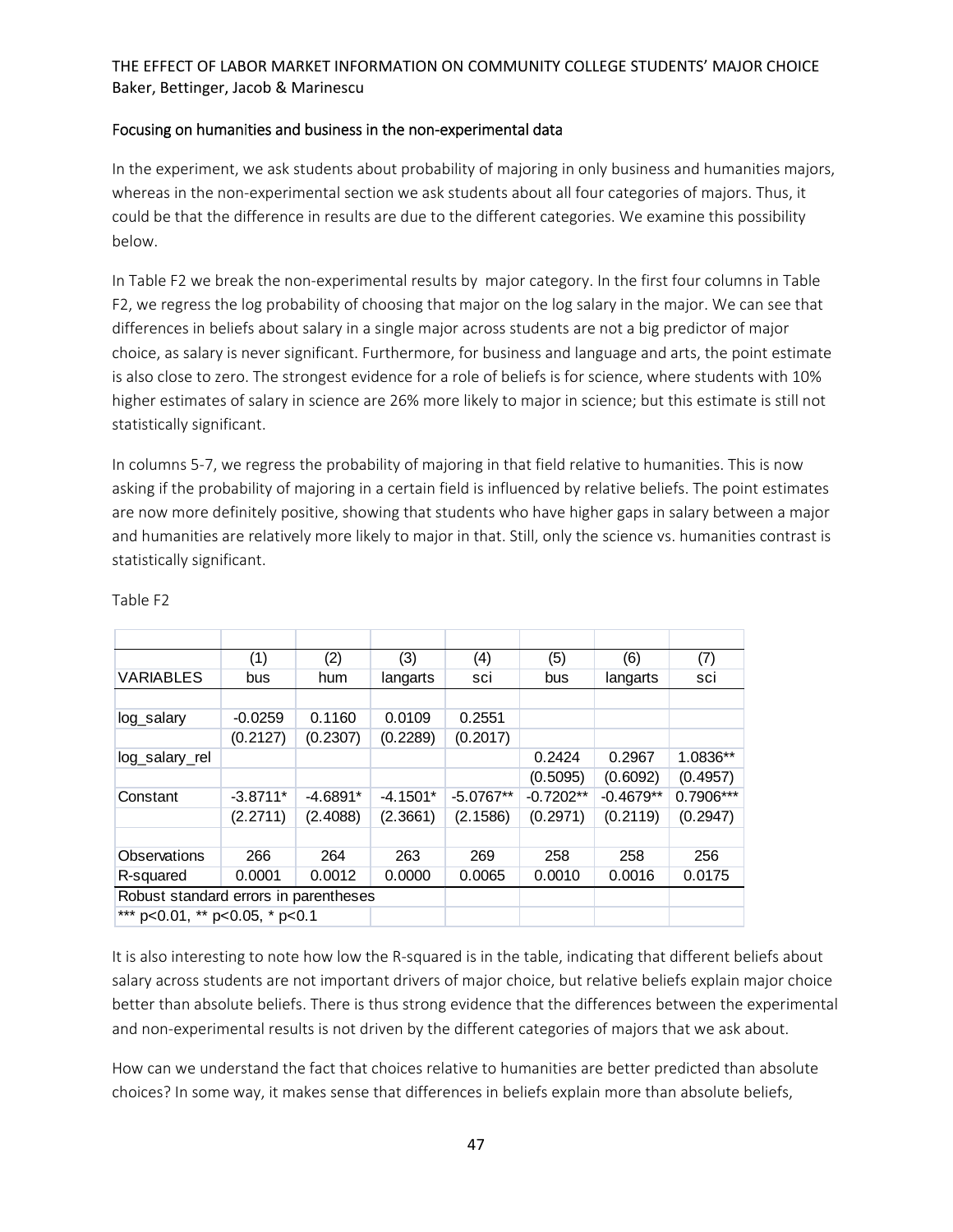## Focusing on humanities and business in the non-experimental data

In the experiment, we ask students about probability of majoring in only business and humanities majors, whereas in the non-experimental section we ask students about all four categories of majors. Thus, it could be that the difference in results are due to the different categories. We examine this possibility below.

In Table F2 we break the non-experimental results by major category. In the first four columns in Table F2, we regress the log probability of choosing that major on the log salary in the major. We can see that differences in beliefs about salary in a single major across students are not a big predictor of major choice, as salary is never significant. Furthermore, for business and language and arts, the point estimate is also close to zero. The strongest evidence for a role of beliefs is for science, where students with 10% higher estimates of salary in science are 26% more likely to major in science; but this estimate is still not statistically significant.

In columns 5-7, we regress the probability of majoring in that field relative to humanities. This is now asking if the probability of majoring in a certain field is influenced by relative beliefs. The point estimates are now more definitely positive, showing that students who have higher gaps in salary between a major and humanities are relatively more likely to major in that. Still, only the science vs. humanities contrast is statistically significant.

Table F2

| | (1) | (2) | (3) | (4) | (5) | (6) | (7) |
|---|---|---|---|---|---|---|---|
| VARIABLES | bus | hum | langarts | sci | bus | langarts | sci |
| | | | | | | | |
| log_salary | -0.0259 | 0.1160 | 0.0109 | 0.2551 | | | |
| | (0.2127) | (0.2307) | (0.2289) | (0.2017) | | | |
| log_salary_rel | | | | | 0.2424 | 0.2967 | 1.0836** |
| | | | | | (0.5095) | (0.6092) | (0.4957) |
| Constant | -3.8711* | -4.6891* | -4.1501* | -5.0767** | -0.7202** | -0.4679** | 0.7906*** |
| | (2.2711) | (2.4088) | (2.3661) | (2.1586) | (0.2971) | (0.2119) | (0.2947) |
| | | | | | | | |
| Observations | 266 | 264 | 263 | 269 | 258 | 258 | 256 |
| R-squared | 0.0001 | 0.0012 | 0.0000 | 0.0065 | 0.0010 | 0.0016 | 0.0175 |
| Robust standard errors in parentheses | | | | | | | |
| *** p<0.01, ** p<0.05, * p<0.1 | | | | | | | |

It is also interesting to note how low the R-squared is in the table, indicating that different beliefs about salary across students are not important drivers of major choice, but relative beliefs explain major choice better than absolute beliefs. There is thus strong evidence that the differences between the experimental and non-experimental results is not driven by the different categories of majors that we ask about.

How can we understand the fact that choices relative to humanities are better predicted than absolute choices? In some way, it makes sense that differences in beliefs explain more than absolute beliefs,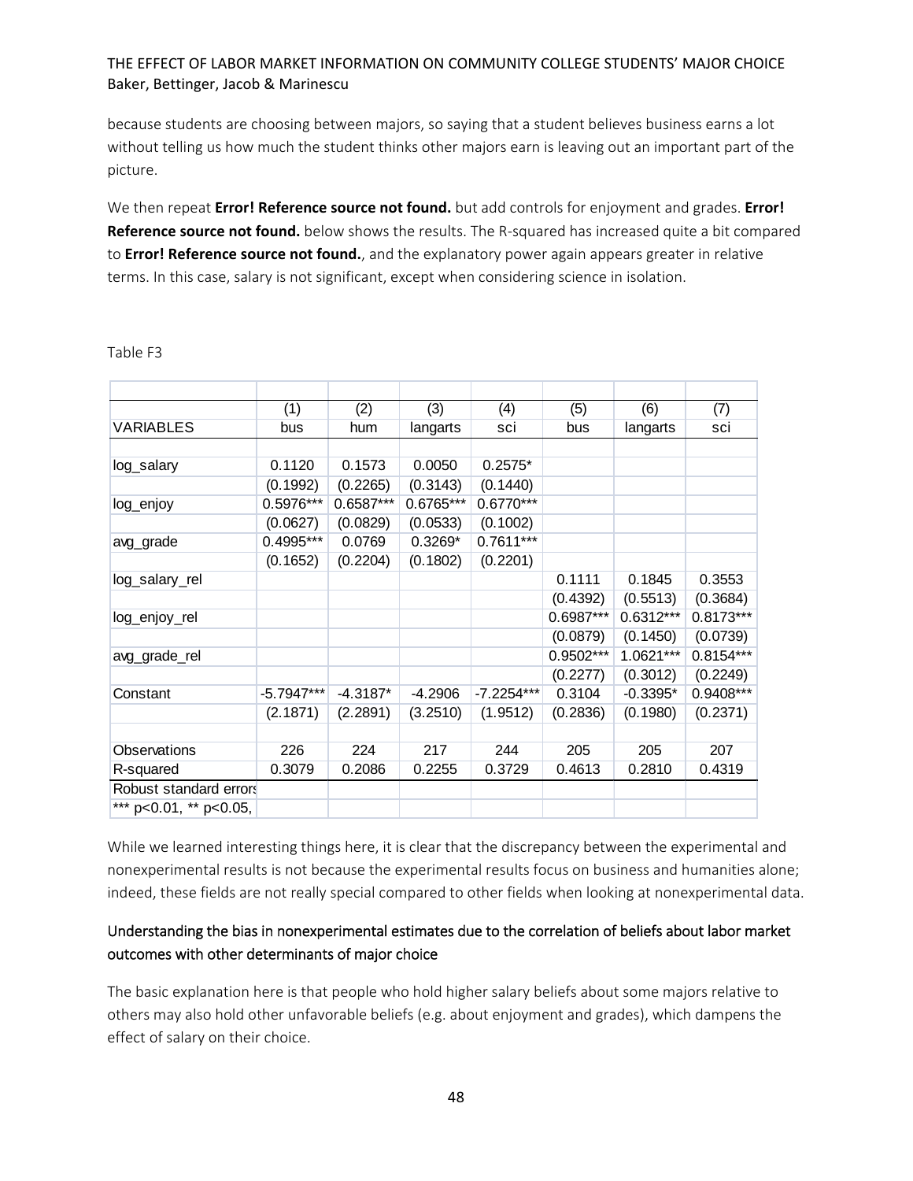because students are choosing between majors, so saying that a student believes business earns a lot without telling us how much the student thinks other majors earn is leaving out an important part of the picture.

We then repeat **Error! Reference source not found.** but add controls for enjoyment and grades. **Error! Reference source not found.** below shows the results. The R-squared has increased quite a bit compared to **Error! Reference source not found.**, and the explanatory power again appears greater in relative terms. In this case, salary is not significant, except when considering science in isolation.

Table F3

| | (1) | (2) | (3) | (4) | (5) | (6) | (7) |
|---|---|---|---|---|---|---|---|
| VARIABLES | bus | hum | langarts | sci | bus | langarts | sci |
| | | | | | | | |
| log_salary | 0.1120 | 0.1573 | 0.0050 | 0.2575* | | | |
| | (0.1992) | (0.2265) | (0.3143) | (0.1440) | | | |
| log_enjoy | 0.5976*** | 0.6587*** | 0.6765*** | 0.6770*** | | | |
| | (0.0627) | (0.0829) | (0.0533) | (0.1002) | | | |
| avg_grade | 0.4995*** | 0.0769 | 0.3269* | 0.7611*** | | | |
| | (0.1652) | (0.2204) | (0.1802) | (0.2201) | | | |
| log_salary_rel | | | | | 0.1111 | 0.1845 | 0.3553 |
| | | | | | (0.4392) | (0.5513) | (0.3684) |
| log_enjoy_rel | | | | | 0.6987*** | 0.6312*** | 0.8173*** |
| | | | | | (0.0879) | (0.1450) | (0.0739) |
| avg_grade_rel | | | | | 0.9502*** | 1.0621*** | 0.8154*** |
| | | | | | (0.2277) | (0.3012) | (0.2249) |
| Constant | -5.7947*** | -4.3187* | -4.2906 | -7.2254*** | 0.3104 | -0.3395* | 0.9408*** |
| | (2.1871) | (2.2891) | (3.2510) | (1.9512) | (0.2836) | (0.1980) | (0.2371) |
| | | | | | | | |
| Observations | 226 | 224 | 217 | 244 | 205 | 205 | 207 |
| R-squared | 0.3079 | 0.2086 | 0.2255 | 0.3729 | 0.4613 | 0.2810 | 0.4319 |
| Robust standard errors | | | | | | | |
| *** p<0.01, ** p<0.05, | | | | | | | |

While we learned interesting things here, it is clear that the discrepancy between the experimental and nonexperimental results is not because the experimental results focus on business and humanities alone; indeed, these fields are not really special compared to other fields when looking at nonexperimental data.

### Understanding the bias in nonexperimental estimates due to the correlation of beliefs about labor market outcomes with other determinants of major choice

The basic explanation here is that people who hold higher salary beliefs about some majors relative to others may also hold other unfavorable beliefs (e.g. about enjoyment and grades), which dampens the effect of salary on their choice.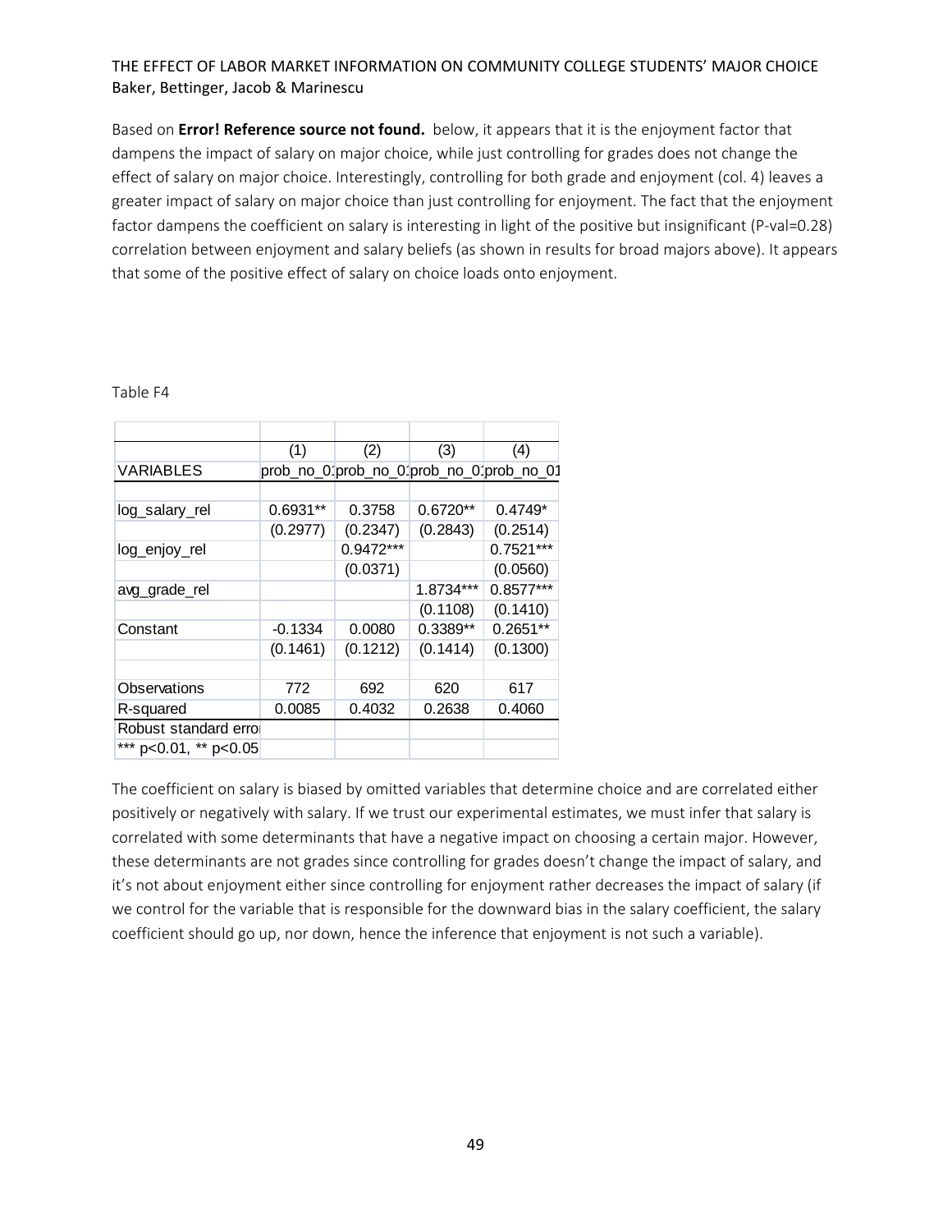Based on **Error! Reference source not found.** below, it appears that it is the enjoyment factor that dampens the impact of salary on major choice, while just controlling for grades does not change the effect of salary on major choice. Interestingly, controlling for both grade and enjoyment (col. 4) leaves a greater impact of salary on major choice than just controlling for enjoyment. The fact that the enjoyment factor dampens the coefficient on salary is interesting in light of the positive but insignificant (P-val=0.28) correlation between enjoyment and salary beliefs (as shown in results for broad majors above). It appears that some of the positive effect of salary on choice loads onto enjoyment.

Table F4

| | (1) | (2) | (3) | (4) |
|---|---|---|---|---|
| VARIABLES | prob_no_0 | prob_no_0 | prob_no_0 | prob_no_01 |
| | | | | |
| log_salary_rel | 0.6931** | 0.3758 | 0.6720** | 0.4749* |
| | (0.2977) | (0.2347) | (0.2843) | (0.2514) |
| log_enjoy_rel | | 0.9472*** | | 0.7521*** |
| | | (0.0371) | | (0.0560) |
| avg_grade_rel | | | 1.8734*** | 0.8577*** |
| | | | (0.1108) | (0.1410) |
| Constant | -0.1334 | 0.0080 | 0.3389** | 0.2651** |
| | (0.1461) | (0.1212) | (0.1414) | (0.1300) |
| | | | | |
| Observations | 772 | 692 | 620 | 617 |
| R-squared | 0.0085 | 0.4032 | 0.2638 | 0.4060 |
| Robust standard erro | | | | |
| *** p<0.01, ** p<0.05 | | | | |

The coefficient on salary is biased by omitted variables that determine choice and are correlated either positively or negatively with salary. If we trust our experimental estimates, we must infer that salary is correlated with some determinants that have a negative impact on choosing a certain major. However, these determinants are not grades since controlling for grades doesn't change the impact of salary, and it's not about enjoyment either since controlling for enjoyment rather decreases the impact of salary (if we control for the variable that is responsible for the downward bias in the salary coefficient, the salary coefficient should go up, nor down, hence the inference that enjoyment is not such a variable).